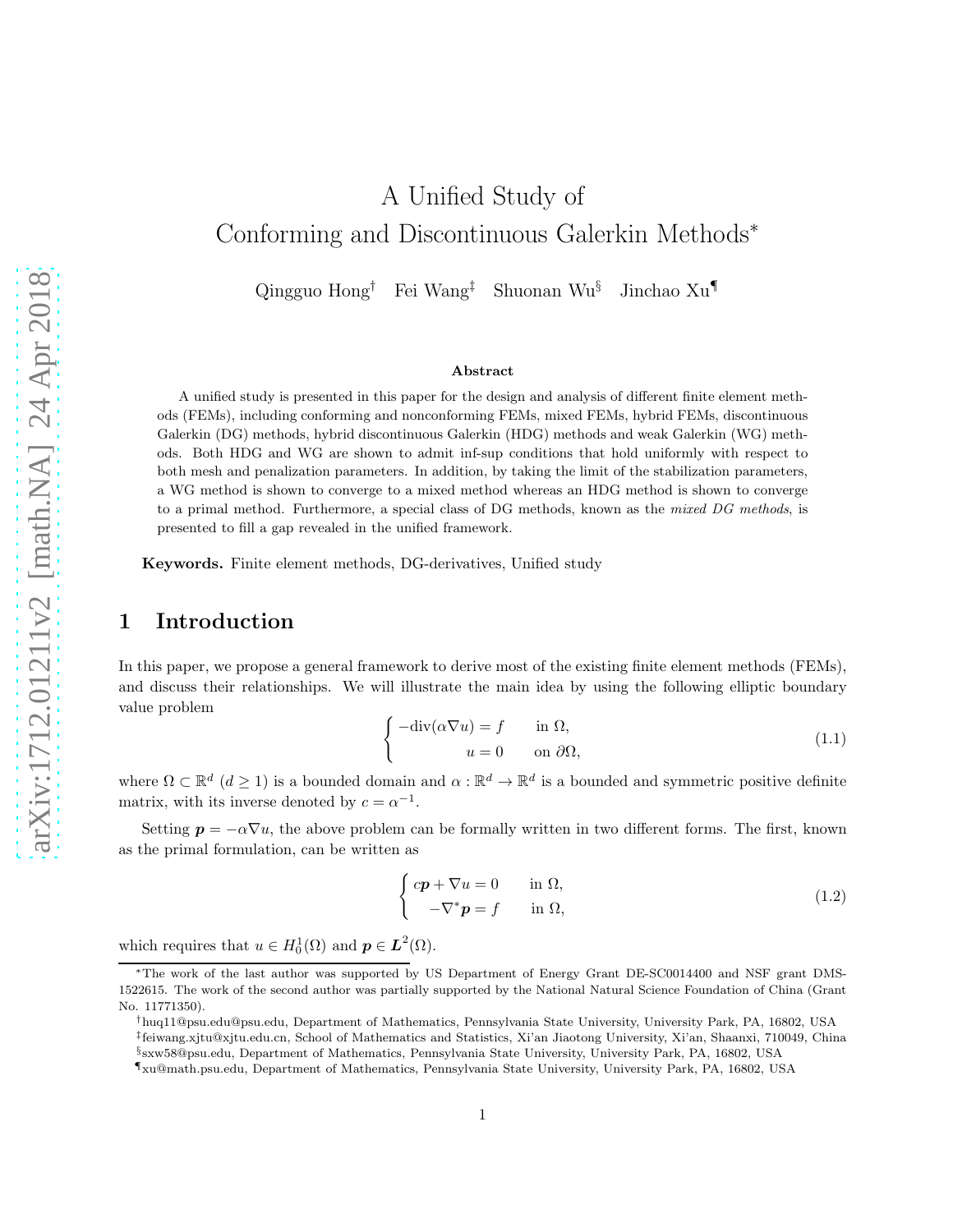# A Unified Study of Conforming and Discontinuous Galerkin Methods*

Qingguo Hong[†] Fei Wang[‡] Shuonan Wu[§] Jinchao Xu[¶]

### Abstract

A unified study is presented in this paper for the design and analysis of different finite element methods (FEMs), including conforming and nonconforming FEMs, mixed FEMs, hybrid FEMs, discontinuous Galerkin (DG) methods, hybrid discontinuous Galerkin (HDG) methods and weak Galerkin (WG) methods. Both HDG and WG are shown to admit inf-sup conditions that hold uniformly with respect to both mesh and penalization parameters. In addition, by taking the limit of the stabilization parameters, a WG method is shown to converge to a mixed method whereas an HDG method is shown to converge to a primal method. Furthermore, a special class of DG methods, known as the *mixed DG methods*, is presented to fill a gap revealed in the unified framework.

**Keywords.** Finite element methods, DG-derivatives, Unified study

## 1 Introduction

In this paper, we propose a general framework to derive most of the existing finite element methods (FEMs), and discuss their relationships. We will illustrate the main idea by using the following elliptic boundary value problem

$$
\begin{cases} -\mathrm{div}(\alpha \nabla u) = f & \text{in } \Omega, \\ u = 0 & \text{on } \partial\Omega, \end{cases} \tag{1.1}
$$

where $\Omega \subset \mathbb{R}^d$ ($d \geq 1$) is a bounded domain and $\alpha : \mathbb{R}^d \to \mathbb{R}^d$ is a bounded and symmetric positive definite matrix, with its inverse denoted by $c = \alpha^{-1}$.

Setting $\boldsymbol{p} = -\alpha \nabla u$, the above problem can be formally written in two different forms. The first, known as the primal formulation, can be written as

$$
\begin{cases} c\boldsymbol{p} + \nabla u = 0 & \text{in } \Omega, \\ -\nabla^* \boldsymbol{p} = f & \text{in } \Omega, \end{cases} \tag{1.2}
$$

which requires that $u \in H_0^1(\Omega)$ and $\boldsymbol{p} \in \boldsymbol{L}^2(\Omega)$.

---

*The work of the last author was supported by US Department of Energy Grant DE-SC0014400 and NSF grant DMS-1522615. The work of the second author was partially supported by the National Natural Science Foundation of China (Grant No. 11771350).

[†]huq11@psu.edu@psu.edu, Department of Mathematics, Pennsylvania State University, University Park, PA, 16802, USA

[‡]feiwang.xjtu@xjtu.edu.cn, School of Mathematics and Statistics, Xi'an Jiaotong University, Xi'an, Shaanxi, 710049, China

[§]sxw58@psu.edu, Department of Mathematics, Pennsylvania State University, University Park, PA, 16802, USA

[¶]xu@math.psu.edu, Department of Mathematics, Pennsylvania State University, University Park, PA, 16802, USA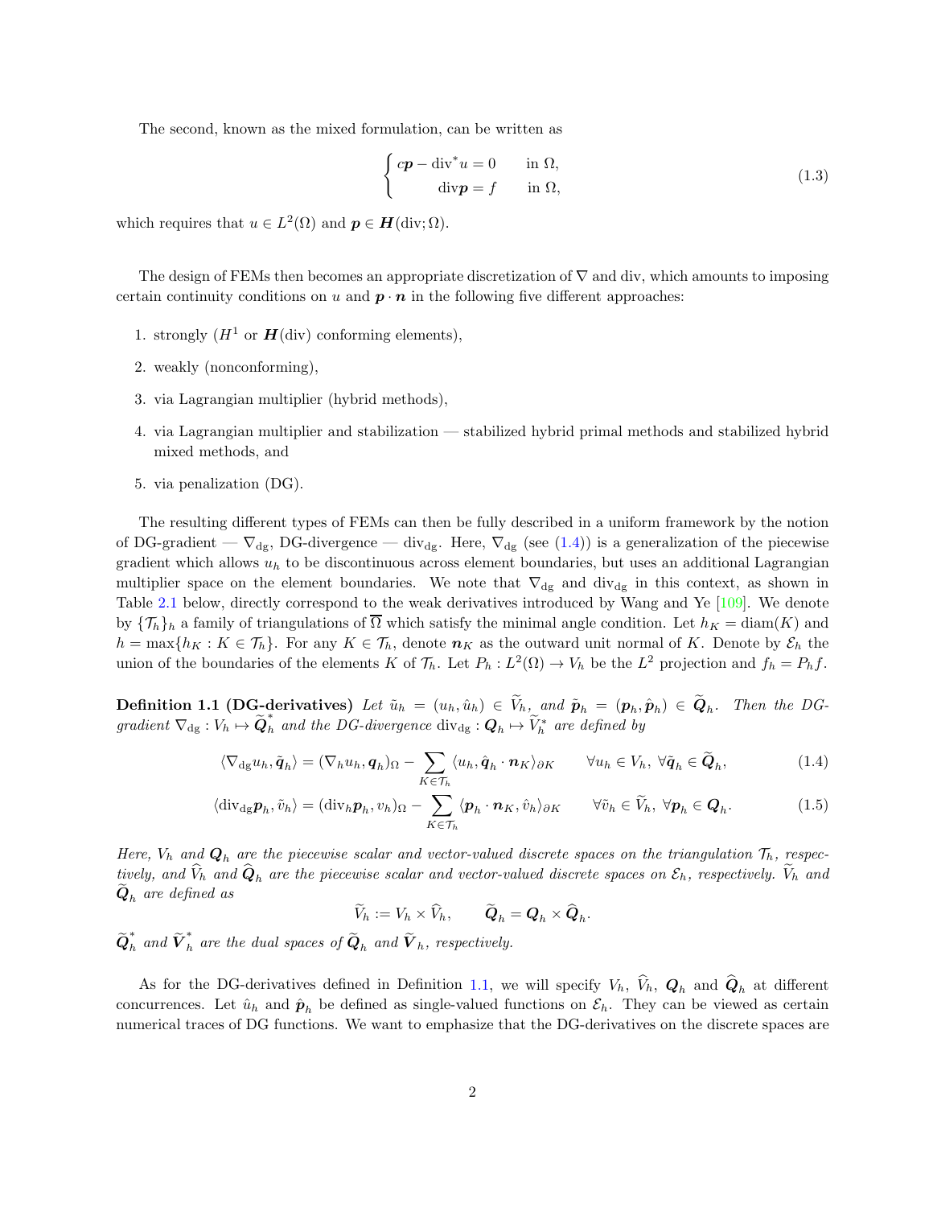The second, known as the mixed formulation, can be written as

$$
\begin{cases} c\boldsymbol{p} - \operatorname{div}^* u = 0 & \text{in } \Omega, \\ \operatorname{div}\boldsymbol{p} = f & \text{in } \Omega, \end{cases} \tag{1.3}
$$

which requires that $u \in L^2(\Omega)$ and $\boldsymbol{p} \in \boldsymbol{H}(\operatorname{div};\Omega)$.

The design of FEMs then becomes an appropriate discretization of $\nabla$ and div, which amounts to imposing certain continuity conditions on $u$ and $\boldsymbol{p}\cdot\boldsymbol{n}$ in the following five different approaches:

1. strongly ($H^1$ or $\boldsymbol{H}(\operatorname{div})$ conforming elements),
2. weakly (nonconforming),
3. via Lagrangian multiplier (hybrid methods),
4. via Lagrangian multiplier and stabilization — stabilized hybrid primal methods and stabilized hybrid mixed methods, and
5. via penalization (DG).

The resulting different types of FEMs can then be fully described in a uniform framework by the notion of DG-gradient — $\nabla_{\rm dg}$, DG-divergence — $\operatorname{div}_{\rm dg}$. Here, $\nabla_{\rm dg}$ (see (1.4)) is a generalization of the piecewise gradient which allows $u_h$ to be discontinuous across element boundaries, but uses an additional Lagrangian multiplier space on the element boundaries. We note that $\nabla_{\rm dg}$ and $\operatorname{div}_{\rm dg}$ in this context, as shown in Table 2.1 below, directly correspond to the weak derivatives introduced by Wang and Ye [109]. We denote by $\{\mathcal{T}_h\}_h$ a family of triangulations of $\overline{\Omega}$ which satisfy the minimal angle condition. Let $h_K = \operatorname{diam}(K)$ and $h = \max\{h_K : K \in \mathcal{T}_h\}$. For any $K \in \mathcal{T}_h$, denote $\boldsymbol{n}_K$ as the outward unit normal of $K$. Denote by $\mathcal{E}_h$ the union of the boundaries of the elements $K$ of $\mathcal{T}_h$. Let $P_h : L^2(\Omega) \to V_h$ be the $L^2$ projection and $f_h = P_h f$.

**Definition 1.1 (DG-derivatives)** *Let $\tilde{u}_h = (u_h, \hat{u}_h) \in \widetilde{V}_h$, and $\tilde{\boldsymbol{p}}_h = (\boldsymbol{p}_h, \hat{\boldsymbol{p}}_h) \in \widetilde{\boldsymbol{Q}}_h$. Then the DG-gradient $\nabla_{\rm dg} : V_h \mapsto \widetilde{\boldsymbol{Q}}_h^*$ and the DG-divergence $\operatorname{div}_{\rm dg} : \boldsymbol{Q}_h \mapsto \widetilde{V}_h^*$ are defined by*

$$
\langle \nabla_{\rm dg} u_h, \tilde{\boldsymbol{q}}_h \rangle = (\nabla_h u_h, \boldsymbol{q}_h)_\Omega - \sum_{K\in\mathcal{T}_h} \langle u_h, \hat{\boldsymbol{q}}_h \cdot \boldsymbol{n}_K \rangle_{\partial K} \qquad \forall u_h \in V_h,\ \forall \tilde{\boldsymbol{q}}_h \in \widetilde{\boldsymbol{Q}}_h, \tag{1.4}
$$

$$
\langle \operatorname{div}_{\rm dg} \boldsymbol{p}_h, \tilde{v}_h \rangle = (\operatorname{div}_h \boldsymbol{p}_h, v_h)_\Omega - \sum_{K\in\mathcal{T}_h} \langle \boldsymbol{p}_h \cdot \boldsymbol{n}_K, \hat{v}_h \rangle_{\partial K} \qquad \forall \tilde{v}_h \in \widetilde{V}_h,\ \forall \boldsymbol{p}_h \in \boldsymbol{Q}_h. \tag{1.5}
$$

*Here, $V_h$ and $\boldsymbol{Q}_h$ are the piecewise scalar and vector-valued discrete spaces on the triangulation $\mathcal{T}_h$, respectively, and $\widehat{V}_h$ and $\widehat{\boldsymbol{Q}}_h$ are the piecewise scalar and vector-valued discrete spaces on $\mathcal{E}_h$, respectively. $\widetilde{V}_h$ and $\widetilde{\boldsymbol{Q}}_h$ are defined as*

$$
\widetilde{V}_h := V_h \times \widehat{V}_h, \qquad \widetilde{\boldsymbol{Q}}_h = \boldsymbol{Q}_h \times \widehat{\boldsymbol{Q}}_h.
$$

*$\widetilde{\boldsymbol{Q}}_h^*$ and $\widetilde{\boldsymbol{V}}_h^*$ are the dual spaces of $\widetilde{\boldsymbol{Q}}_h$ and $\widetilde{\boldsymbol{V}}_h$, respectively.*

As for the DG-derivatives defined in Definition 1.1, we will specify $V_h$, $\widehat{V}_h$, $\boldsymbol{Q}_h$ and $\widehat{\boldsymbol{Q}}_h$ at different concurrences. Let $\hat{u}_h$ and $\hat{\boldsymbol{p}}_h$ be defined as single-valued functions on $\mathcal{E}_h$. They can be viewed as certain numerical traces of DG functions. We want to emphasize that the DG-derivatives on the discrete spaces are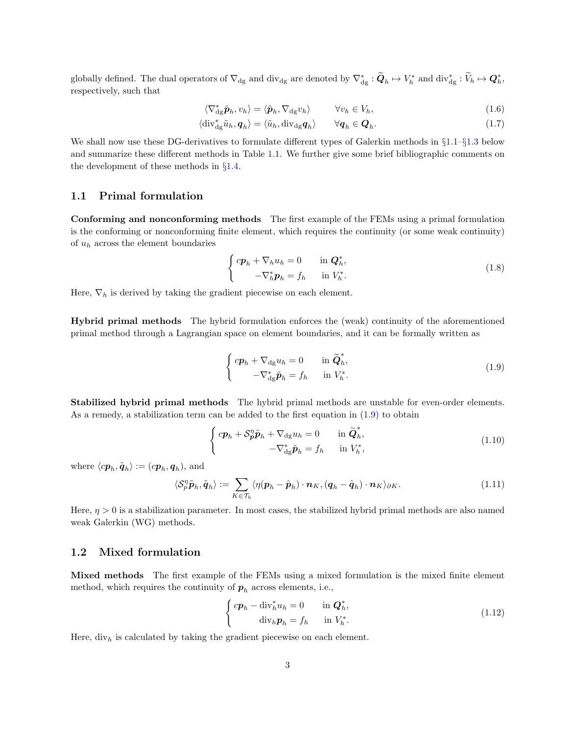globally defined. The dual operators of $\nabla_{\rm dg}$ and ${\rm div}_{\rm dg}$ are denoted by $\nabla_{\rm dg}^*: \widetilde{\boldsymbol{Q}}_h \mapsto V_h^*$ and ${\rm div}_{\rm dg}^*: \widetilde{V}_h \mapsto \boldsymbol{Q}_h^*$, respectively, such that

$$
\langle \nabla_{\rm dg}^* \tilde{\boldsymbol{p}}_h, v_h \rangle = \langle \tilde{\boldsymbol{p}}_h, \nabla_{\rm dg} v_h \rangle \qquad \forall v_h \in V_h, \tag{1.6}
$$

$$
\langle {\rm div}_{\rm dg}^* \tilde{u}_h, \boldsymbol{q}_h \rangle = \langle \tilde{u}_h, {\rm div}_{\rm dg} \boldsymbol{q}_h \rangle \qquad \forall \boldsymbol{q}_h \in \boldsymbol{Q}_h. \tag{1.7}
$$

We shall now use these DG-derivatives to formulate different types of Galerkin methods in §1.1–§1.3 below and summarize these different methods in Table 1.1. We further give some brief bibliographic comments on the development of these methods in §1.4.

## 1.1 Primal formulation

**Conforming and nonconforming methods** The first example of the FEMs using a primal formulation is the conforming or nonconforming finite element, which requires the continuity (or some weak continuity) of $u_h$ across the element boundaries

$$
\begin{cases} c\boldsymbol{p}_h + \nabla_h u_h = 0 & \text{in } \boldsymbol{Q}_h^*, \\ \quad -\nabla_h^* \boldsymbol{p}_h = f_h & \text{in } V_h^*. \end{cases} \tag{1.8}
$$

Here, $\nabla_h$ is derived by taking the gradient piecewise on each element.

**Hybrid primal methods** The hybrid formulation enforces the (weak) continuity of the aforementioned primal method through a Lagrangian space on element boundaries, and it can be formally written as

$$
\begin{cases} c\boldsymbol{p}_h + \nabla_{\rm dg} u_h = 0 & \text{in } \widetilde{\boldsymbol{Q}}_h^*, \\ \quad -\nabla_{\rm dg}^* \tilde{\boldsymbol{p}}_h = f_h & \text{in } V_h^*. \end{cases} \tag{1.9}
$$

**Stabilized hybrid primal methods** The hybrid primal methods are unstable for even-order elements. As a remedy, a stabilization term can be added to the first equation in (1.9) to obtain

$$
\begin{cases} c\boldsymbol{p}_h + \mathcal{S}_{\boldsymbol{p}}^{\eta} \tilde{\boldsymbol{p}}_h + \nabla_{\rm dg} u_h = 0 & \text{in } \widetilde{\boldsymbol{Q}}_h^*, \\ \quad -\nabla_{\rm dg}^* \tilde{\boldsymbol{p}}_h = f_h & \text{in } V_h^*, \end{cases} \tag{1.10}
$$

where $\langle c\boldsymbol{p}_h, \tilde{\boldsymbol{q}}_h \rangle := (c\boldsymbol{p}_h, \boldsymbol{q}_h)$, and

$$
\langle \mathcal{S}_p^{\eta} \tilde{\boldsymbol{p}}_h, \tilde{\boldsymbol{q}}_h \rangle := \sum_{K \in \mathcal{T}_h} \langle \eta (\boldsymbol{p}_h - \hat{\boldsymbol{p}}_h) \cdot \boldsymbol{n}_K, (\boldsymbol{q}_h - \hat{\boldsymbol{q}}_h) \cdot \boldsymbol{n}_K \rangle_{\partial K}. \tag{1.11}
$$

Here, $\eta > 0$ is a stabilization parameter. In most cases, the stabilized hybrid primal methods are also named weak Galerkin (WG) methods.

## 1.2 Mixed formulation

**Mixed methods** The first example of the FEMs using a mixed formulation is the mixed finite element method, which requires the continuity of $\boldsymbol{p}_h$ across elements, i.e.,

$$
\begin{cases} c\boldsymbol{p}_h - {\rm div}_h^* u_h = 0 & \text{in } \boldsymbol{Q}_h^*, \\ \quad {\rm div}_h \boldsymbol{p}_h = f_h & \text{in } V_h^*. \end{cases} \tag{1.12}
$$

Here, ${\rm div}_h$ is calculated by taking the gradient piecewise on each element.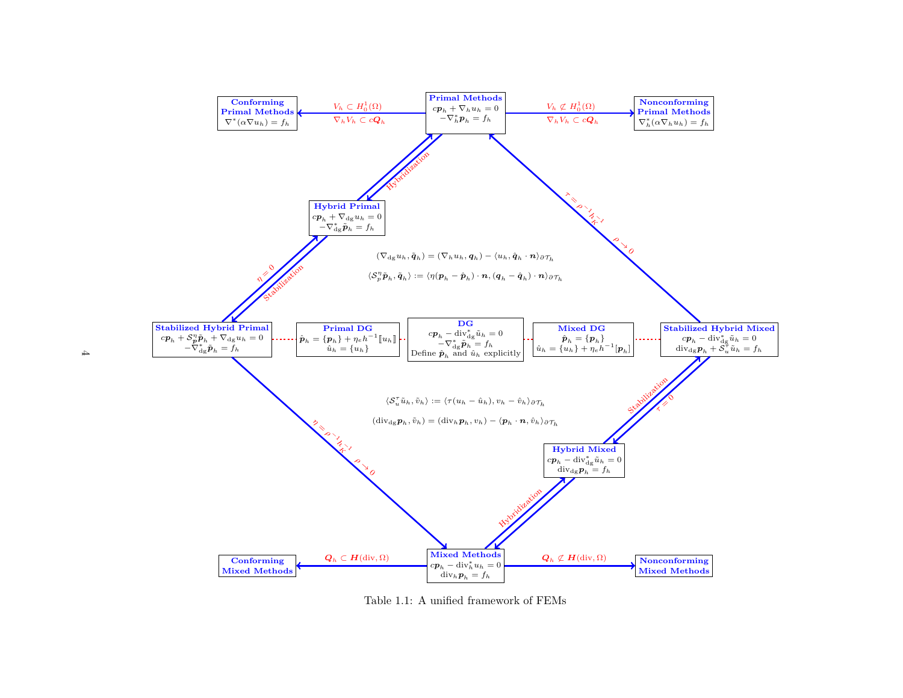**Primal Methods**
$$c\boldsymbol{p}_h + \nabla_h u_h = 0$$
$$-\nabla_h^* \boldsymbol{p}_h = f_h$$

- $V_h \subset H_0^1(\Omega)$, $\nabla_h V_h \subset c\boldsymbol{Q}_h$ → **Conforming Primal Methods**: $\nabla^*(\alpha \nabla u_h) = f_h$
- $V_h \not\subset H_0^1(\Omega)$, $\nabla_h V_h \subset c\boldsymbol{Q}_h$ → **Nonconforming Primal Methods**: $\nabla_h^*(\alpha \nabla_h u_h) = f_h$

**Hybrid Primal** (Hybridization ↔ Primal Methods)
$$c\boldsymbol{p}_h + \nabla_{\rm dg} u_h = 0$$
$$-\nabla_{\rm dg}^* \tilde{\boldsymbol{p}}_h = f_h$$

**Stabilized Hybrid Primal** (Stabilization ↔ Hybrid Primal; $\eta = 0$)
$$c\boldsymbol{p}_h + \mathcal{S}_p^\eta \tilde{\boldsymbol{p}}_h + \nabla_{\rm dg} u_h = 0$$
$$-\nabla_{\rm dg}^* \tilde{\boldsymbol{p}}_h = f_h$$

$$(\nabla_{\rm dg} u_h, \tilde{\boldsymbol{q}}_h) = (\nabla_h u_h, \boldsymbol{q}_h) - \langle u_h, \hat{\boldsymbol{q}}_h \cdot \boldsymbol{n} \rangle_{\partial \mathcal{T}_h}$$

$$\langle \mathcal{S}_p^\eta \tilde{\boldsymbol{p}}_h, \tilde{\boldsymbol{q}}_h \rangle := \langle \eta (\boldsymbol{p}_h - \hat{\boldsymbol{p}}_h) \cdot \boldsymbol{n}, (\boldsymbol{q}_h - \hat{\boldsymbol{q}}_h) \cdot \boldsymbol{n} \rangle_{\partial \mathcal{T}_h}$$

**Primal DG**
$$\hat{\boldsymbol{p}}_h = \{\boldsymbol{p}_h\} + \eta_e h^{-1} [\![u_h]\!]$$
$$\hat{u}_h = \{u_h\}$$

**DG**
$$c\boldsymbol{p}_h - {\rm div}_{\rm dg}^* \tilde{u}_h = 0$$
$$-\nabla_{\rm dg}^* \tilde{\boldsymbol{p}}_h = f_h$$
Define $\hat{\boldsymbol{p}}_h$ and $\hat{u}_h$ explicitly

**Mixed DG**
$$\hat{\boldsymbol{p}}_h = \{\boldsymbol{p}_h\}$$
$$\hat{u}_h = \{u_h\} + \eta_e h^{-1} [\boldsymbol{p}_h]$$

**Stabilized Hybrid Mixed** ($\tau = \rho^{-1} h_K^{-1}$, $\rho \to 0$ → Primal Methods)
$$c\boldsymbol{p}_h - {\rm div}_{\rm dg}^* \tilde{u}_h = 0$$
$${\rm div}_{\rm dg} \boldsymbol{p}_h + \mathcal{S}_u^\tau \tilde{u}_h = f_h$$

$$\langle \mathcal{S}_u^\tau \tilde{u}_h, \tilde{v}_h \rangle := \langle \tau (u_h - \hat{u}_h), v_h - \hat{v}_h \rangle_{\partial \mathcal{T}_h}$$

$$({\rm div}_{\rm dg} \boldsymbol{p}_h, \tilde{v}_h) = ({\rm div}_h \boldsymbol{p}_h, v_h) - \langle \boldsymbol{p}_h \cdot \boldsymbol{n}, \hat{v}_h \rangle_{\partial \mathcal{T}_h}$$

**Hybrid Mixed** (Stabilization ↔ Stabilized Hybrid Mixed; $\tau = 0$)
$$c\boldsymbol{p}_h - {\rm div}_{\rm dg}^* \tilde{u}_h = 0$$
$${\rm div}_{\rm dg} \boldsymbol{p}_h = f_h$$

**Mixed Methods** (Hybridization ↔ Hybrid Mixed; Stabilized Hybrid Primal with $\eta = \rho^{-1} h_K^{-1}$, $\rho \to 0$ → Mixed Methods)
$$c\boldsymbol{p}_h - {\rm div}_h^* u_h = 0$$
$${\rm div}_h \boldsymbol{p}_h = f_h$$

- $\boldsymbol{Q}_h \subset \boldsymbol{H}({\rm div}, \Omega)$ → **Conforming Mixed Methods**
- $\boldsymbol{Q}_h \not\subset \boldsymbol{H}({\rm div}, \Omega)$ → **Nonconforming Mixed Methods**

Table 1.1: A unified framework of FEMs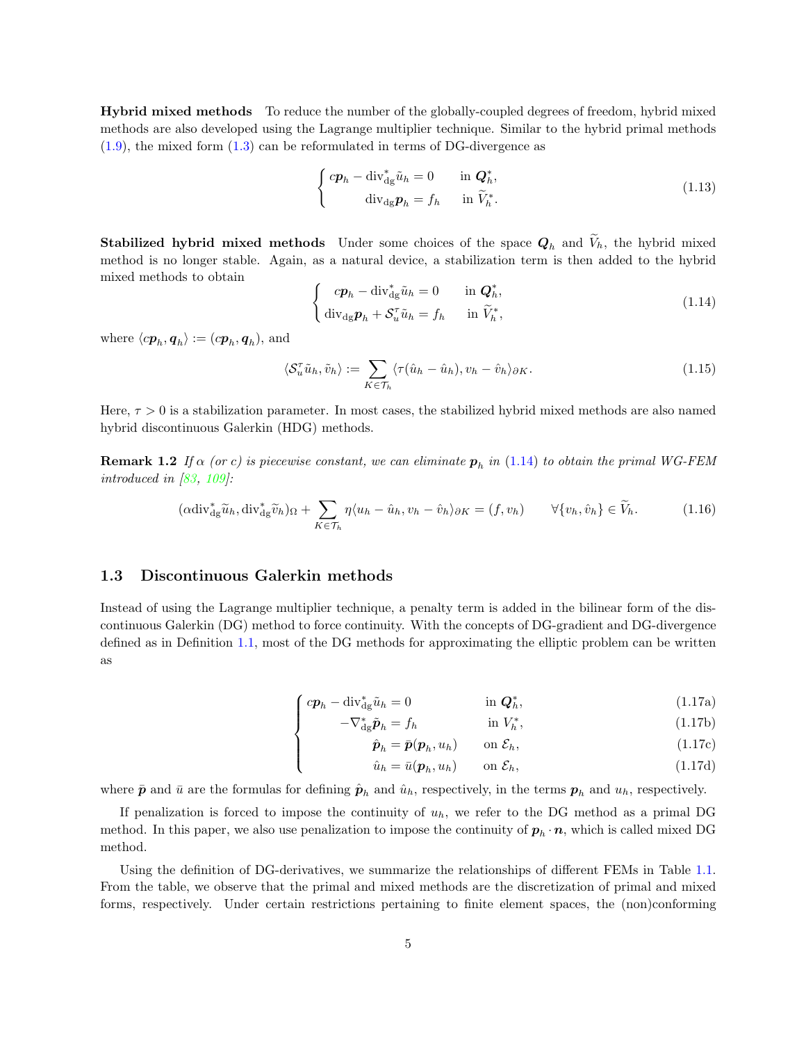**Hybrid mixed methods** To reduce the number of the globally-coupled degrees of freedom, hybrid mixed methods are also developed using the Lagrange multiplier technique. Similar to the hybrid primal methods (1.9), the mixed form (1.3) can be reformulated in terms of DG-divergence as

$$
\begin{cases} c\boldsymbol{p}_h - \mathrm{div}_{\mathrm{dg}}^* \tilde{u}_h = 0 & \text{in } \boldsymbol{Q}_h^*, \\ \mathrm{div}_{\mathrm{dg}} \boldsymbol{p}_h = f_h & \text{in } \widetilde{V}_h^*. \end{cases} \tag{1.13}
$$

**Stabilized hybrid mixed methods** Under some choices of the space $\boldsymbol{Q}_h$ and $\widetilde{V}_h$, the hybrid mixed method is no longer stable. Again, as a natural device, a stabilization term is then added to the hybrid mixed methods to obtain

$$
\begin{cases} c\boldsymbol{p}_h - \mathrm{div}_{\mathrm{dg}}^* \tilde{u}_h = 0 & \text{in } \boldsymbol{Q}_h^*, \\ \mathrm{div}_{\mathrm{dg}} \boldsymbol{p}_h + \mathcal{S}_u^\tau \tilde{u}_h = f_h & \text{in } \widetilde{V}_h^*, \end{cases} \tag{1.14}
$$

where $\langle c\boldsymbol{p}_h, \boldsymbol{q}_h \rangle := (c\boldsymbol{p}_h, \boldsymbol{q}_h)$, and

$$
\langle \mathcal{S}_u^\tau \tilde{u}_h, \tilde{v}_h \rangle := \sum_{K \in \mathcal{T}_h} \langle \tau(\hat{u}_h - \hat{u}_h), v_h - \hat{v}_h \rangle_{\partial K}. \tag{1.15}
$$

Here, $\tau > 0$ is a stabilization parameter. In most cases, the stabilized hybrid mixed methods are also named hybrid discontinuous Galerkin (HDG) methods.

**Remark 1.2** *If $\alpha$ (or $c$) is piecewise constant, we can eliminate $\boldsymbol{p}_h$ in (1.14) to obtain the primal WG-FEM introduced in [83, 109]:*

$$
(\alpha \mathrm{div}_{\mathrm{dg}}^* \widetilde{u}_h, \mathrm{div}_{\mathrm{dg}}^* \widetilde{v}_h)_\Omega + \sum_{K \in \mathcal{T}_h} \eta \langle u_h - \hat{u}_h, v_h - \hat{v}_h \rangle_{\partial K} = (f, v_h) \qquad \forall \{v_h, \hat{v}_h\} \in \widetilde{V}_h. \tag{1.16}
$$

## 1.3 Discontinuous Galerkin methods

Instead of using the Lagrange multiplier technique, a penalty term is added in the bilinear form of the discontinuous Galerkin (DG) method to force continuity. With the concepts of DG-gradient and DG-divergence defined as in Definition 1.1, most of the DG methods for approximating the elliptic problem can be written as

$$
\begin{cases} c\boldsymbol{p}_h - \mathrm{div}_{\mathrm{dg}}^* \tilde{u}_h = 0 & \text{in } \boldsymbol{Q}_h^*, \quad (1.17\text{a}) \\ -\nabla_{\mathrm{dg}}^* \tilde{\boldsymbol{p}}_h = f_h & \text{in } V_h^*, \quad (1.17\text{b}) \\ \hat{\boldsymbol{p}}_h = \bar{\boldsymbol{p}}(\boldsymbol{p}_h, u_h) & \text{on } \mathcal{E}_h, \quad (1.17\text{c}) \\ \hat{u}_h = \bar{u}(\boldsymbol{p}_h, u_h) & \text{on } \mathcal{E}_h, \quad (1.17\text{d}) \end{cases}
$$

where $\bar{\boldsymbol{p}}$ and $\bar{u}$ are the formulas for defining $\hat{\boldsymbol{p}}_h$ and $\hat{u}_h$, respectively, in the terms $\boldsymbol{p}_h$ and $u_h$, respectively.

If penalization is forced to impose the continuity of $u_h$, we refer to the DG method as a primal DG method. In this paper, we also use penalization to impose the continuity of $\boldsymbol{p}_h \cdot \boldsymbol{n}$, which is called mixed DG method.

Using the definition of DG-derivatives, we summarize the relationships of different FEMs in Table 1.1. From the table, we observe that the primal and mixed methods are the discretization of primal and mixed forms, respectively. Under certain restrictions pertaining to finite element spaces, the (non)conforming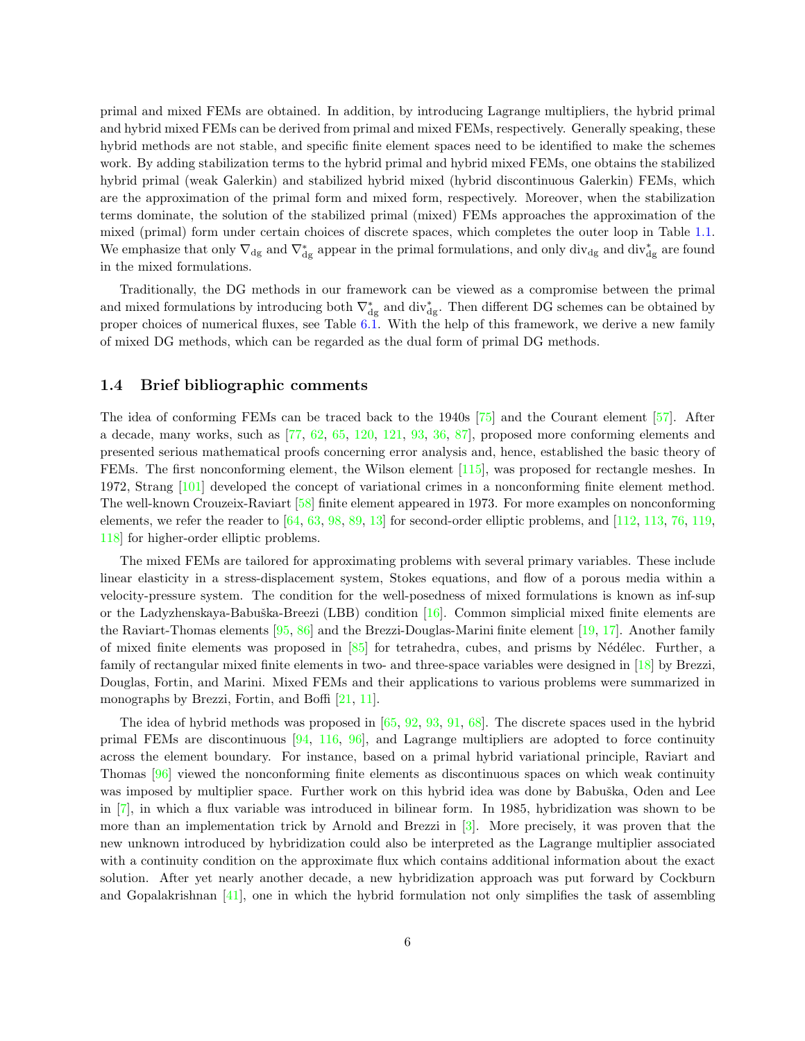primal and mixed FEMs are obtained. In addition, by introducing Lagrange multipliers, the hybrid primal and hybrid mixed FEMs can be derived from primal and mixed FEMs, respectively. Generally speaking, these hybrid methods are not stable, and specific finite element spaces need to be identified to make the schemes work. By adding stabilization terms to the hybrid primal and hybrid mixed FEMs, one obtains the stabilized hybrid primal (weak Galerkin) and stabilized hybrid mixed (hybrid discontinuous Galerkin) FEMs, which are the approximation of the primal form and mixed form, respectively. Moreover, when the stabilization terms dominate, the solution of the stabilized primal (mixed) FEMs approaches the approximation of the mixed (primal) form under certain choices of discrete spaces, which completes the outer loop in Table 1.1. We emphasize that only $\nabla_{\rm dg}$ and $\nabla_{\rm dg}^*$ appear in the primal formulations, and only ${\rm div}_{\rm dg}$ and ${\rm div}_{\rm dg}^*$ are found in the mixed formulations.

Traditionally, the DG methods in our framework can be viewed as a compromise between the primal and mixed formulations by introducing both $\nabla_{\rm dg}^*$ and ${\rm div}_{\rm dg}^*$. Then different DG schemes can be obtained by proper choices of numerical fluxes, see Table 6.1. With the help of this framework, we derive a new family of mixed DG methods, which can be regarded as the dual form of primal DG methods.

### 1.4 Brief bibliographic comments

The idea of conforming FEMs can be traced back to the 1940s [75] and the Courant element [57]. After a decade, many works, such as [77, 62, 65, 120, 121, 93, 36, 87], proposed more conforming elements and presented serious mathematical proofs concerning error analysis and, hence, established the basic theory of FEMs. The first nonconforming element, the Wilson element [115], was proposed for rectangle meshes. In 1972, Strang [101] developed the concept of variational crimes in a nonconforming finite element method. The well-known Crouzeix-Raviart [58] finite element appeared in 1973. For more examples on nonconforming elements, we refer the reader to [64, 63, 98, 89, 13] for second-order elliptic problems, and [112, 113, 76, 119, 118] for higher-order elliptic problems.

The mixed FEMs are tailored for approximating problems with several primary variables. These include linear elasticity in a stress-displacement system, Stokes equations, and flow of a porous media within a velocity-pressure system. The condition for the well-posedness of mixed formulations is known as inf-sup or the Ladyzhenskaya-Babuška-Breezi (LBB) condition [16]. Common simplicial mixed finite elements are the Raviart-Thomas elements [95, 86] and the Brezzi-Douglas-Marini finite element [19, 17]. Another family of mixed finite elements was proposed in [85] for tetrahedra, cubes, and prisms by Nédélec. Further, a family of rectangular mixed finite elements in two- and three-space variables were designed in [18] by Brezzi, Douglas, Fortin, and Marini. Mixed FEMs and their applications to various problems were summarized in monographs by Brezzi, Fortin, and Boffi [21, 11].

The idea of hybrid methods was proposed in [65, 92, 93, 91, 68]. The discrete spaces used in the hybrid primal FEMs are discontinuous [94, 116, 96], and Lagrange multipliers are adopted to force continuity across the element boundary. For instance, based on a primal hybrid variational principle, Raviart and Thomas [96] viewed the nonconforming finite elements as discontinuous spaces on which weak continuity was imposed by multiplier space. Further work on this hybrid idea was done by Babuška, Oden and Lee in [7], in which a flux variable was introduced in bilinear form. In 1985, hybridization was shown to be more than an implementation trick by Arnold and Brezzi in [3]. More precisely, it was proven that the new unknown introduced by hybridization could also be interpreted as the Lagrange multiplier associated with a continuity condition on the approximate flux which contains additional information about the exact solution. After yet nearly another decade, a new hybridization approach was put forward by Cockburn and Gopalakrishnan [41], one in which the hybrid formulation not only simplifies the task of assembling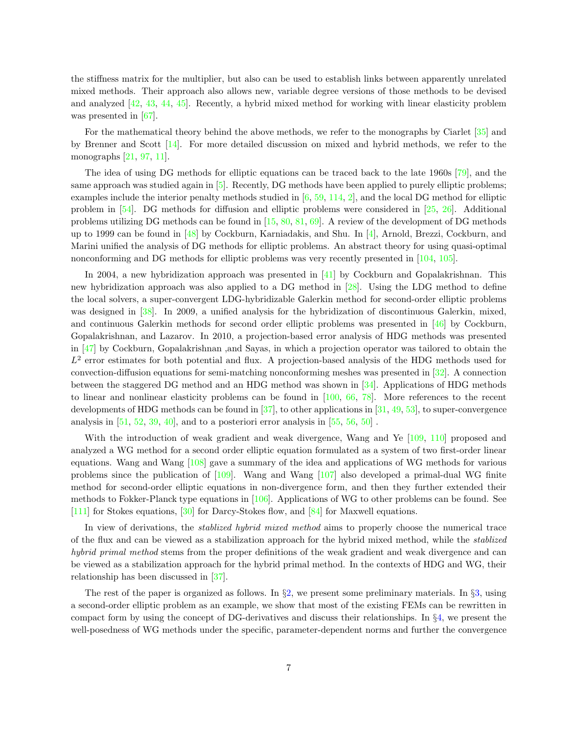the stiffness matrix for the multiplier, but also can be used to establish links between apparently unrelated mixed methods. Their approach also allows new, variable degree versions of those methods to be devised and analyzed [42, 43, 44, 45]. Recently, a hybrid mixed method for working with linear elasticity problem was presented in [67].

For the mathematical theory behind the above methods, we refer to the monographs by Ciarlet [35] and by Brenner and Scott [14]. For more detailed discussion on mixed and hybrid methods, we refer to the monographs [21, 97, 11].

The idea of using DG methods for elliptic equations can be traced back to the late 1960s [79], and the same approach was studied again in [5]. Recently, DG methods have been applied to purely elliptic problems; examples include the interior penalty methods studied in [6, 59, 114, 2], and the local DG method for elliptic problem in [54]. DG methods for diffusion and elliptic problems were considered in [25, 26]. Additional problems utilizing DG methods can be found in [15, 80, 81, 69]. A review of the development of DG methods up to 1999 can be found in [48] by Cockburn, Karniadakis, and Shu. In [4], Arnold, Brezzi, Cockburn, and Marini unified the analysis of DG methods for elliptic problems. An abstract theory for using quasi-optimal nonconforming and DG methods for elliptic problems was very recently presented in [104, 105].

In 2004, a new hybridization approach was presented in [41] by Cockburn and Gopalakrishnan. This new hybridization approach was also applied to a DG method in [28]. Using the LDG method to define the local solvers, a super-convergent LDG-hybridizable Galerkin method for second-order elliptic problems was designed in [38]. In 2009, a unified analysis for the hybridization of discontinuous Galerkin, mixed, and continuous Galerkin methods for second order elliptic problems was presented in [46] by Cockburn, Gopalakrishnan, and Lazarov. In 2010, a projection-based error analysis of HDG methods was presented in [47] by Cockburn, Gopalakrishnan ,and Sayas, in which a projection operator was tailored to obtain the $L^2$ error estimates for both potential and flux. A projection-based analysis of the HDG methods used for convection-diffusion equations for semi-matching nonconforming meshes was presented in [32]. A connection between the staggered DG method and an HDG method was shown in [34]. Applications of HDG methods to linear and nonlinear elasticity problems can be found in [100, 66, 78]. More references to the recent developments of HDG methods can be found in [37], to other applications in [31, 49, 53], to super-convergence analysis in [51, 52, 39, 40], and to a posteriori error analysis in [55, 56, 50] .

With the introduction of weak gradient and weak divergence, Wang and Ye [109, 110] proposed and analyzed a WG method for a second order elliptic equation formulated as a system of two first-order linear equations. Wang and Wang [108] gave a summary of the idea and applications of WG methods for various problems since the publication of [109]. Wang and Wang [107] also developed a primal-dual WG finite method for second-order elliptic equations in non-divergence form, and then they further extended their methods to Fokker-Planck type equations in [106]. Applications of WG to other problems can be found. See [111] for Stokes equations, [30] for Darcy-Stokes flow, and [84] for Maxwell equations.

In view of derivations, the *stablized hybrid mixed method* aims to properly choose the numerical trace of the flux and can be viewed as a stabilization approach for the hybrid mixed method, while the *stablized hybrid primal method* stems from the proper definitions of the weak gradient and weak divergence and can be viewed as a stabilization approach for the hybrid primal method. In the contexts of HDG and WG, their relationship has been discussed in [37].

The rest of the paper is organized as follows. In §2, we present some preliminary materials. In §3, using a second-order elliptic problem as an example, we show that most of the existing FEMs can be rewritten in compact form by using the concept of DG-derivatives and discuss their relationships. In §4, we present the well-posedness of WG methods under the specific, parameter-dependent norms and further the convergence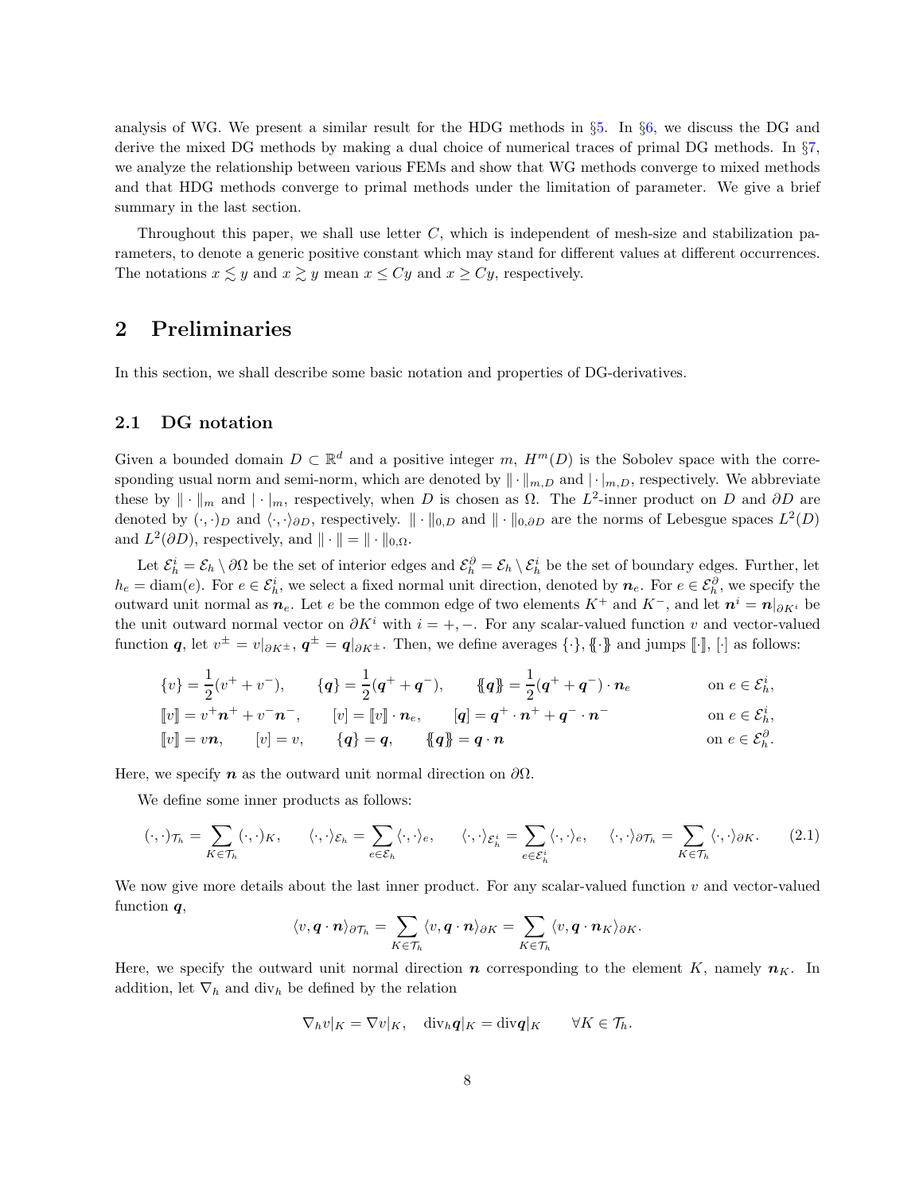analysis of WG. We present a similar result for the HDG methods in §5. In §6, we discuss the DG and derive the mixed DG methods by making a dual choice of numerical traces of primal DG methods. In §7, we analyze the relationship between various FEMs and show that WG methods converge to mixed methods and that HDG methods converge to primal methods under the limitation of parameter. We give a brief summary in the last section.

Throughout this paper, we shall use letter $C$, which is independent of mesh-size and stabilization parameters, to denote a generic positive constant which may stand for different values at different occurrences. The notations $x \lesssim y$ and $x \gtrsim y$ mean $x \leq Cy$ and $x \geq Cy$, respectively.

## 2 Preliminaries

In this section, we shall describe some basic notation and properties of DG-derivatives.

### 2.1 DG notation

Given a bounded domain $D \subset \mathbb{R}^d$ and a positive integer $m$, $H^m(D)$ is the Sobolev space with the corresponding usual norm and semi-norm, which are denoted by $\|\cdot\|_{m,D}$ and $|\cdot|_{m,D}$, respectively. We abbreviate these by $\|\cdot\|_m$ and $|\cdot|_m$, respectively, when $D$ is chosen as $\Omega$. The $L^2$-inner product on $D$ and $\partial D$ are denoted by $(\cdot,\cdot)_D$ and $\langle\cdot,\cdot\rangle_{\partial D}$, respectively. $\|\cdot\|_{0,D}$ and $\|\cdot\|_{0,\partial D}$ are the norms of Lebesgue spaces $L^2(D)$ and $L^2(\partial D)$, respectively, and $\|\cdot\| = \|\cdot\|_{0,\Omega}$.

Let $\mathcal{E}_h^i = \mathcal{E}_h \setminus \partial\Omega$ be the set of interior edges and $\mathcal{E}_h^\partial = \mathcal{E}_h \setminus \mathcal{E}_h^i$ be the set of boundary edges. Further, let $h_e = \mathrm{diam}(e)$. For $e \in \mathcal{E}_h^i$, we select a fixed normal unit direction, denoted by $\boldsymbol{n}_e$. For $e \in \mathcal{E}_h^\partial$, we specify the outward unit normal as $\boldsymbol{n}_e$. Let $e$ be the common edge of two elements $K^+$ and $K^-$, and let $\boldsymbol{n}^i = \boldsymbol{n}|_{\partial K^i}$ be the unit outward normal vector on $\partial K^i$ with $i = +, -$. For any scalar-valued function $v$ and vector-valued function $\boldsymbol{q}$, let $v^\pm = v|_{\partial K^\pm}$, $\boldsymbol{q}^\pm = \boldsymbol{q}|_{\partial K^\pm}$. Then, we define averages $\{\cdot\}$, $\{\!\{\cdot\}\!\}$ and jumps $[\![\cdot]\!]$, $[\cdot]$ as follows:

$$
\begin{aligned}
&\{v\} = \frac{1}{2}(v^+ + v^-), \qquad \{\boldsymbol{q}\} = \frac{1}{2}(\boldsymbol{q}^+ + \boldsymbol{q}^-), \qquad \{\!\{\boldsymbol{q}\}\!\} = \frac{1}{2}(\boldsymbol{q}^+ + \boldsymbol{q}^-)\cdot \boldsymbol{n}_e && \text{on } e \in \mathcal{E}_h^i,\\
&[\![v]\!] = v^+\boldsymbol{n}^+ + v^-\boldsymbol{n}^-, \qquad [v] = [\![v]\!]\cdot \boldsymbol{n}_e, \qquad [\boldsymbol{q}] = \boldsymbol{q}^+\cdot\boldsymbol{n}^+ + \boldsymbol{q}^-\cdot\boldsymbol{n}^- && \text{on } e \in \mathcal{E}_h^i,\\
&[\![v]\!] = v\boldsymbol{n}, \qquad [v] = v, \qquad \{\boldsymbol{q}\} = \boldsymbol{q}, \qquad \{\!\{\boldsymbol{q}\}\!\} = \boldsymbol{q}\cdot\boldsymbol{n} && \text{on } e \in \mathcal{E}_h^\partial.
\end{aligned}
$$

Here, we specify $\boldsymbol{n}$ as the outward unit normal direction on $\partial\Omega$.

We define some inner products as follows:

$$
(\cdot,\cdot)_{\mathcal{T}_h} = \sum_{K\in\mathcal{T}_h}(\cdot,\cdot)_K, \qquad \langle\cdot,\cdot\rangle_{\mathcal{E}_h} = \sum_{e\in\mathcal{E}_h}\langle\cdot,\cdot\rangle_e, \qquad \langle\cdot,\cdot\rangle_{\mathcal{E}_h^i} = \sum_{e\in\mathcal{E}_h^i}\langle\cdot,\cdot\rangle_e, \qquad \langle\cdot,\cdot\rangle_{\partial\mathcal{T}_h} = \sum_{K\in\mathcal{T}_h}\langle\cdot,\cdot\rangle_{\partial K}. \tag{2.1}
$$

We now give more details about the last inner product. For any scalar-valued function $v$ and vector-valued function $\boldsymbol{q}$,

$$
\langle v, \boldsymbol{q}\cdot\boldsymbol{n}\rangle_{\partial\mathcal{T}_h} = \sum_{K\in\mathcal{T}_h}\langle v, \boldsymbol{q}\cdot\boldsymbol{n}\rangle_{\partial K} = \sum_{K\in\mathcal{T}_h}\langle v, \boldsymbol{q}\cdot\boldsymbol{n}_K\rangle_{\partial K}.
$$

Here, we specify the outward unit normal direction $\boldsymbol{n}$ corresponding to the element $K$, namely $\boldsymbol{n}_K$. In addition, let $\nabla_h$ and $\mathrm{div}_h$ be defined by the relation

$$
\nabla_h v|_K = \nabla v|_K, \quad \mathrm{div}_h \boldsymbol{q}|_K = \mathrm{div}\boldsymbol{q}|_K \qquad \forall K \in \mathcal{T}_h.
$$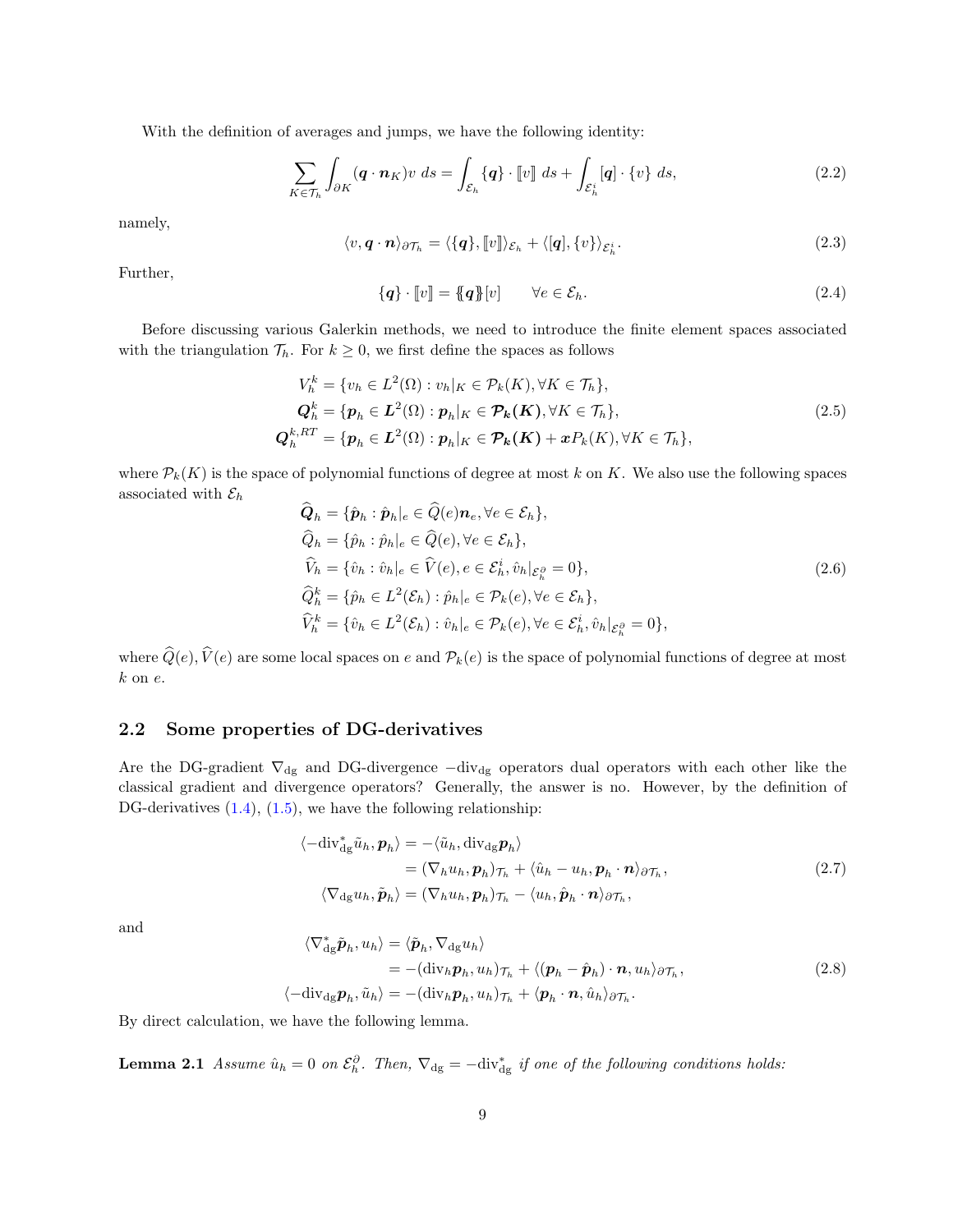With the definition of averages and jumps, we have the following identity:

$$
\sum_{K\in\mathcal{T}_h}\int_{\partial K}(\boldsymbol{q}\cdot\boldsymbol{n}_K)v\ ds=\int_{\mathcal{E}_h}\{\boldsymbol{q}\}\cdot[\![v]\!]\ ds+\int_{\mathcal{E}_h^i}[\boldsymbol{q}]\cdot\{v\}\ ds, \tag{2.2}
$$

namely,

$$
\langle v,\boldsymbol{q}\cdot\boldsymbol{n}\rangle_{\partial\mathcal{T}_h}=\langle\{\boldsymbol{q}\},[\![v]\!]\rangle_{\mathcal{E}_h}+\langle[\boldsymbol{q}],\{v\}\rangle_{\mathcal{E}_h^i}. \tag{2.3}
$$

Further,

$$
\{\boldsymbol{q}\}\cdot[\![v]\!]=\{\!\{\boldsymbol{q}\}\!\}[v]\qquad\forall e\in\mathcal{E}_h. \tag{2.4}
$$

Before discussing various Galerkin methods, we need to introduce the finite element spaces associated with the triangulation $\mathcal{T}_h$. For $k\geq 0$, we first define the spaces as follows

$$
\begin{aligned}
V_h^k&=\{v_h\in L^2(\Omega):v_h|_K\in\mathcal{P}_k(K),\forall K\in\mathcal{T}_h\},\\
\boldsymbol{Q}_h^k&=\{\boldsymbol{p}_h\in\boldsymbol{L}^2(\Omega):\boldsymbol{p}_h|_K\in\boldsymbol{\mathcal{P}_k(K)},\forall K\in\mathcal{T}_h\},\\
\boldsymbol{Q}_h^{k,RT}&=\{\boldsymbol{p}_h\in\boldsymbol{L}^2(\Omega):\boldsymbol{p}_h|_K\in\boldsymbol{\mathcal{P}_k(K)}+\boldsymbol{x}P_k(K),\forall K\in\mathcal{T}_h\},
\end{aligned} \tag{2.5}
$$

where $\mathcal{P}_k(K)$ is the space of polynomial functions of degree at most $k$ on $K$. We also use the following spaces associated with $\mathcal{E}_h$

$$
\begin{aligned}
\widehat{\boldsymbol{Q}}_h&=\{\hat{\boldsymbol{p}}_h:\hat{\boldsymbol{p}}_h|_e\in\widehat{Q}(e)\boldsymbol{n}_e,\forall e\in\mathcal{E}_h\},\\
\widehat{Q}_h&=\{\hat{p}_h:\hat{p}_h|_e\in\widehat{Q}(e),\forall e\in\mathcal{E}_h\},\\
\widehat{V}_h&=\{\hat{v}_h:\hat{v}_h|_e\in\widehat{V}(e),e\in\mathcal{E}_h^i,\hat{v}_h|_{\mathcal{E}_h^\partial}=0\},\\
\widehat{Q}_h^k&=\{\hat{p}_h\in L^2(\mathcal{E}_h):\hat{p}_h|_e\in\mathcal{P}_k(e),\forall e\in\mathcal{E}_h\},\\
\widehat{V}_h^k&=\{\hat{v}_h\in L^2(\mathcal{E}_h):\hat{v}_h|_e\in\mathcal{P}_k(e),\forall e\in\mathcal{E}_h^i,\hat{v}_h|_{\mathcal{E}_h^\partial}=0\},
\end{aligned} \tag{2.6}
$$

where $\widehat{Q}(e),\widehat{V}(e)$ are some local spaces on $e$ and $\mathcal{P}_k(e)$ is the space of polynomial functions of degree at most $k$ on $e$.

## 2.2 Some properties of DG-derivatives

Are the DG-gradient $\nabla_{\rm dg}$ and DG-divergence $-{\rm div}_{\rm dg}$ operators dual operators with each other like the classical gradient and divergence operators? Generally, the answer is no. However, by the definition of DG-derivatives (1.4), (1.5), we have the following relationship:

$$
\begin{aligned}
\langle-{\rm div}_{\rm dg}^*\tilde{u}_h,\boldsymbol{p}_h\rangle&=-\langle\tilde{u}_h,{\rm div}_{\rm dg}\boldsymbol{p}_h\rangle\\
&=(\nabla_h u_h,\boldsymbol{p}_h)_{\mathcal{T}_h}+\langle\hat{u}_h-u_h,\boldsymbol{p}_h\cdot\boldsymbol{n}\rangle_{\partial\mathcal{T}_h},\\
\langle\nabla_{\rm dg}u_h,\tilde{\boldsymbol{p}}_h\rangle&=(\nabla_h u_h,\boldsymbol{p}_h)_{\mathcal{T}_h}-\langle u_h,\hat{\boldsymbol{p}}_h\cdot\boldsymbol{n}\rangle_{\partial\mathcal{T}_h},
\end{aligned} \tag{2.7}
$$

and

$$
\begin{aligned}
\langle\nabla_{\rm dg}^*\tilde{\boldsymbol{p}}_h,u_h\rangle&=\langle\tilde{\boldsymbol{p}}_h,\nabla_{\rm dg}u_h\rangle\\
&=-({\rm div}_h\boldsymbol{p}_h,u_h)_{\mathcal{T}_h}+\langle(\boldsymbol{p}_h-\hat{\boldsymbol{p}}_h)\cdot\boldsymbol{n},u_h\rangle_{\partial\mathcal{T}_h},\\
\langle-{\rm div}_{\rm dg}\boldsymbol{p}_h,\tilde{u}_h\rangle&=-({\rm div}_h\boldsymbol{p}_h,u_h)_{\mathcal{T}_h}+\langle\boldsymbol{p}_h\cdot\boldsymbol{n},\hat{u}_h\rangle_{\partial\mathcal{T}_h}.
\end{aligned} \tag{2.8}
$$

By direct calculation, we have the following lemma.

**Lemma 2.1** *Assume $\hat{u}_h=0$ on $\mathcal{E}_h^\partial$. Then, $\nabla_{\rm dg}=-{\rm div}_{\rm dg}^*$ if one of the following conditions holds:*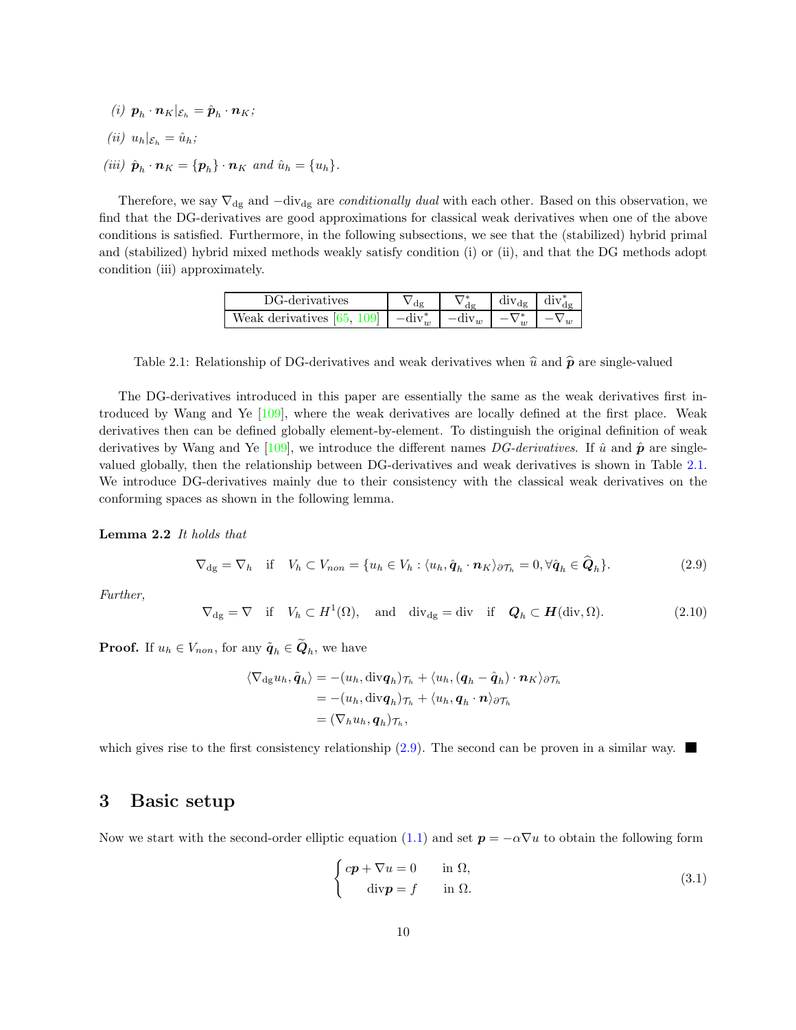*(i)* $\boldsymbol{p}_h \cdot \boldsymbol{n}_K|_{\mathcal{E}_h} = \hat{\boldsymbol{p}}_h \cdot \boldsymbol{n}_K$*;*

*(ii)* $u_h|_{\mathcal{E}_h} = \hat{u}_h$*;*

*(iii)* $\hat{\boldsymbol{p}}_h \cdot \boldsymbol{n}_K = \{\boldsymbol{p}_h\} \cdot \boldsymbol{n}_K$ *and* $\hat{u}_h = \{u_h\}$.

Therefore, we say $\nabla_{\rm dg}$ and $-{\rm div}_{\rm dg}$ are *conditionally dual* with each other. Based on this observation, we find that the DG-derivatives are good approximations for classical weak derivatives when one of the above conditions is satisfied. Furthermore, in the following subsections, we see that the (stabilized) hybrid primal and (stabilized) hybrid mixed methods weakly satisfy condition (i) or (ii), and that the DG methods adopt condition (iii) approximately.

| DG-derivatives | $\nabla_{\rm dg}$ | $\nabla_{\rm dg}^*$ | ${\rm div}_{\rm dg}$ | ${\rm div}_{\rm dg}^*$ |
|---|---|---|---|---|
| Weak derivatives [65, 109] | $-{\rm div}_w^*$ | $-{\rm div}_w$ | $-\nabla_w^*$ | $-\nabla_w$ |

Table 2.1: Relationship of DG-derivatives and weak derivatives when $\widehat{u}$ and $\widehat{\boldsymbol{p}}$ are single-valued

The DG-derivatives introduced in this paper are essentially the same as the weak derivatives first introduced by Wang and Ye [109], where the weak derivatives are locally defined at the first place. Weak derivatives then can be defined globally element-by-element. To distinguish the original definition of weak derivatives by Wang and Ye [109], we introduce the different names *DG-derivatives*. If $\hat{u}$ and $\hat{\boldsymbol{p}}$ are single-valued globally, then the relationship between DG-derivatives and weak derivatives is shown in Table 2.1. We introduce DG-derivatives mainly due to their consistency with the classical weak derivatives on the conforming spaces as shown in the following lemma.

**Lemma 2.2** *It holds that*

$$\nabla_{\rm dg} = \nabla_h \quad \text{if} \quad V_h \subset V_{non} = \{u_h \in V_h : \langle u_h, \hat{\boldsymbol{q}}_h \cdot \boldsymbol{n}_K \rangle_{\partial\mathcal{T}_h} = 0, \forall \hat{\boldsymbol{q}}_h \in \widehat{\boldsymbol{Q}}_h\}. \tag{2.9}$$

*Further,*

$$\nabla_{\rm dg} = \nabla \quad \text{if} \quad V_h \subset H^1(\Omega), \quad \text{and} \quad {\rm div}_{\rm dg} = {\rm div} \quad \text{if} \quad \boldsymbol{Q}_h \subset \boldsymbol{H}({\rm div}, \Omega). \tag{2.10}$$

**Proof.** If $u_h \in V_{non}$, for any $\tilde{\boldsymbol{q}}_h \in \widetilde{\boldsymbol{Q}}_h$, we have

$$\begin{aligned}
\langle \nabla_{\rm dg} u_h, \tilde{\boldsymbol{q}}_h \rangle &= -(u_h, {\rm div}\boldsymbol{q}_h)_{\mathcal{T}_h} + \langle u_h, (\boldsymbol{q}_h - \hat{\boldsymbol{q}}_h) \cdot \boldsymbol{n}_K \rangle_{\partial\mathcal{T}_h} \\
&= -(u_h, {\rm div}\boldsymbol{q}_h)_{\mathcal{T}_h} + \langle u_h, \boldsymbol{q}_h \cdot \boldsymbol{n} \rangle_{\partial\mathcal{T}_h} \\
&= (\nabla_h u_h, \boldsymbol{q}_h)_{\mathcal{T}_h},
\end{aligned}$$

which gives rise to the first consistency relationship (2.9). The second can be proven in a similar way. ■

## 3 Basic setup

Now we start with the second-order elliptic equation (1.1) and set $\boldsymbol{p} = -\alpha\nabla u$ to obtain the following form

$$\begin{cases} c\boldsymbol{p} + \nabla u = 0 & \text{in } \Omega, \\ \quad {\rm div}\boldsymbol{p} = f & \text{in } \Omega. \end{cases} \tag{3.1}$$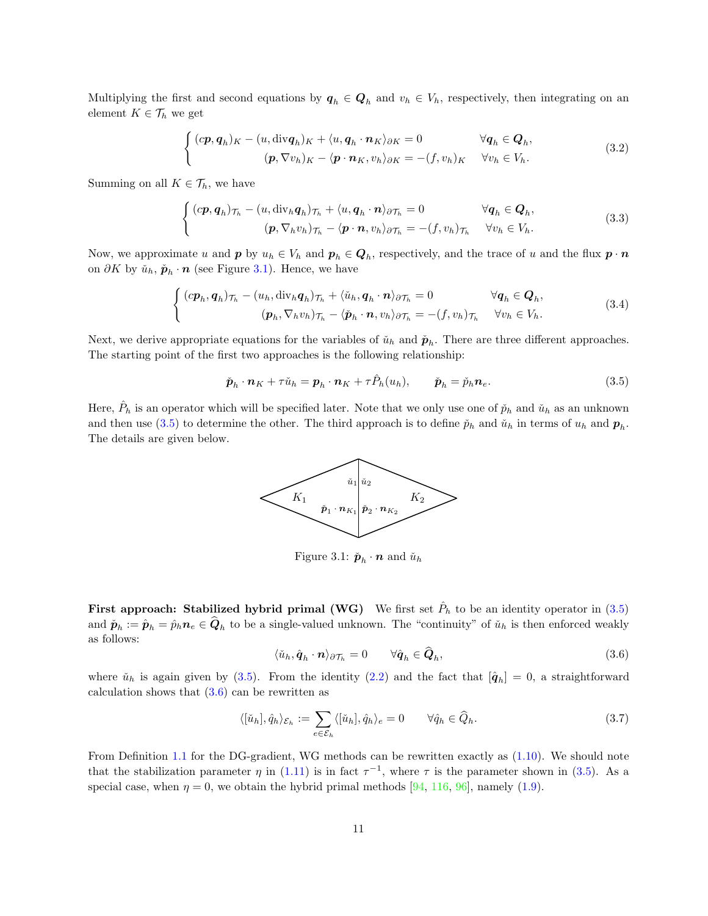Multiplying the first and second equations by $\boldsymbol{q}_h \in \boldsymbol{Q}_h$ and $v_h \in V_h$, respectively, then integrating on an element $K \in \mathcal{T}_h$ we get

$$
\begin{cases}
(c\boldsymbol{p}, \boldsymbol{q}_h)_K - (u, \mathrm{div}\boldsymbol{q}_h)_K + \langle u, \boldsymbol{q}_h \cdot \boldsymbol{n}_K \rangle_{\partial K} = 0 & \forall \boldsymbol{q}_h \in \boldsymbol{Q}_h, \\
(\boldsymbol{p}, \nabla v_h)_K - \langle \boldsymbol{p} \cdot \boldsymbol{n}_K, v_h \rangle_{\partial K} = -(f, v_h)_K & \forall v_h \in V_h.
\end{cases}
\tag{3.2}
$$

Summing on all $K \in \mathcal{T}_h$, we have

$$
\begin{cases}
(c\boldsymbol{p}, \boldsymbol{q}_h)_{\mathcal{T}_h} - (u, \mathrm{div}_h \boldsymbol{q}_h)_{\mathcal{T}_h} + \langle u, \boldsymbol{q}_h \cdot \boldsymbol{n} \rangle_{\partial \mathcal{T}_h} = 0 & \forall \boldsymbol{q}_h \in \boldsymbol{Q}_h, \\
(\boldsymbol{p}, \nabla_h v_h)_{\mathcal{T}_h} - \langle \boldsymbol{p} \cdot \boldsymbol{n}, v_h \rangle_{\partial \mathcal{T}_h} = -(f, v_h)_{\mathcal{T}_h} & \forall v_h \in V_h.
\end{cases}
\tag{3.3}
$$

Now, we approximate $u$ and $\boldsymbol{p}$ by $u_h \in V_h$ and $\boldsymbol{p}_h \in \boldsymbol{Q}_h$, respectively, and the trace of $u$ and the flux $\boldsymbol{p} \cdot \boldsymbol{n}$ on $\partial K$ by $\check{u}_h$, $\check{\boldsymbol{p}}_h \cdot \boldsymbol{n}$ (see Figure 3.1). Hence, we have

$$
\begin{cases}
(c\boldsymbol{p}_h, \boldsymbol{q}_h)_{\mathcal{T}_h} - (u_h, \mathrm{div}_h \boldsymbol{q}_h)_{\mathcal{T}_h} + \langle \check{u}_h, \boldsymbol{q}_h \cdot \boldsymbol{n} \rangle_{\partial \mathcal{T}_h} = 0 & \forall \boldsymbol{q}_h \in \boldsymbol{Q}_h, \\
(\boldsymbol{p}_h, \nabla_h v_h)_{\mathcal{T}_h} - \langle \check{\boldsymbol{p}}_h \cdot \boldsymbol{n}, v_h \rangle_{\partial \mathcal{T}_h} = -(f, v_h)_{\mathcal{T}_h} & \forall v_h \in V_h.
\end{cases}
\tag{3.4}
$$

Next, we derive appropriate equations for the variables of $\check{u}_h$ and $\check{\boldsymbol{p}}_h$. There are three different approaches. The starting point of the first two approaches is the following relationship:

$$
\check{\boldsymbol{p}}_h \cdot \boldsymbol{n}_K + \tau \check{u}_h = \boldsymbol{p}_h \cdot \boldsymbol{n}_K + \tau \hat{P}_h(u_h), \qquad \check{\boldsymbol{p}}_h = \check{p}_h \boldsymbol{n}_e.
\tag{3.5}
$$

Here, $\hat{P}_h$ is an operator which will be specified later. Note that we only use one of $\check{p}_h$ and $\check{u}_h$ as an unknown and then use (3.5) to determine the other. The third approach is to define $\check{p}_h$ and $\check{u}_h$ in terms of $u_h$ and $\boldsymbol{p}_h$. The details are given below.

Figure 3.1: $\check{\boldsymbol{p}}_h \cdot \boldsymbol{n}$ and $\check{u}_h$

**First approach: Stabilized hybrid primal (WG)** We first set $\hat{P}_h$ to be an identity operator in (3.5) and $\check{\boldsymbol{p}}_h := \hat{\boldsymbol{p}}_h = \hat{p}_h \boldsymbol{n}_e \in \widehat{\boldsymbol{Q}}_h$ to be a single-valued unknown. The "continuity" of $\check{u}_h$ is then enforced weakly as follows:

$$
\langle \check{u}_h, \hat{\boldsymbol{q}}_h \cdot \boldsymbol{n} \rangle_{\partial \mathcal{T}_h} = 0 \qquad \forall \hat{\boldsymbol{q}}_h \in \widehat{\boldsymbol{Q}}_h,
\tag{3.6}
$$

where $\check{u}_h$ is again given by (3.5). From the identity (2.2) and the fact that $[\hat{\boldsymbol{q}}_h] = 0$, a straightforward calculation shows that (3.6) can be rewritten as

$$
\langle [\check{u}_h], \hat{q}_h \rangle_{\mathcal{E}_h} := \sum_{e \in \mathcal{E}_h} \langle [\check{u}_h], \hat{q}_h \rangle_e = 0 \qquad \forall \hat{q}_h \in \widehat{Q}_h.
\tag{3.7}
$$

From Definition 1.1 for the DG-gradient, WG methods can be rewritten exactly as (1.10). We should note that the stabilization parameter $\eta$ in (1.11) is in fact $\tau^{-1}$, where $\tau$ is the parameter shown in (3.5). As a special case, when $\eta = 0$, we obtain the hybrid primal methods [94, 116, 96], namely (1.9).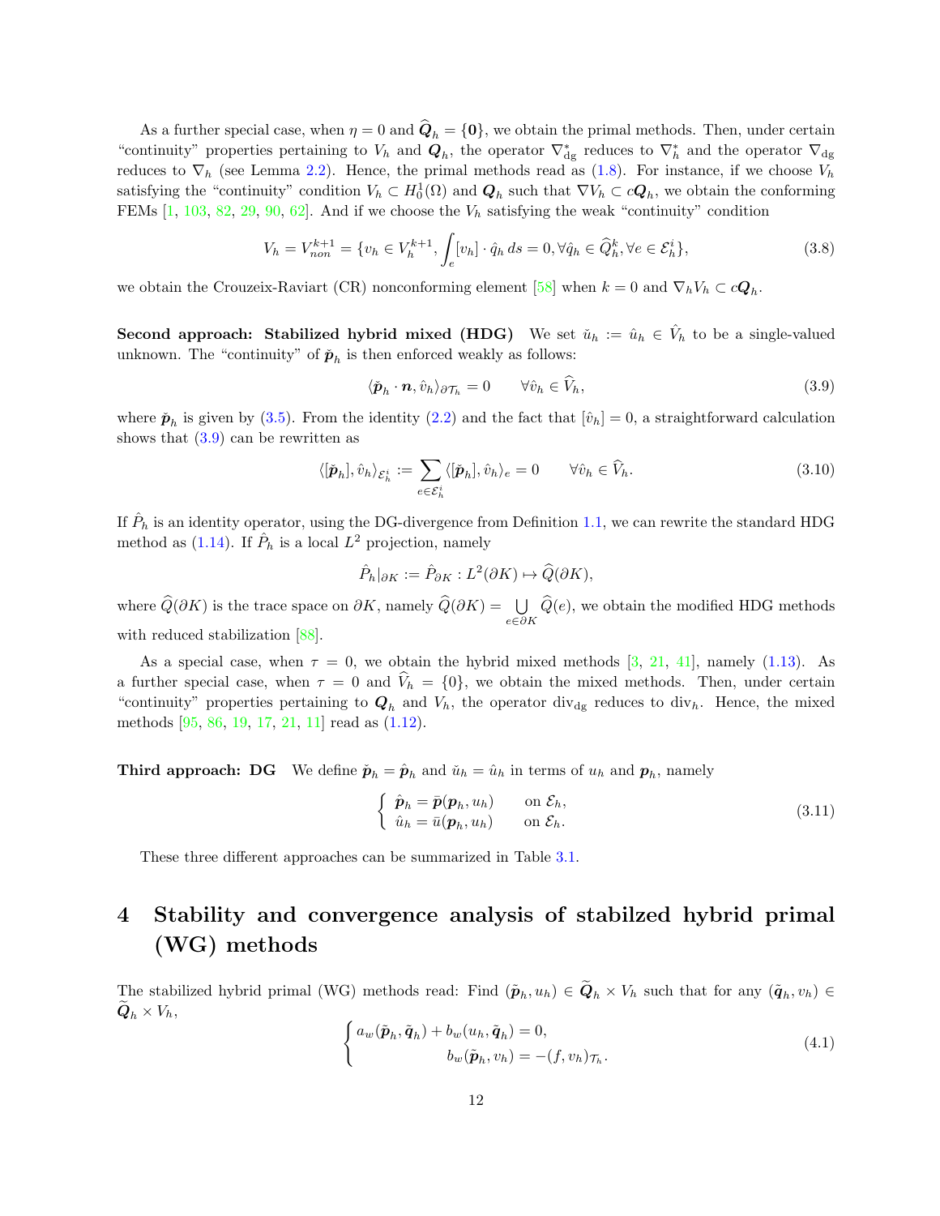As a further special case, when $\eta = 0$ and $\widehat{\boldsymbol{Q}}_h = \{\boldsymbol{0}\}$, we obtain the primal methods. Then, under certain "continuity" properties pertaining to $V_h$ and $\boldsymbol{Q}_h$, the operator $\nabla_{\rm dg}^*$ reduces to $\nabla_h^*$ and the operator $\nabla_{\rm dg}$ reduces to $\nabla_h$ (see Lemma 2.2). Hence, the primal methods read as (1.8). For instance, if we choose $V_h$ satisfying the "continuity" condition $V_h \subset H_0^1(\Omega)$ and $\boldsymbol{Q}_h$ such that $\nabla V_h \subset c\boldsymbol{Q}_h$, we obtain the conforming FEMs [1, 103, 82, 29, 90, 62]. And if we choose the $V_h$ satisfying the weak "continuity" condition

$$
V_h = V_{non}^{k+1} = \{v_h \in V_h^{k+1}, \int_e [v_h] \cdot \hat{q}_h \, ds = 0, \forall \hat{q}_h \in \widehat{Q}_h^k, \forall e \in \mathcal{E}_h^i\}, \tag{3.8}
$$

we obtain the Crouzeix-Raviart (CR) nonconforming element [58] when $k = 0$ and $\nabla_h V_h \subset c\boldsymbol{Q}_h$.

**Second approach: Stabilized hybrid mixed (HDG)** We set $\check{u}_h := \hat{u}_h \in \hat{V}_h$ to be a single-valued unknown. The "continuity" of $\check{\boldsymbol{p}}_h$ is then enforced weakly as follows:

$$
\langle \check{\boldsymbol{p}}_h \cdot \boldsymbol{n}, \hat{v}_h \rangle_{\partial \mathcal{T}_h} = 0 \qquad \forall \hat{v}_h \in \widehat{V}_h, \tag{3.9}
$$

where $\check{\boldsymbol{p}}_h$ is given by (3.5). From the identity (2.2) and the fact that $[\hat{v}_h] = 0$, a straightforward calculation shows that (3.9) can be rewritten as

$$
\langle [\check{\boldsymbol{p}}_h], \hat{v}_h \rangle_{\mathcal{E}_h^i} := \sum_{e \in \mathcal{E}_h^i} \langle [\check{\boldsymbol{p}}_h], \hat{v}_h \rangle_e = 0 \qquad \forall \hat{v}_h \in \widehat{V}_h. \tag{3.10}
$$

If $\hat{P}_h$ is an identity operator, using the DG-divergence from Definition 1.1, we can rewrite the standard HDG method as (1.14). If $\hat{P}_h$ is a local $L^2$ projection, namely

$$
\hat{P}_h|_{\partial K} := \hat{P}_{\partial K} : L^2(\partial K) \mapsto \widehat{Q}(\partial K),
$$

where $\widehat{Q}(\partial K)$ is the trace space on $\partial K$, namely $\widehat{Q}(\partial K) = \bigcup_{e \in \partial K} \widehat{Q}(e)$, we obtain the modified HDG methods with reduced stabilization [88].

As a special case, when $\tau = 0$, we obtain the hybrid mixed methods [3, 21, 41], namely (1.13). As a further special case, when $\tau = 0$ and $\widehat{V}_h = \{0\}$, we obtain the mixed methods. Then, under certain "continuity" properties pertaining to $\boldsymbol{Q}_h$ and $V_h$, the operator $\mathrm{div}_{\rm dg}$ reduces to $\mathrm{div}_h$. Hence, the mixed methods [95, 86, 19, 17, 21, 11] read as (1.12).

**Third approach: DG** We define $\check{\boldsymbol{p}}_h = \hat{\boldsymbol{p}}_h$ and $\check{u}_h = \hat{u}_h$ in terms of $u_h$ and $\boldsymbol{p}_h$, namely

$$
\begin{cases}
\hat{\boldsymbol{p}}_h = \breve{\boldsymbol{p}}(\boldsymbol{p}_h, u_h) & \text{on } \mathcal{E}_h, \\
\hat{u}_h = \breve{u}(\boldsymbol{p}_h, u_h) & \text{on } \mathcal{E}_h.
\end{cases} \tag{3.11}
$$

These three different approaches can be summarized in Table 3.1.

# 4 Stability and convergence analysis of stabilzed hybrid primal (WG) methods

The stabilized hybrid primal (WG) methods read: Find $(\tilde{\boldsymbol{p}}_h, u_h) \in \widetilde{\boldsymbol{Q}}_h \times V_h$ such that for any $(\tilde{\boldsymbol{q}}_h, v_h) \in \widetilde{\boldsymbol{Q}}_h \times V_h$,

$$
\begin{cases}
a_w(\tilde{\boldsymbol{p}}_h, \tilde{\boldsymbol{q}}_h) + b_w(u_h, \tilde{\boldsymbol{q}}_h) = 0, \\
\qquad\qquad\qquad b_w(\tilde{\boldsymbol{p}}_h, v_h) = -(f, v_h)_{\mathcal{T}_h}.
\end{cases} \tag{4.1}
$$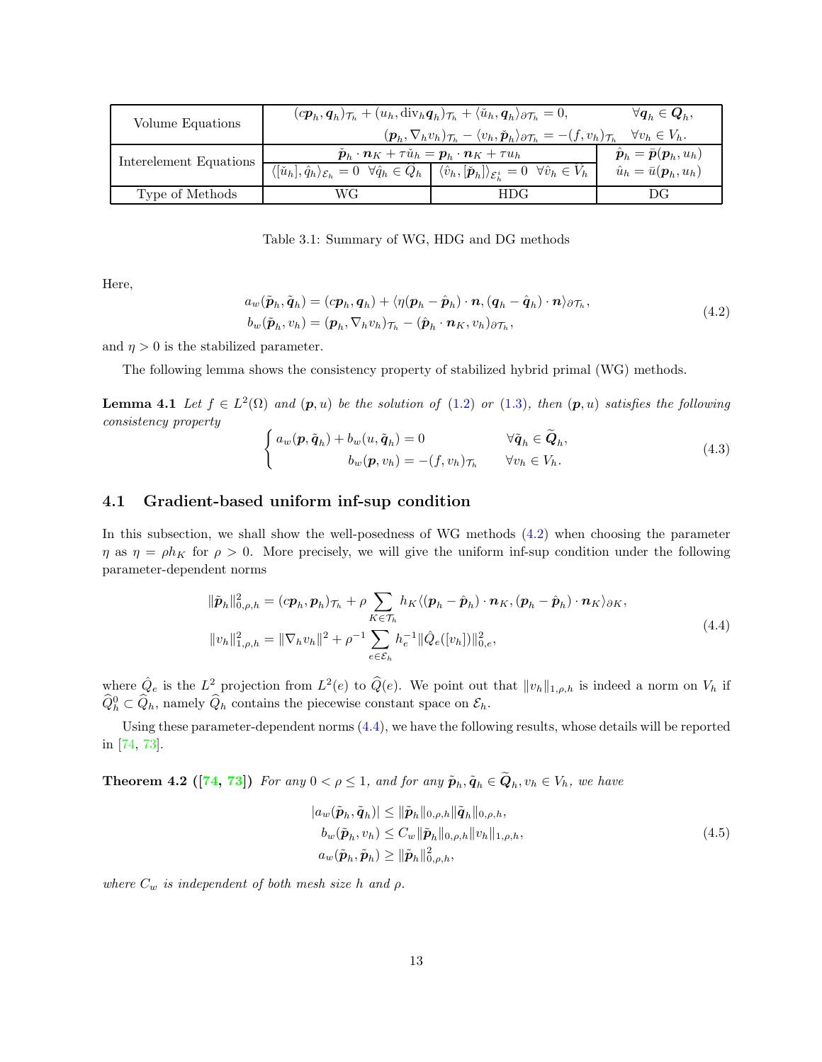| Volume Equations | $(c\boldsymbol{p}_h, \boldsymbol{q}_h)_{\mathcal{T}_h} + (u_h, \mathrm{div}_h \boldsymbol{q}_h)_{\mathcal{T}_h} + \langle \check{u}_h, \boldsymbol{q}_h \rangle_{\partial\mathcal{T}_h} = 0, \quad \forall \boldsymbol{q}_h \in \boldsymbol{Q}_h,$ <br> $(\boldsymbol{p}_h, \nabla_h v_h)_{\mathcal{T}_h} - \langle v_h, \check{\boldsymbol{p}}_h \rangle_{\partial\mathcal{T}_h} = -(f, v_h)_{\mathcal{T}_h} \quad \forall v_h \in V_h.$ | | |
|---|---|---|---|
| Interelement Equations | $\check{\boldsymbol{p}}_h \cdot \boldsymbol{n}_K + \tau \check{u}_h = \boldsymbol{p}_h \cdot \boldsymbol{n}_K + \tau u_h$ | | $\hat{\boldsymbol{p}}_h = \bar{\boldsymbol{p}}(\boldsymbol{p}_h, u_h)$ |
| | $\langle [\check{u}_h], \hat{q}_h \rangle_{\mathcal{E}_h} = 0 \quad \forall \hat{q}_h \in \check{Q}_h$ | $\langle \hat{v}_h, [\check{\boldsymbol{p}}_h] \rangle_{\mathcal{E}_h^i} = 0 \quad \forall \hat{v}_h \in \check{V}_h$ | $\hat{u}_h = \bar{u}(\boldsymbol{p}_h, u_h)$ |
| Type of Methods | WG | HDG | DG |

Table 3.1: Summary of WG, HDG and DG methods

Here,

$$
\begin{aligned}
a_w(\tilde{\boldsymbol{p}}_h, \tilde{\boldsymbol{q}}_h) &= (c\boldsymbol{p}_h, \boldsymbol{q}_h) + \langle \eta(\boldsymbol{p}_h - \hat{\boldsymbol{p}}_h) \cdot \boldsymbol{n}, (\boldsymbol{q}_h - \hat{\boldsymbol{q}}_h) \cdot \boldsymbol{n} \rangle_{\partial\mathcal{T}_h}, \\
b_w(\tilde{\boldsymbol{p}}_h, v_h) &= (\boldsymbol{p}_h, \nabla_h v_h)_{\mathcal{T}_h} - (\hat{\boldsymbol{p}}_h \cdot \boldsymbol{n}_K, v_h)_{\partial\mathcal{T}_h},
\end{aligned} \tag{4.2}
$$

and $\eta > 0$ is the stabilized parameter.

The following lemma shows the consistency property of stabilized hybrid primal (WG) methods.

**Lemma 4.1** *Let $f \in L^2(\Omega)$ and $(\boldsymbol{p}, u)$ be the solution of (1.2) or (1.3), then $(\boldsymbol{p}, u)$ satisfies the following consistency property*

$$
\begin{cases}
a_w(\boldsymbol{p}, \tilde{\boldsymbol{q}}_h) + b_w(u, \tilde{\boldsymbol{q}}_h) = 0 & \forall \tilde{\boldsymbol{q}}_h \in \widetilde{\boldsymbol{Q}}_h, \\
\qquad\qquad\qquad b_w(\boldsymbol{p}, v_h) = -(f, v_h)_{\mathcal{T}_h} & \forall v_h \in V_h.
\end{cases} \tag{4.3}
$$

## 4.1 Gradient-based uniform inf-sup condition

In this subsection, we shall show the well-posedness of WG methods (4.2) when choosing the parameter $\eta$ as $\eta = \rho h_K$ for $\rho > 0$. More precisely, we will give the uniform inf-sup condition under the following parameter-dependent norms

$$
\begin{aligned}
\|\tilde{\boldsymbol{p}}_h\|_{0,\rho,h}^2 &= (c\boldsymbol{p}_h, \boldsymbol{p}_h)_{\mathcal{T}_h} + \rho \sum_{K \in \mathcal{T}_h} h_K \langle (\boldsymbol{p}_h - \hat{\boldsymbol{p}}_h) \cdot \boldsymbol{n}_K, (\boldsymbol{p}_h - \hat{\boldsymbol{p}}_h) \cdot \boldsymbol{n}_K \rangle_{\partial K}, \\
\|v_h\|_{1,\rho,h}^2 &= \|\nabla_h v_h\|^2 + \rho^{-1} \sum_{e \in \mathcal{E}_h} h_e^{-1} \|\hat{Q}_e([v_h])\|_{0,e}^2,
\end{aligned} \tag{4.4}
$$

where $\hat{Q}_e$ is the $L^2$ projection from $L^2(e)$ to $\widehat{Q}(e)$. We point out that $\|v_h\|_{1,\rho,h}$ is indeed a norm on $V_h$ if $\widehat{Q}_h^0 \subset \widehat{Q}_h$, namely $\widehat{Q}_h$ contains the piecewise constant space on $\mathcal{E}_h$.

Using these parameter-dependent norms (4.4), we have the following results, whose details will be reported in [74, 73].

**Theorem 4.2 ([74, 73])** *For any $0 < \rho \le 1$, and for any $\tilde{\boldsymbol{p}}_h, \tilde{\boldsymbol{q}}_h \in \widetilde{\boldsymbol{Q}}_h, v_h \in V_h$, we have*

$$
\begin{aligned}
|a_w(\tilde{\boldsymbol{p}}_h, \tilde{\boldsymbol{q}}_h)| &\le \|\tilde{\boldsymbol{p}}_h\|_{0,\rho,h} \|\tilde{\boldsymbol{q}}_h\|_{0,\rho,h}, \\
b_w(\tilde{\boldsymbol{p}}_h, v_h) &\le C_w \|\tilde{\boldsymbol{p}}_h\|_{0,\rho,h} \|v_h\|_{1,\rho,h}, \\
a_w(\tilde{\boldsymbol{p}}_h, \tilde{\boldsymbol{p}}_h) &\ge \|\tilde{\boldsymbol{p}}_h\|_{0,\rho,h}^2,
\end{aligned} \tag{4.5}
$$

*where $C_w$ is independent of both mesh size $h$ and $\rho$.*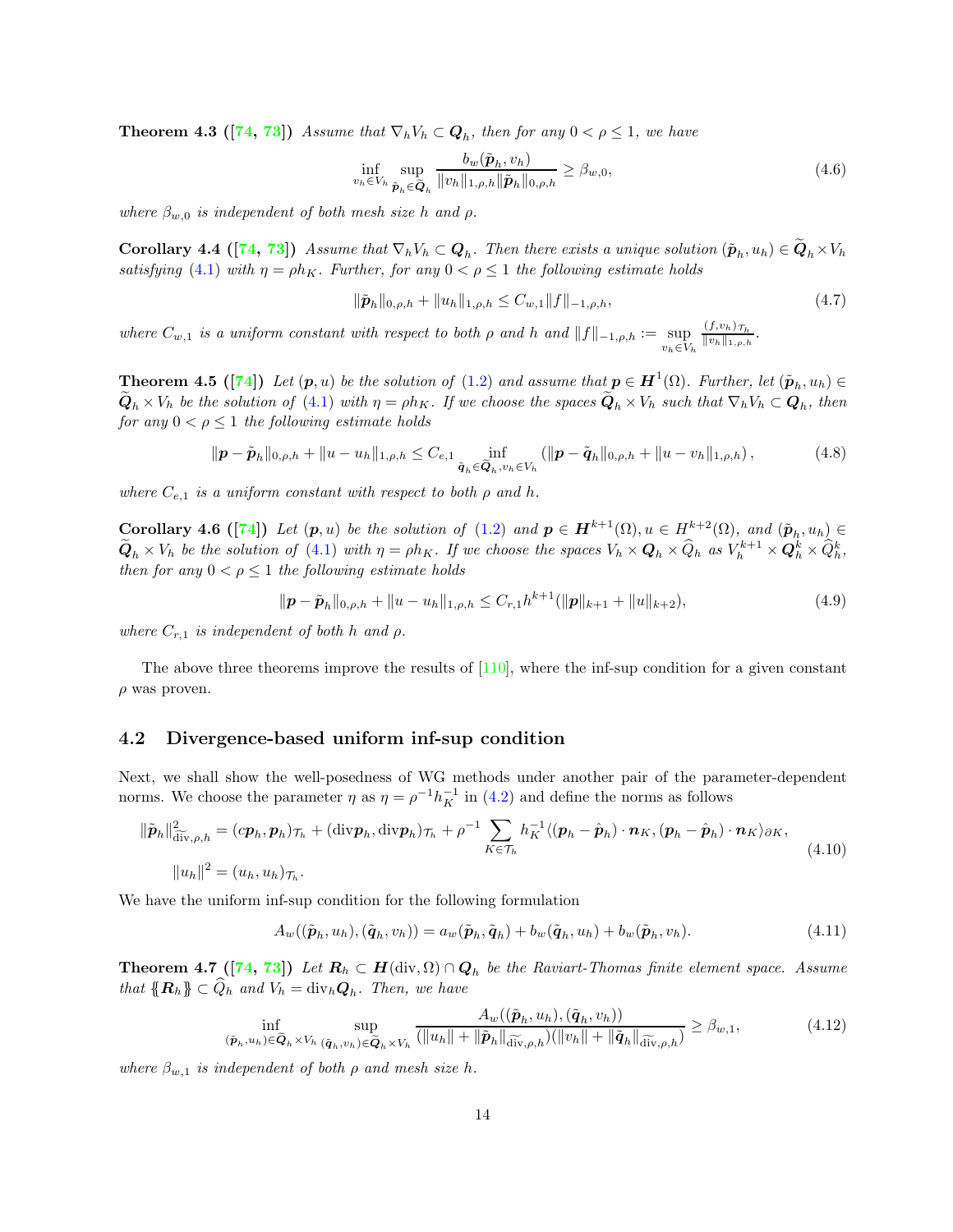**Theorem 4.3 ([74, 73])** *Assume that $\nabla_h V_h \subset \boldsymbol{Q}_h$, then for any $0 < \rho \leq 1$, we have*

$$\inf_{v_h \in V_h} \sup_{\tilde{\boldsymbol{p}}_h \in \widetilde{\boldsymbol{Q}}_h} \frac{b_w(\tilde{\boldsymbol{p}}_h, v_h)}{\|v_h\|_{1,\rho,h} \|\tilde{\boldsymbol{p}}_h\|_{0,\rho,h}} \geq \beta_{w,0}, \tag{4.6}$$

*where $\beta_{w,0}$ is independent of both mesh size $h$ and $\rho$.*

**Corollary 4.4 ([74, 73])** *Assume that $\nabla_h V_h \subset \boldsymbol{Q}_h$. Then there exists a unique solution $(\tilde{\boldsymbol{p}}_h, u_h) \in \widetilde{\boldsymbol{Q}}_h \times V_h$ satisfying (4.1) with $\eta = \rho h_K$. Further, for any $0 < \rho \leq 1$ the following estimate holds*

$$\|\tilde{\boldsymbol{p}}_h\|_{0,\rho,h} + \|u_h\|_{1,\rho,h} \leq C_{w,1} \|f\|_{-1,\rho,h}, \tag{4.7}$$

*where $C_{w,1}$ is a uniform constant with respect to both $\rho$ and $h$ and $\|f\|_{-1,\rho,h} := \sup\limits_{v_h \in V_h} \frac{(f, v_h)_{\mathcal{T}_h}}{\|v_h\|_{1,\rho,h}}$.*

**Theorem 4.5 ([74])** *Let $(\boldsymbol{p}, u)$ be the solution of (1.2) and assume that $\boldsymbol{p} \in \boldsymbol{H}^1(\Omega)$. Further, let $(\tilde{\boldsymbol{p}}_h, u_h) \in \widetilde{\boldsymbol{Q}}_h \times V_h$ be the solution of (4.1) with $\eta = \rho h_K$. If we choose the spaces $\widetilde{\boldsymbol{Q}}_h \times V_h$ such that $\nabla_h V_h \subset \boldsymbol{Q}_h$, then for any $0 < \rho \leq 1$ the following estimate holds*

$$\|\boldsymbol{p} - \tilde{\boldsymbol{p}}_h\|_{0,\rho,h} + \|u - u_h\|_{1,\rho,h} \leq C_{e,1} \inf_{\tilde{\boldsymbol{q}}_h \in \widetilde{\boldsymbol{Q}}_h, v_h \in V_h} \left( \|\boldsymbol{p} - \tilde{\boldsymbol{q}}_h\|_{0,\rho,h} + \|u - v_h\|_{1,\rho,h} \right), \tag{4.8}$$

*where $C_{e,1}$ is a uniform constant with respect to both $\rho$ and $h$.*

**Corollary 4.6 ([74])** *Let $(\boldsymbol{p}, u)$ be the solution of (1.2) and $\boldsymbol{p} \in \boldsymbol{H}^{k+1}(\Omega), u \in H^{k+2}(\Omega)$, and $(\tilde{\boldsymbol{p}}_h, u_h) \in \widetilde{\boldsymbol{Q}}_h \times V_h$ be the solution of (4.1) with $\eta = \rho h_K$. If we choose the spaces $V_h \times \boldsymbol{Q}_h \times \widehat{Q}_h$ as $V_h^{k+1} \times \boldsymbol{Q}_h^k \times \widehat{Q}_h^k$, then for any $0 < \rho \leq 1$ the following estimate holds*

$$\|\boldsymbol{p} - \tilde{\boldsymbol{p}}_h\|_{0,\rho,h} + \|u - u_h\|_{1,\rho,h} \leq C_{r,1} h^{k+1} (\|\boldsymbol{p}\|_{k+1} + \|u\|_{k+2}), \tag{4.9}$$

*where $C_{r,1}$ is independent of both $h$ and $\rho$.*

The above three theorems improve the results of [110], where the inf-sup condition for a given constant $\rho$ was proven.

## 4.2 Divergence-based uniform inf-sup condition

Next, we shall show the well-posedness of WG methods under another pair of the parameter-dependent norms. We choose the parameter $\eta$ as $\eta = \rho^{-1} h_K^{-1}$ in (4.2) and define the norms as follows

$$\begin{aligned}
\|\tilde{\boldsymbol{p}}_h\|^2_{\widetilde{\operatorname{div}},\rho,h} &= (c\boldsymbol{p}_h, \boldsymbol{p}_h)_{\mathcal{T}_h} + (\operatorname{div}\boldsymbol{p}_h, \operatorname{div}\boldsymbol{p}_h)_{\mathcal{T}_h} + \rho^{-1} \sum_{K \in \mathcal{T}_h} h_K^{-1} \langle (\boldsymbol{p}_h - \hat{\boldsymbol{p}}_h) \cdot \boldsymbol{n}_K, (\boldsymbol{p}_h - \hat{\boldsymbol{p}}_h) \cdot \boldsymbol{n}_K \rangle_{\partial K}, \\
\|u_h\|^2 &= (u_h, u_h)_{\mathcal{T}_h}.
\end{aligned} \tag{4.10}$$

We have the uniform inf-sup condition for the following formulation

$$A_w((\tilde{\boldsymbol{p}}_h, u_h), (\tilde{\boldsymbol{q}}_h, v_h)) = a_w(\tilde{\boldsymbol{p}}_h, \tilde{\boldsymbol{q}}_h) + b_w(\tilde{\boldsymbol{q}}_h, u_h) + b_w(\tilde{\boldsymbol{p}}_h, v_h). \tag{4.11}$$

**Theorem 4.7 ([74, 73])** *Let $\boldsymbol{R}_h \subset \boldsymbol{H}(\operatorname{div}, \Omega) \cap \boldsymbol{Q}_h$ be the Raviart-Thomas finite element space. Assume that $\{\!\{\boldsymbol{R}_h\}\!\} \subset \widehat{Q}_h$ and $V_h = \operatorname{div}_h \boldsymbol{Q}_h$. Then, we have*

$$\inf_{(\tilde{\boldsymbol{p}}_h, u_h) \in \widetilde{\boldsymbol{Q}}_h \times V_h} \sup_{(\tilde{\boldsymbol{q}}_h, v_h) \in \widetilde{\boldsymbol{Q}}_h \times V_h} \frac{A_w((\tilde{\boldsymbol{p}}_h, u_h), (\tilde{\boldsymbol{q}}_h, v_h))}{(\|u_h\| + \|\tilde{\boldsymbol{p}}_h\|_{\widetilde{\operatorname{div}},\rho,h})(\|v_h\| + \|\tilde{\boldsymbol{q}}_h\|_{\widetilde{\operatorname{div}},\rho,h})} \geq \beta_{w,1}, \tag{4.12}$$

*where $\beta_{w,1}$ is independent of both $\rho$ and mesh size $h$.*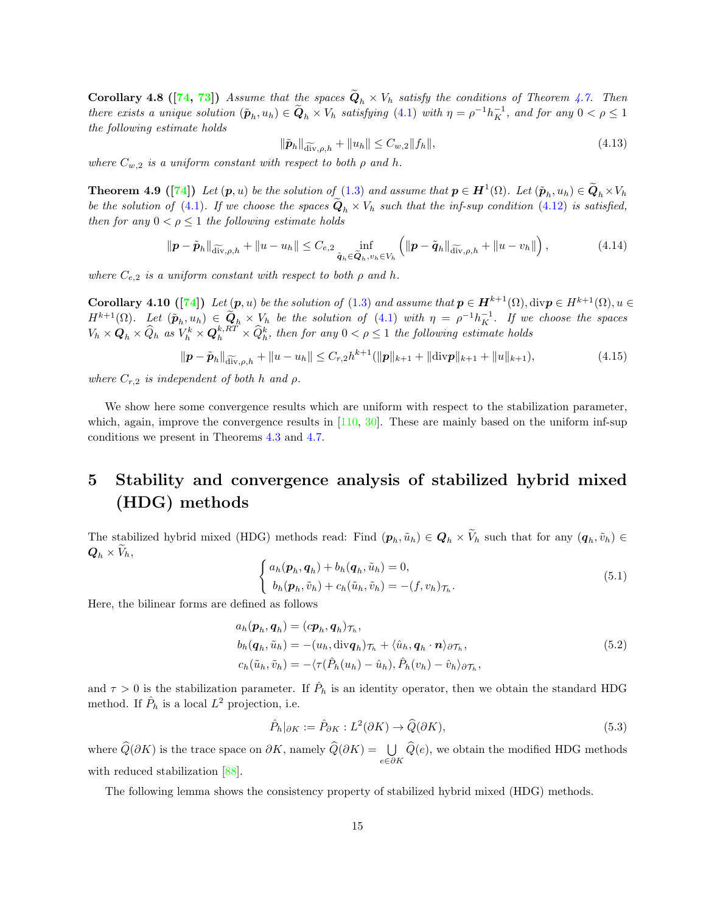**Corollary 4.8 ([74, 73])** *Assume that the spaces $\widetilde{\boldsymbol{Q}}_h \times V_h$ satisfy the conditions of Theorem 4.7. Then there exists a unique solution $(\tilde{\boldsymbol{p}}_h, u_h) \in \widetilde{\boldsymbol{Q}}_h \times V_h$ satisfying (4.1) with $\eta = \rho^{-1} h_K^{-1}$, and for any $0 < \rho \le 1$ the following estimate holds*

$$\|\tilde{\boldsymbol{p}}_h\|_{\widetilde{\operatorname{div}},\rho,h} + \|u_h\| \le C_{w,2}\|f_h\|, \tag{4.13}$$

*where $C_{w,2}$ is a uniform constant with respect to both $\rho$ and $h$.*

**Theorem 4.9 ([74])** *Let $(\boldsymbol{p}, u)$ be the solution of (1.3) and assume that $\boldsymbol{p} \in \boldsymbol{H}^1(\Omega)$. Let $(\tilde{\boldsymbol{p}}_h, u_h) \in \widetilde{\boldsymbol{Q}}_h \times V_h$ be the solution of (4.1). If we choose the spaces $\widetilde{\boldsymbol{Q}}_h \times V_h$ such that the inf-sup condition (4.12) is satisfied, then for any $0 < \rho \le 1$ the following estimate holds*

$$\|\boldsymbol{p} - \tilde{\boldsymbol{p}}_h\|_{\widetilde{\operatorname{div}},\rho,h} + \|u - u_h\| \le C_{e,2} \inf_{\tilde{\boldsymbol{q}}_h \in \widetilde{\boldsymbol{Q}}_h, v_h \in V_h} \left( \|\boldsymbol{p} - \tilde{\boldsymbol{q}}_h\|_{\widetilde{\operatorname{div}},\rho,h} + \|u - v_h\| \right), \tag{4.14}$$

*where $C_{e,2}$ is a uniform constant with respect to both $\rho$ and $h$.*

**Corollary 4.10 ([74])** *Let $(\boldsymbol{p}, u)$ be the solution of (1.3) and assume that $\boldsymbol{p} \in \boldsymbol{H}^{k+1}(\Omega), \operatorname{div}\boldsymbol{p} \in H^{k+1}(\Omega), u \in H^{k+1}(\Omega)$. Let $(\tilde{\boldsymbol{p}}_h, u_h) \in \widetilde{\boldsymbol{Q}}_h \times V_h$ be the solution of (4.1) with $\eta = \rho^{-1} h_K^{-1}$. If we choose the spaces $V_h \times \boldsymbol{Q}_h \times \widehat{Q}_h$ as $V_h^k \times \boldsymbol{Q}_h^{k,RT} \times \widehat{Q}_h^k$, then for any $0 < \rho \le 1$ the following estimate holds*

$$\|\boldsymbol{p} - \tilde{\boldsymbol{p}}_h\|_{\widetilde{\operatorname{div}},\rho,h} + \|u - u_h\| \le C_{r,2} h^{k+1} (\|\boldsymbol{p}\|_{k+1} + \|\operatorname{div}\boldsymbol{p}\|_{k+1} + \|u\|_{k+1}), \tag{4.15}$$

*where $C_{r,2}$ is independent of both $h$ and $\rho$.*

We show here some convergence results which are uniform with respect to the stabilization parameter, which, again, improve the convergence results in [110, 30]. These are mainly based on the uniform inf-sup conditions we present in Theorems 4.3 and 4.7.

# 5 Stability and convergence analysis of stabilized hybrid mixed (HDG) methods

The stabilized hybrid mixed (HDG) methods read: Find $(\boldsymbol{p}_h, \tilde{u}_h) \in \boldsymbol{Q}_h \times \widetilde{V}_h$ such that for any $(\boldsymbol{q}_h, \tilde{v}_h) \in \boldsymbol{Q}_h \times \widetilde{V}_h$,

$$\begin{cases} a_h(\boldsymbol{p}_h, \boldsymbol{q}_h) + b_h(\boldsymbol{q}_h, \tilde{u}_h) = 0, \\ b_h(\boldsymbol{p}_h, \tilde{v}_h) + c_h(\tilde{u}_h, \tilde{v}_h) = -(f, v_h)_{\mathcal{T}_h}. \end{cases} \tag{5.1}$$

Here, the bilinear forms are defined as follows

$$\begin{aligned} a_h(\boldsymbol{p}_h, \boldsymbol{q}_h) &= (c\boldsymbol{p}_h, \boldsymbol{q}_h)_{\mathcal{T}_h}, \\ b_h(\boldsymbol{q}_h, \tilde{u}_h) &= -(u_h, \operatorname{div}\boldsymbol{q}_h)_{\mathcal{T}_h} + \langle \hat{u}_h, \boldsymbol{q}_h \cdot \boldsymbol{n} \rangle_{\partial\mathcal{T}_h}, \\ c_h(\tilde{u}_h, \tilde{v}_h) &= -\langle \tau(\hat{P}_h(u_h) - \hat{u}_h), \hat{P}_h(v_h) - \hat{v}_h \rangle_{\partial\mathcal{T}_h}, \end{aligned} \tag{5.2}$$

and $\tau > 0$ is the stabilization parameter. If $\hat{P}_h$ is an identity operator, then we obtain the standard HDG method. If $\hat{P}_h$ is a local $L^2$ projection, i.e.

$$\hat{P}_h|_{\partial K} := \hat{P}_{\partial K} : L^2(\partial K) \to \widehat{Q}(\partial K), \tag{5.3}$$

where $\widehat{Q}(\partial K)$ is the trace space on $\partial K$, namely $\widehat{Q}(\partial K) = \bigcup_{e \in \partial K} \widehat{Q}(e)$, we obtain the modified HDG methods with reduced stabilization [88].

The following lemma shows the consistency property of stabilized hybrid mixed (HDG) methods.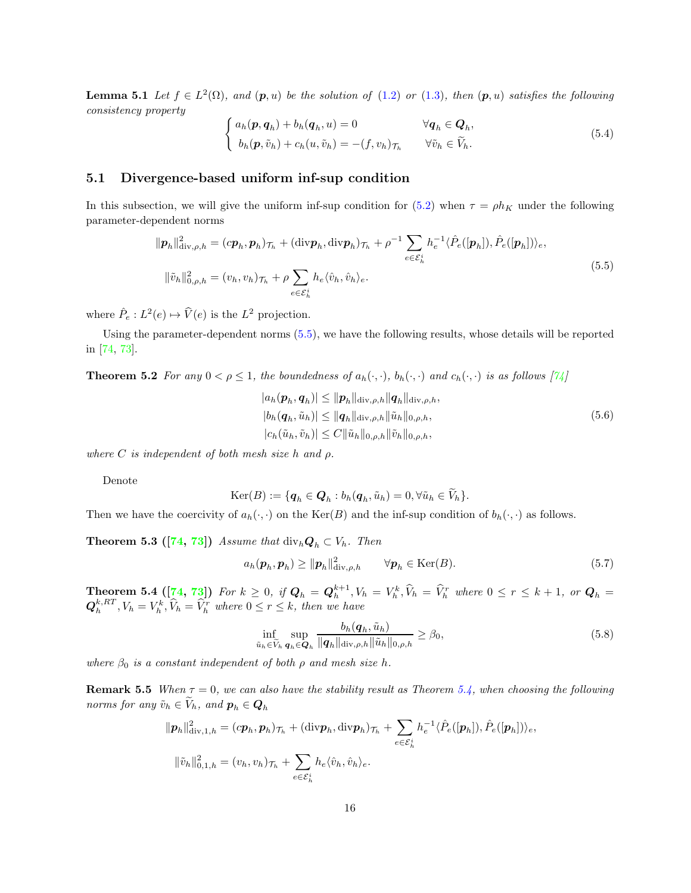**Lemma 5.1** *Let $f \in L^2(\Omega)$, and $(\boldsymbol{p}, u)$ be the solution of (1.2) or (1.3), then $(\boldsymbol{p}, u)$ satisfies the following consistency property*

$$
\left\{
\begin{array}{ll}
a_h(\boldsymbol{p}, \boldsymbol{q}_h) + b_h(\boldsymbol{q}_h, u) = 0 & \forall \boldsymbol{q}_h \in \boldsymbol{Q}_h, \\
b_h(\boldsymbol{p}, \tilde{v}_h) + c_h(u, \tilde{v}_h) = -(f, v_h)_{\mathcal{T}_h} & \forall \tilde{v}_h \in \widetilde{V}_h.
\end{array}
\right.
\tag{5.4}
$$

## 5.1 Divergence-based uniform inf-sup condition

In this subsection, we will give the uniform inf-sup condition for (5.2) when $\tau = \rho h_K$ under the following parameter-dependent norms

$$
\begin{aligned}
\|\boldsymbol{p}_h\|^2_{\mathrm{div},\rho,h} &= (c\boldsymbol{p}_h, \boldsymbol{p}_h)_{\mathcal{T}_h} + (\mathrm{div}\boldsymbol{p}_h, \mathrm{div}\boldsymbol{p}_h)_{\mathcal{T}_h} + \rho^{-1} \sum_{e \in \mathcal{E}_h^i} h_e^{-1} \langle \hat{P}_e([\boldsymbol{p}_h]), \hat{P}_e([\boldsymbol{p}_h]) \rangle_e, \\
\|\tilde{v}_h\|^2_{0,\rho,h} &= (v_h, v_h)_{\mathcal{T}_h} + \rho \sum_{e \in \mathcal{E}_h^i} h_e \langle \hat{v}_h, \hat{v}_h \rangle_e.
\end{aligned}
\tag{5.5}
$$

where $\hat{P}_e : L^2(e) \mapsto \widehat{V}(e)$ is the $L^2$ projection.

Using the parameter-dependent norms (5.5), we have the following results, whose details will be reported in [74, 73].

**Theorem 5.2** *For any $0 < \rho \leq 1$, the boundedness of $a_h(\cdot, \cdot)$, $b_h(\cdot, \cdot)$ and $c_h(\cdot, \cdot)$ is as follows [74]*

$$
\begin{aligned}
|a_h(\boldsymbol{p}_h, \boldsymbol{q}_h)| &\leq \|\boldsymbol{p}_h\|_{\mathrm{div},\rho,h} \|\boldsymbol{q}_h\|_{\mathrm{div},\rho,h}, \\
|b_h(\boldsymbol{q}_h, \tilde{u}_h)| &\leq \|\boldsymbol{q}_h\|_{\mathrm{div},\rho,h} \|\tilde{u}_h\|_{0,\rho,h}, \\
|c_h(\tilde{u}_h, \tilde{v}_h)| &\leq C \|\tilde{u}_h\|_{0,\rho,h} \|\tilde{v}_h\|_{0,\rho,h},
\end{aligned}
\tag{5.6}
$$

*where $C$ is independent of both mesh size $h$ and $\rho$.*

Denote

$$
\mathrm{Ker}(B) := \{\boldsymbol{q}_h \in \boldsymbol{Q}_h : b_h(\boldsymbol{q}_h, \tilde{u}_h) = 0, \forall \tilde{u}_h \in \widetilde{V}_h\}.
$$

Then we have the coercivity of $a_h(\cdot, \cdot)$ on the Ker($B$) and the inf-sup condition of $b_h(\cdot, \cdot)$ as follows.

**Theorem 5.3 ([74, 73])** *Assume that $\mathrm{div}_h \boldsymbol{Q}_h \subset V_h$. Then*

$$
a_h(\boldsymbol{p}_h, \boldsymbol{p}_h) \geq \|\boldsymbol{p}_h\|^2_{\mathrm{div},\rho,h} \qquad \forall \boldsymbol{p}_h \in \mathrm{Ker}(B).
\tag{5.7}
$$

**Theorem 5.4 ([74, 73])** *For $k \geq 0$, if $\boldsymbol{Q}_h = \boldsymbol{Q}_h^{k+1}, V_h = V_h^k, \widehat{V}_h = \widehat{V}_h^r$ where $0 \leq r \leq k+1$, or $\boldsymbol{Q}_h = \boldsymbol{Q}_h^{k,RT}, V_h = V_h^k, \widehat{V}_h = \widehat{V}_h^r$ where $0 \leq r \leq k$, then we have*

$$
\inf_{\tilde{u}_h \in \widetilde{V}_h} \sup_{\boldsymbol{q}_h \in \boldsymbol{Q}_h} \frac{b_h(\boldsymbol{q}_h, \tilde{u}_h)}{\|\boldsymbol{q}_h\|_{\mathrm{div},\rho,h} \|\tilde{u}_h\|_{0,\rho,h}} \geq \beta_0,
\tag{5.8}
$$

*where $\beta_0$ is a constant independent of both $\rho$ and mesh size $h$.*

**Remark 5.5** *When $\tau = 0$, we can also have the stability result as Theorem 5.4, when choosing the following norms for any $\tilde{v}_h \in \widetilde{V}_h$, and $\boldsymbol{p}_h \in \boldsymbol{Q}_h$*

$$
\begin{aligned}
\|\boldsymbol{p}_h\|^2_{\mathrm{div},1,h} &= (c\boldsymbol{p}_h, \boldsymbol{p}_h)_{\mathcal{T}_h} + (\mathrm{div}\boldsymbol{p}_h, \mathrm{div}\boldsymbol{p}_h)_{\mathcal{T}_h} + \sum_{e \in \mathcal{E}_h^i} h_e^{-1} \langle \hat{P}_e([\boldsymbol{p}_h]), \hat{P}_e([\boldsymbol{p}_h]) \rangle_e, \\
\|\tilde{v}_h\|^2_{0,1,h} &= (v_h, v_h)_{\mathcal{T}_h} + \sum_{e \in \mathcal{E}_h^i} h_e \langle \hat{v}_h, \hat{v}_h \rangle_e.
\end{aligned}
$$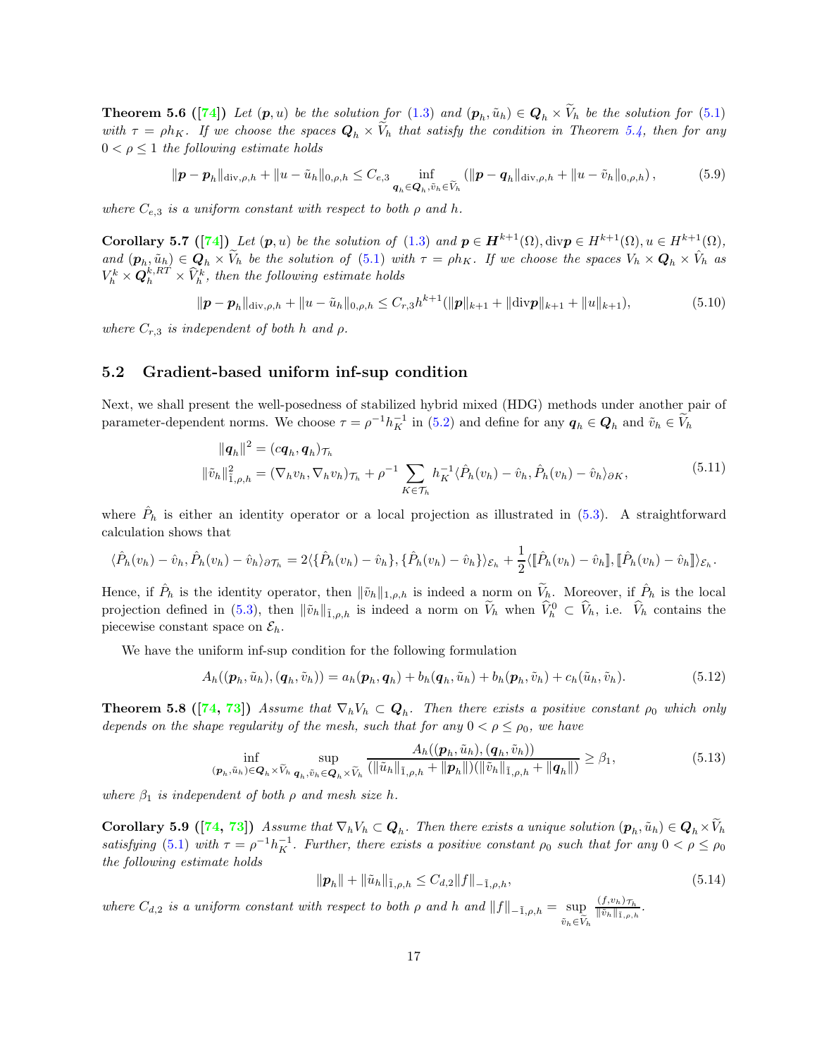**Theorem 5.6 ([74])** *Let $(\boldsymbol{p}, u)$ be the solution for (1.3) and $(\boldsymbol{p}_h, \tilde{u}_h) \in \boldsymbol{Q}_h \times \widetilde{V}_h$ be the solution for (5.1) with $\tau = \rho h_K$. If we choose the spaces $\boldsymbol{Q}_h \times \widetilde{V}_h$ that satisfy the condition in Theorem 5.4, then for any $0 < \rho \le 1$ the following estimate holds*

$$
\|\boldsymbol{p} - \boldsymbol{p}_h\|_{\mathrm{div},\rho,h} + \|u - \tilde{u}_h\|_{0,\rho,h} \le C_{e,3} \inf_{\boldsymbol{q}_h \in \boldsymbol{Q}_h, \tilde{v}_h \in \widetilde{V}_h} \left( \|\boldsymbol{p} - \boldsymbol{q}_h\|_{\mathrm{div},\rho,h} + \|u - \tilde{v}_h\|_{0,\rho,h} \right), \tag{5.9}
$$

*where $C_{e,3}$ is a uniform constant with respect to both $\rho$ and $h$.*

**Corollary 5.7 ([74])** *Let $(\boldsymbol{p}, u)$ be the solution of (1.3) and $\boldsymbol{p} \in \boldsymbol{H}^{k+1}(\Omega), \mathrm{div}\boldsymbol{p} \in H^{k+1}(\Omega), u \in H^{k+1}(\Omega)$, and $(\boldsymbol{p}_h, \tilde{u}_h) \in \boldsymbol{Q}_h \times \widetilde{V}_h$ be the solution of (5.1) with $\tau = \rho h_K$. If we choose the spaces $V_h \times \boldsymbol{Q}_h \times \hat{V}_h$ as $V_h^k \times \boldsymbol{Q}_h^{k,RT} \times \widehat{V}_h^k$, then the following estimate holds*

$$
\|\boldsymbol{p} - \boldsymbol{p}_h\|_{\mathrm{div},\rho,h} + \|u - \tilde{u}_h\|_{0,\rho,h} \le C_{r,3} h^{k+1} (\|\boldsymbol{p}\|_{k+1} + \|\mathrm{div}\boldsymbol{p}\|_{k+1} + \|u\|_{k+1}), \tag{5.10}
$$

*where $C_{r,3}$ is independent of both $h$ and $\rho$.*

## 5.2 Gradient-based uniform inf-sup condition

Next, we shall present the well-posedness of stabilized hybrid mixed (HDG) methods under another pair of parameter-dependent norms. We choose $\tau = \rho^{-1} h_K^{-1}$ in (5.2) and define for any $\boldsymbol{q}_h \in \boldsymbol{Q}_h$ and $\tilde{v}_h \in \widetilde{V}_h$

$$
\begin{aligned}
\|\boldsymbol{q}_h\|^2 &= (c\boldsymbol{q}_h, \boldsymbol{q}_h)_{\mathcal{T}_h} \\
\|\tilde{v}_h\|^2_{\tilde{1},\rho,h} &= (\nabla_h v_h, \nabla_h v_h)_{\mathcal{T}_h} + \rho^{-1} \sum_{K \in \mathcal{T}_h} h_K^{-1} \langle \hat{P}_h(v_h) - \hat{v}_h, \hat{P}_h(v_h) - \hat{v}_h \rangle_{\partial K},
\end{aligned} \tag{5.11}
$$

where $\hat{P}_h$ is either an identity operator or a local projection as illustrated in (5.3). A straightforward calculation shows that

$$
\langle \hat{P}_h(v_h) - \hat{v}_h, \hat{P}_h(v_h) - \hat{v}_h \rangle_{\partial \mathcal{T}_h} = 2\langle \{\hat{P}_h(v_h) - \hat{v}_h\}, \{\hat{P}_h(v_h) - \hat{v}_h\} \rangle_{\mathcal{E}_h} + \frac{1}{2} \langle [\![\hat{P}_h(v_h) - \hat{v}_h]\!], [\![\hat{P}_h(v_h) - \hat{v}_h]\!] \rangle_{\mathcal{E}_h}.
$$

Hence, if $\hat{P}_h$ is the identity operator, then $\|\tilde{v}_h\|_{1,\rho,h}$ is indeed a norm on $\widetilde{V}_h$. Moreover, if $\hat{P}_h$ is the local projection defined in (5.3), then $\|\tilde{v}_h\|_{\tilde{1},\rho,h}$ is indeed a norm on $\widetilde{V}_h$ when $\widehat{V}_h^0 \subset \widehat{V}_h$, i.e. $\widehat{V}_h$ contains the piecewise constant space on $\mathcal{E}_h$.

We have the uniform inf-sup condition for the following formulation

$$
A_h((\boldsymbol{p}_h, \tilde{u}_h), (\boldsymbol{q}_h, \tilde{v}_h)) = a_h(\boldsymbol{p}_h, \boldsymbol{q}_h) + b_h(\boldsymbol{q}_h, \tilde{u}_h) + b_h(\boldsymbol{p}_h, \tilde{v}_h) + c_h(\tilde{u}_h, \tilde{v}_h). \tag{5.12}
$$

**Theorem 5.8 ([74, 73])** *Assume that $\nabla_h V_h \subset \boldsymbol{Q}_h$. Then there exists a positive constant $\rho_0$ which only depends on the shape regularity of the mesh, such that for any $0 < \rho \le \rho_0$, we have*

$$
\inf_{(\boldsymbol{p}_h, \tilde{u}_h) \in \boldsymbol{Q}_h \times \widetilde{V}_h} \sup_{\boldsymbol{q}_h, \tilde{v}_h \in \boldsymbol{Q}_h \times \widetilde{V}_h} \frac{A_h((\boldsymbol{p}_h, \tilde{u}_h), (\boldsymbol{q}_h, \tilde{v}_h))}{(\|\tilde{u}_h\|_{\tilde{1},\rho,h} + \|\boldsymbol{p}_h\|)(\|\tilde{v}_h\|_{\tilde{1},\rho,h} + \|\boldsymbol{q}_h\|)} \ge \beta_1, \tag{5.13}
$$

*where $\beta_1$ is independent of both $\rho$ and mesh size $h$.*

**Corollary 5.9 ([74, 73])** *Assume that $\nabla_h V_h \subset \boldsymbol{Q}_h$. Then there exists a unique solution $(\boldsymbol{p}_h, \tilde{u}_h) \in \boldsymbol{Q}_h \times \widetilde{V}_h$ satisfying (5.1) with $\tau = \rho^{-1} h_K^{-1}$. Further, there exists a positive constant $\rho_0$ such that for any $0 < \rho \le \rho_0$ the following estimate holds*

$$
\|\boldsymbol{p}_h\| + \|\tilde{u}_h\|_{\tilde{1},\rho,h} \le C_{d,2} \|f\|_{-\tilde{1},\rho,h}, \tag{5.14}
$$

*where $C_{d,2}$ is a uniform constant with respect to both $\rho$ and $h$ and $\|f\|_{-\tilde{1},\rho,h} = \sup\limits_{\tilde{v}_h \in \widetilde{V}_h} \frac{(f, v_h)_{\mathcal{T}_h}}{\|\tilde{v}_h\|_{\tilde{1},\rho,h}}$.*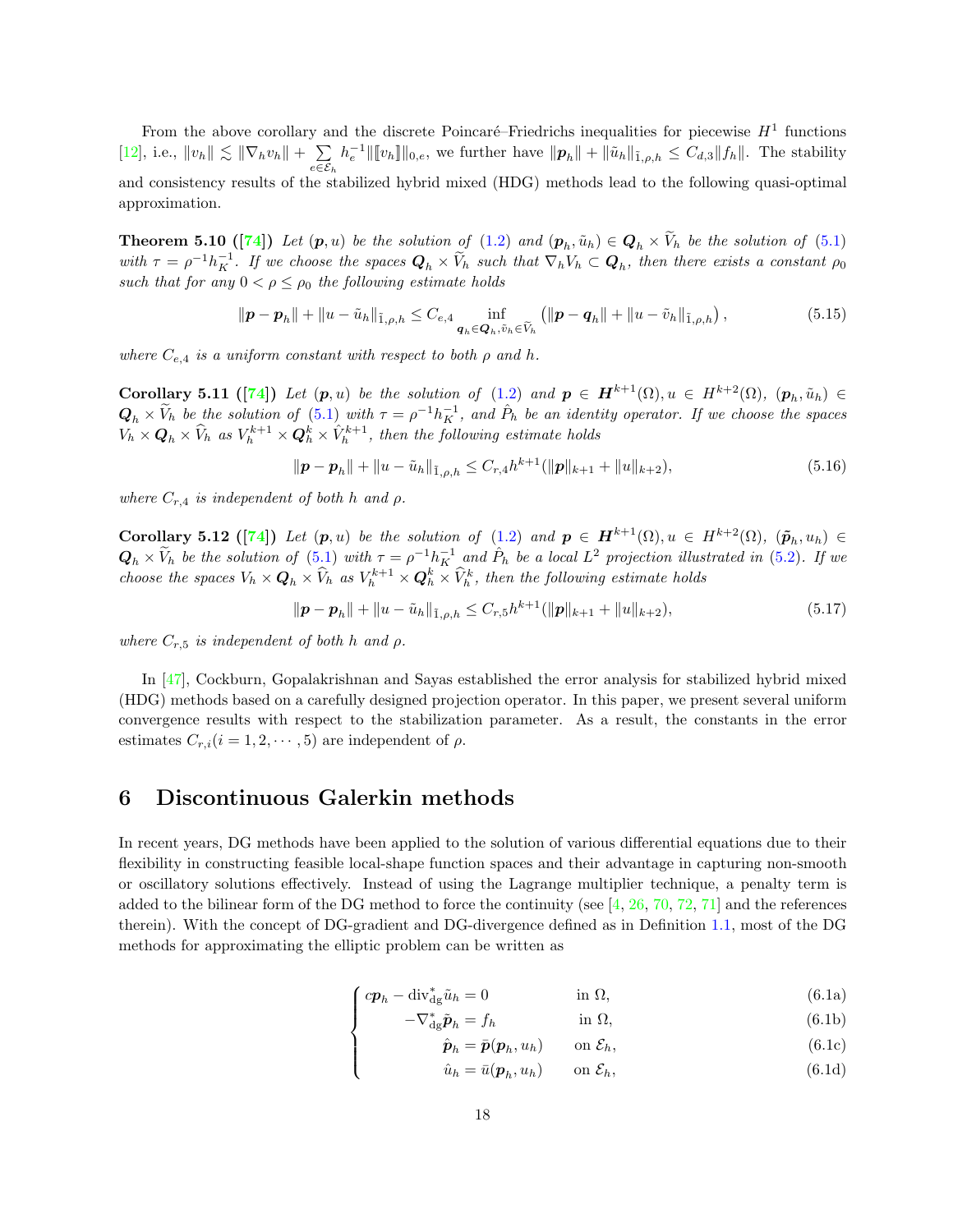From the above corollary and the discrete Poincaré–Friedrichs inequalities for piecewise $H^1$ functions [12], i.e., $\|v_h\| \lesssim \|\nabla_h v_h\| + \sum_{e\in\mathcal{E}_h} h_e^{-1}\|[\![v_h]\!]\|_{0,e}$, we further have $\|\boldsymbol{p}_h\| + \|\tilde{u}_h\|_{\tilde{1},\rho,h} \le C_{d,3}\|f_h\|$. The stability and consistency results of the stabilized hybrid mixed (HDG) methods lead to the following quasi-optimal approximation.

**Theorem 5.10 ([74])** *Let $(\boldsymbol{p}, u)$ be the solution of (1.2) and $(\boldsymbol{p}_h, \tilde{u}_h) \in \boldsymbol{Q}_h \times \widetilde{V}_h$ be the solution of (5.1) with $\tau = \rho^{-1}h_K^{-1}$. If we choose the spaces $\boldsymbol{Q}_h \times \widetilde{V}_h$ such that $\nabla_h V_h \subset \boldsymbol{Q}_h$, then there exists a constant $\rho_0$ such that for any $0 < \rho \le \rho_0$ the following estimate holds*

$$
\|\boldsymbol{p} - \boldsymbol{p}_h\| + \|u - \tilde{u}_h\|_{\tilde{1},\rho,h} \le C_{e,4} \inf_{\boldsymbol{q}_h \in \boldsymbol{Q}_h, \tilde{v}_h \in \widetilde{V}_h} \left(\|\boldsymbol{p} - \boldsymbol{q}_h\| + \|u - \tilde{v}_h\|_{\tilde{1},\rho,h}\right), \tag{5.15}
$$

*where $C_{e,4}$ is a uniform constant with respect to both $\rho$ and $h$.*

**Corollary 5.11 ([74])** *Let $(\boldsymbol{p}, u)$ be the solution of (1.2) and $\boldsymbol{p} \in \boldsymbol{H}^{k+1}(\Omega), u \in H^{k+2}(\Omega)$, $(\boldsymbol{p}_h, \tilde{u}_h) \in \boldsymbol{Q}_h \times \widetilde{V}_h$ be the solution of (5.1) with $\tau = \rho^{-1}h_K^{-1}$, and $\hat{P}_h$ be an identity operator. If we choose the spaces $V_h \times \boldsymbol{Q}_h \times \widehat{V}_h$ as $V_h^{k+1} \times \boldsymbol{Q}_h^k \times \hat{V}_h^{k+1}$, then the following estimate holds*

$$
\|\boldsymbol{p} - \boldsymbol{p}_h\| + \|u - \tilde{u}_h\|_{\tilde{1},\rho,h} \le C_{r,4} h^{k+1}(\|\boldsymbol{p}\|_{k+1} + \|u\|_{k+2}), \tag{5.16}
$$

*where $C_{r,4}$ is independent of both $h$ and $\rho$.*

**Corollary 5.12 ([74])** *Let $(\boldsymbol{p}, u)$ be the solution of (1.2) and $\boldsymbol{p} \in \boldsymbol{H}^{k+1}(\Omega), u \in H^{k+2}(\Omega)$, $(\tilde{\boldsymbol{p}}_h, u_h) \in \boldsymbol{Q}_h \times \widetilde{V}_h$ be the solution of (5.1) with $\tau = \rho^{-1}h_K^{-1}$ and $\hat{P}_h$ be a local $L^2$ projection illustrated in (5.2). If we choose the spaces $V_h \times \boldsymbol{Q}_h \times \widehat{V}_h$ as $V_h^{k+1} \times \boldsymbol{Q}_h^k \times \widehat{V}_h^k$, then the following estimate holds*

$$
\|\boldsymbol{p} - \boldsymbol{p}_h\| + \|u - \tilde{u}_h\|_{\tilde{1},\rho,h} \le C_{r,5} h^{k+1}(\|\boldsymbol{p}\|_{k+1} + \|u\|_{k+2}), \tag{5.17}
$$

*where $C_{r,5}$ is independent of both $h$ and $\rho$.*

In [47], Cockburn, Gopalakrishnan and Sayas established the error analysis for stabilized hybrid mixed (HDG) methods based on a carefully designed projection operator. In this paper, we present several uniform convergence results with respect to the stabilization parameter. As a result, the constants in the error estimates $C_{r,i} (i = 1, 2, \cdots, 5)$ are independent of $\rho$.

## 6 Discontinuous Galerkin methods

In recent years, DG methods have been applied to the solution of various differential equations due to their flexibility in constructing feasible local-shape function spaces and their advantage in capturing non-smooth or oscillatory solutions effectively. Instead of using the Lagrange multiplier technique, a penalty term is added to the bilinear form of the DG method to force the continuity (see [4, 26, 70, 72, 71] and the references therein). With the concept of DG-gradient and DG-divergence defined as in Definition 1.1, most of the DG methods for approximating the elliptic problem can be written as

$$
\begin{cases}
c\boldsymbol{p}_h - \mathrm{div}_{\mathrm{dg}}^* \tilde{u}_h = 0 & \text{in } \Omega, \quad (6.1\text{a}) \\
-\nabla_{\mathrm{dg}}^* \tilde{\boldsymbol{p}}_h = f_h & \text{in } \Omega, \quad (6.1\text{b}) \\
\hat{\boldsymbol{p}}_h = \bar{\boldsymbol{p}}(\boldsymbol{p}_h, u_h) & \text{on } \mathcal{E}_h, \quad (6.1\text{c}) \\
\hat{u}_h = \bar{u}(\boldsymbol{p}_h, u_h) & \text{on } \mathcal{E}_h, \quad (6.1\text{d})
\end{cases}
$$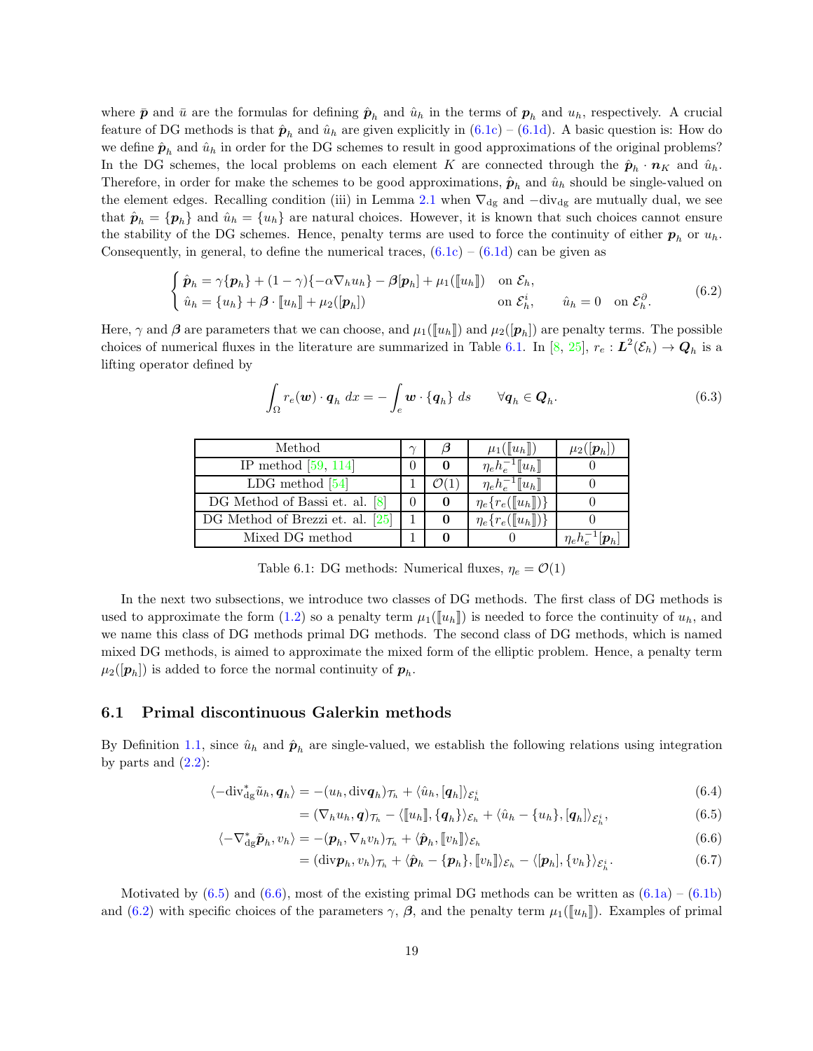where $\bar{\boldsymbol{p}}$ and $\bar{u}$ are the formulas for defining $\hat{\boldsymbol{p}}_h$ and $\hat{u}_h$ in the terms of $\boldsymbol{p}_h$ and $u_h$, respectively. A crucial feature of DG methods is that $\hat{\boldsymbol{p}}_h$ and $\hat{u}_h$ are given explicitly in (6.1c) – (6.1d). A basic question is: How do we define $\hat{\boldsymbol{p}}_h$ and $\hat{u}_h$ in order for the DG schemes to result in good approximations of the original problems? In the DG schemes, the local problems on each element $K$ are connected through the $\hat{\boldsymbol{p}}_h \cdot \boldsymbol{n}_K$ and $\hat{u}_h$. Therefore, in order for make the schemes to be good approximations, $\hat{\boldsymbol{p}}_h$ and $\hat{u}_h$ should be single-valued on the element edges. Recalling condition (iii) in Lemma 2.1 when $\nabla_{\rm dg}$ and $-{\rm div}_{\rm dg}$ are mutually dual, we see that $\hat{\boldsymbol{p}}_h = \{\boldsymbol{p}_h\}$ and $\hat{u}_h = \{u_h\}$ are natural choices. However, it is known that such choices cannot ensure the stability of the DG schemes. Hence, penalty terms are used to force the continuity of either $\boldsymbol{p}_h$ or $u_h$. Consequently, in general, to define the numerical traces, (6.1c) – (6.1d) can be given as

$$
\begin{cases}
\hat{\boldsymbol{p}}_h = \gamma\{\boldsymbol{p}_h\} + (1-\gamma)\{-\alpha\nabla_h u_h\} - \boldsymbol{\beta}[\boldsymbol{p}_h] + \mu_1([\![u_h]\!]) & \text{on } \mathcal{E}_h, \\
\hat{u}_h = \{u_h\} + \boldsymbol{\beta}\cdot[\![u_h]\!] + \mu_2([\boldsymbol{p}_h]) & \text{on } \mathcal{E}_h^i, \qquad \hat{u}_h = 0 \quad \text{on } \mathcal{E}_h^\partial.
\end{cases}
\tag{6.2}
$$

Here, $\gamma$ and $\boldsymbol{\beta}$ are parameters that we can choose, and $\mu_1([\![u_h]\!])$ and $\mu_2([\boldsymbol{p}_h])$ are penalty terms. The possible choices of numerical fluxes in the literature are summarized in Table 6.1. In [8, 25], $r_e : \boldsymbol{L}^2(\mathcal{E}_h) \to \boldsymbol{Q}_h$ is a lifting operator defined by

$$
\int_\Omega r_e(\boldsymbol{w})\cdot \boldsymbol{q}_h \, dx = -\int_e \boldsymbol{w}\cdot\{\boldsymbol{q}_h\}\, ds \qquad \forall \boldsymbol{q}_h \in \boldsymbol{Q}_h.
\tag{6.3}
$$

| Method | $\gamma$ | $\boldsymbol{\beta}$ | $\mu_1([\![u_h]\!])$ | $\mu_2([\boldsymbol{p}_h])$ |
|---|---|---|---|---|
| IP method [59, 114] | 0 | $\boldsymbol{0}$ | $\eta_e h_e^{-1}[\![u_h]\!]$ | 0 |
| LDG method [54] | 1 | $\mathcal{O}(1)$ | $\eta_e h_e^{-1}[\![u_h]\!]$ | 0 |
| DG Method of Bassi et. al. [8] | 0 | $\boldsymbol{0}$ | $\eta_e\{r_e([\![u_h]\!])\}$ | 0 |
| DG Method of Brezzi et. al. [25] | 1 | $\boldsymbol{0}$ | $\eta_e\{r_e([\![u_h]\!])\}$ | 0 |
| Mixed DG method | 1 | $\boldsymbol{0}$ | 0 | $\eta_e h_e^{-1}[\boldsymbol{p}_h]$ |

Table 6.1: DG methods: Numerical fluxes, $\eta_e = \mathcal{O}(1)$

In the next two subsections, we introduce two classes of DG methods. The first class of DG methods is used to approximate the form (1.2) so a penalty term $\mu_1([\![u_h]\!])$ is needed to force the continuity of $u_h$, and we name this class of DG methods primal DG methods. The second class of DG methods, which is named mixed DG methods, is aimed to approximate the mixed form of the elliptic problem. Hence, a penalty term $\mu_2([\boldsymbol{p}_h])$ is added to force the normal continuity of $\boldsymbol{p}_h$.

## 6.1 Primal discontinuous Galerkin methods

By Definition 1.1, since $\hat{u}_h$ and $\hat{\boldsymbol{p}}_h$ are single-valued, we establish the following relations using integration by parts and (2.2):

$$
\langle -{\rm div}_{\rm dg}^* \tilde{u}_h, \boldsymbol{q}_h\rangle = -(u_h, {\rm div}\boldsymbol{q}_h)_{\mathcal{T}_h} + \langle \hat{u}_h, [\boldsymbol{q}_h]\rangle_{\mathcal{E}_h^i}
\tag{6.4}
$$

$$
= (\nabla_h u_h, \boldsymbol{q})_{\mathcal{T}_h} - \langle [\![u_h]\!], \{\boldsymbol{q}_h\}\rangle_{\mathcal{E}_h} + \langle \hat{u}_h - \{u_h\}, [\boldsymbol{q}_h]\rangle_{\mathcal{E}_h^i},
\tag{6.5}
$$

$$
\langle -\nabla_{\rm dg}^* \tilde{\boldsymbol{p}}_h, v_h\rangle = -(\boldsymbol{p}_h, \nabla_h v_h)_{\mathcal{T}_h} + \langle \hat{\boldsymbol{p}}_h, [\![v_h]\!]\rangle_{\mathcal{E}_h}
\tag{6.6}
$$

$$
= ({\rm div}\boldsymbol{p}_h, v_h)_{\mathcal{T}_h} + \langle \hat{\boldsymbol{p}}_h - \{\boldsymbol{p}_h\}, [\![v_h]\!]\rangle_{\mathcal{E}_h} - \langle [\boldsymbol{p}_h], \{v_h\}\rangle_{\mathcal{E}_h^i}.
\tag{6.7}
$$

Motivated by (6.5) and (6.6), most of the existing primal DG methods can be written as (6.1a) – (6.1b) and (6.2) with specific choices of the parameters $\gamma$, $\boldsymbol{\beta}$, and the penalty term $\mu_1([\![u_h]\!])$. Examples of primal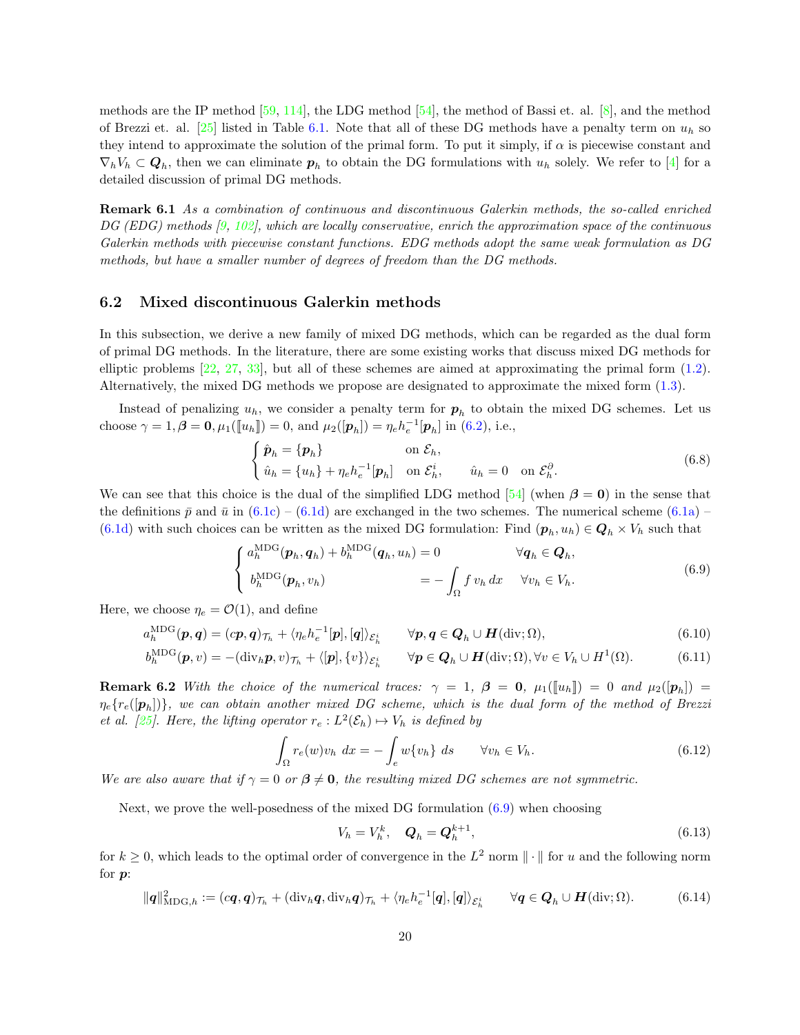methods are the IP method [59, 114], the LDG method [54], the method of Bassi et. al. [8], and the method of Brezzi et. al. [25] listed in Table 6.1. Note that all of these DG methods have a penalty term on $u_h$ so they intend to approximate the solution of the primal form. To put it simply, if $\alpha$ is piecewise constant and $\nabla_h V_h \subset \boldsymbol{Q}_h$, then we can eliminate $\boldsymbol{p}_h$ to obtain the DG formulations with $u_h$ solely. We refer to [4] for a detailed discussion of primal DG methods.

**Remark 6.1** *As a combination of continuous and discontinuous Galerkin methods, the so-called enriched DG (EDG) methods [9, 102], which are locally conservative, enrich the approximation space of the continuous Galerkin methods with piecewise constant functions. EDG methods adopt the same weak formulation as DG methods, but have a smaller number of degrees of freedom than the DG methods.*

## 6.2 Mixed discontinuous Galerkin methods

In this subsection, we derive a new family of mixed DG methods, which can be regarded as the dual form of primal DG methods. In the literature, there are some existing works that discuss mixed DG methods for elliptic problems [22, 27, 33], but all of these schemes are aimed at approximating the primal form (1.2). Alternatively, the mixed DG methods we propose are designated to approximate the mixed form (1.3).

Instead of penalizing $u_h$, we consider a penalty term for $\boldsymbol{p}_h$ to obtain the mixed DG schemes. Let us choose $\gamma = 1, \boldsymbol{\beta} = \boldsymbol{0}, \mu_1([\![u_h]\!]) = 0$, and $\mu_2([\boldsymbol{p}_h]) = \eta_e h_e^{-1}[\boldsymbol{p}_h]$ in (6.2), i.e.,

$$
\begin{cases}
\hat{\boldsymbol{p}}_h = \{\boldsymbol{p}_h\} & \text{on } \mathcal{E}_h, \\
\hat{u}_h = \{u_h\} + \eta_e h_e^{-1}[\boldsymbol{p}_h] \quad \text{on } \mathcal{E}_h^i, & \hat{u}_h = 0 \quad \text{on } \mathcal{E}_h^\partial.
\end{cases}
\tag{6.8}
$$

We can see that this choice is the dual of the simplified LDG method [54] (when $\boldsymbol{\beta} = \boldsymbol{0}$) in the sense that the definitions $\bar{p}$ and $\bar{u}$ in (6.1c) – (6.1d) are exchanged in the two schemes. The numerical scheme (6.1a) – (6.1d) with such choices can be written as the mixed DG formulation: Find $(\boldsymbol{p}_h, u_h) \in \boldsymbol{Q}_h \times V_h$ such that

$$
\begin{cases}
a_h^{\mathrm{MDG}}(\boldsymbol{p}_h, \boldsymbol{q}_h) + b_h^{\mathrm{MDG}}(\boldsymbol{q}_h, u_h) = 0 & \forall \boldsymbol{q}_h \in \boldsymbol{Q}_h, \\
b_h^{\mathrm{MDG}}(\boldsymbol{p}_h, v_h) = -\displaystyle\int_\Omega f\, v_h \, dx & \forall v_h \in V_h.
\end{cases}
\tag{6.9}
$$

Here, we choose $\eta_e = \mathcal{O}(1)$, and define

$$
a_h^{\mathrm{MDG}}(\boldsymbol{p}, \boldsymbol{q}) = (c\boldsymbol{p}, \boldsymbol{q})_{\mathcal{T}_h} + \langle \eta_e h_e^{-1}[\boldsymbol{p}], [\boldsymbol{q}] \rangle_{\mathcal{E}_h^i} \qquad \forall \boldsymbol{p}, \boldsymbol{q} \in \boldsymbol{Q}_h \cup \boldsymbol{H}(\mathrm{div}; \Omega), \tag{6.10}
$$

$$
b_h^{\mathrm{MDG}}(\boldsymbol{p}, v) = -(\mathrm{div}_h \boldsymbol{p}, v)_{\mathcal{T}_h} + \langle [\boldsymbol{p}], \{v\} \rangle_{\mathcal{E}_h^i} \qquad \forall \boldsymbol{p} \in \boldsymbol{Q}_h \cup \boldsymbol{H}(\mathrm{div}; \Omega), \forall v \in V_h \cup H^1(\Omega). \tag{6.11}
$$

**Remark 6.2** *With the choice of the numerical traces: $\gamma = 1$, $\boldsymbol{\beta} = \boldsymbol{0}$, $\mu_1([\![u_h]\!]) = 0$ and $\mu_2([\boldsymbol{p}_h]) = \eta_e\{r_e([\boldsymbol{p}_h])\}$, we can obtain another mixed DG scheme, which is the dual form of the method of Brezzi et al. [25]. Here, the lifting operator $r_e : L^2(\mathcal{E}_h) \mapsto V_h$ is defined by*

$$
\int_\Omega r_e(w) v_h \, dx = -\int_e w\{v_h\} \, ds \qquad \forall v_h \in V_h. \tag{6.12}
$$

*We are also aware that if $\gamma = 0$ or $\boldsymbol{\beta} \neq \boldsymbol{0}$, the resulting mixed DG schemes are not symmetric.*

Next, we prove the well-posedness of the mixed DG formulation (6.9) when choosing

$$
V_h = V_h^k, \quad \boldsymbol{Q}_h = \boldsymbol{Q}_h^{k+1}, \tag{6.13}
$$

for $k \geq 0$, which leads to the optimal order of convergence in the $L^2$ norm $\|\cdot\|$ for $u$ and the following norm for $\boldsymbol{p}$:

$$
\|\boldsymbol{q}\|_{\mathrm{MDG},h}^2 := (c\boldsymbol{q}, \boldsymbol{q})_{\mathcal{T}_h} + (\mathrm{div}_h \boldsymbol{q}, \mathrm{div}_h \boldsymbol{q})_{\mathcal{T}_h} + \langle \eta_e h_e^{-1}[\boldsymbol{q}], [\boldsymbol{q}] \rangle_{\mathcal{E}_h^i} \qquad \forall \boldsymbol{q} \in \boldsymbol{Q}_h \cup \boldsymbol{H}(\mathrm{div}; \Omega). \tag{6.14}
$$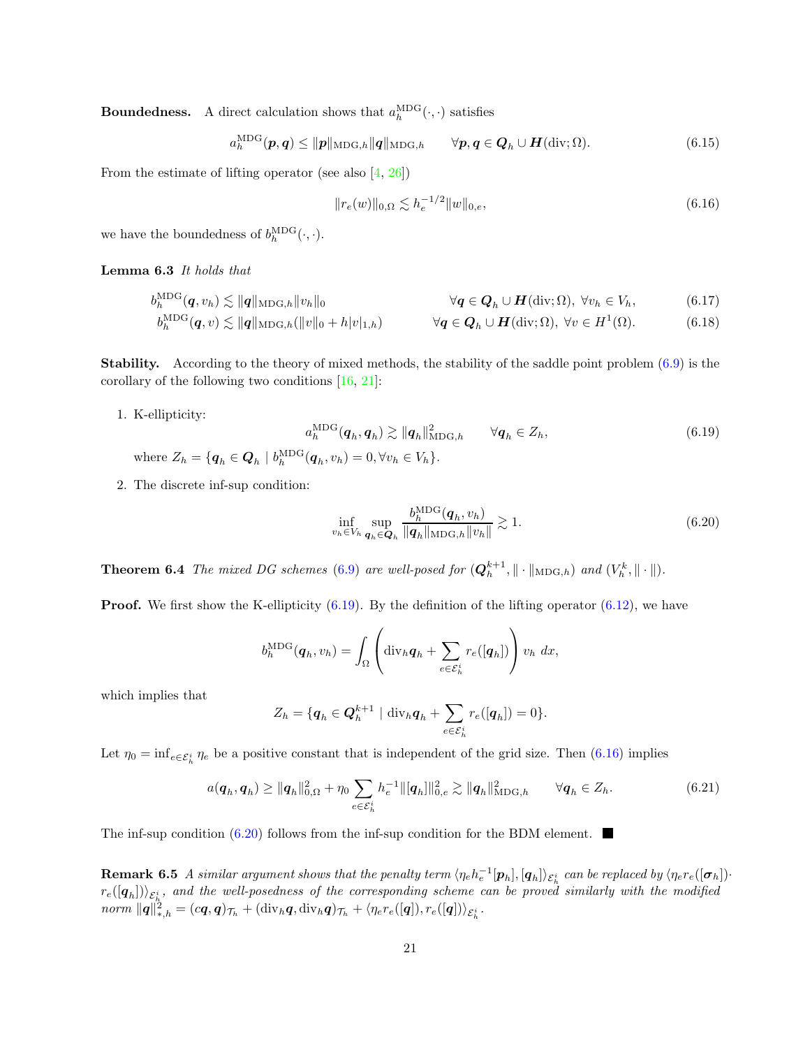**Boundedness.** A direct calculation shows that $a_h^{\mathrm{MDG}}(\cdot,\cdot)$ satisfies

$$a_h^{\mathrm{MDG}}(\boldsymbol{p},\boldsymbol{q}) \le \|\boldsymbol{p}\|_{\mathrm{MDG},h}\|\boldsymbol{q}\|_{\mathrm{MDG},h} \qquad \forall \boldsymbol{p},\boldsymbol{q}\in \boldsymbol{Q}_h\cup \boldsymbol{H}(\mathrm{div};\Omega). \tag{6.15}$$

From the estimate of lifting operator (see also [4, 26])

$$\|r_e(w)\|_{0,\Omega} \lesssim h_e^{-1/2}\|w\|_{0,e}, \tag{6.16}$$

we have the boundedness of $b_h^{\mathrm{MDG}}(\cdot,\cdot)$.

**Lemma 6.3** *It holds that*

$$b_h^{\mathrm{MDG}}(\boldsymbol{q},v_h) \lesssim \|\boldsymbol{q}\|_{\mathrm{MDG},h}\|v_h\|_0 \qquad \forall \boldsymbol{q}\in \boldsymbol{Q}_h\cup \boldsymbol{H}(\mathrm{div};\Omega),\ \forall v_h\in V_h, \tag{6.17}$$

$$b_h^{\mathrm{MDG}}(\boldsymbol{q},v) \lesssim \|\boldsymbol{q}\|_{\mathrm{MDG},h}(\|v\|_0 + h|v|_{1,h}) \qquad \forall \boldsymbol{q}\in \boldsymbol{Q}_h\cup \boldsymbol{H}(\mathrm{div};\Omega),\ \forall v\in H^1(\Omega). \tag{6.18}$$

**Stability.** According to the theory of mixed methods, the stability of the saddle point problem (6.9) is the corollary of the following two conditions [16, 21]:

1. K-ellipticity:
$$a_h^{\mathrm{MDG}}(\boldsymbol{q}_h,\boldsymbol{q}_h) \gtrsim \|\boldsymbol{q}_h\|^2_{\mathrm{MDG},h} \qquad \forall \boldsymbol{q}_h\in Z_h, \tag{6.19}$$
where $Z_h = \{\boldsymbol{q}_h\in \boldsymbol{Q}_h \mid b_h^{\mathrm{MDG}}(\boldsymbol{q}_h,v_h)=0, \forall v_h\in V_h\}$.

2. The discrete inf-sup condition:
$$\inf_{v_h\in V_h}\sup_{\boldsymbol{q}_h\in \boldsymbol{Q}_h}\frac{b_h^{\mathrm{MDG}}(\boldsymbol{q}_h,v_h)}{\|\boldsymbol{q}_h\|_{\mathrm{MDG},h}\|v_h\|} \gtrsim 1. \tag{6.20}$$

**Theorem 6.4** *The mixed DG schemes (6.9) are well-posed for $(\boldsymbol{Q}_h^{k+1},\|\cdot\|_{\mathrm{MDG},h})$ and $(V_h^k,\|\cdot\|)$.*

**Proof.** We first show the K-ellipticity (6.19). By the definition of the lifting operator (6.12), we have

$$b_h^{\mathrm{MDG}}(\boldsymbol{q}_h,v_h) = \int_\Omega \left(\mathrm{div}_h\boldsymbol{q}_h + \sum_{e\in\mathcal{E}_h^i} r_e([\boldsymbol{q}_h])\right) v_h\,dx,$$

which implies that

$$Z_h = \{\boldsymbol{q}_h\in \boldsymbol{Q}_h^{k+1} \mid \mathrm{div}_h\boldsymbol{q}_h + \sum_{e\in\mathcal{E}_h^i} r_e([\boldsymbol{q}_h]) = 0\}.$$

Let $\eta_0 = \inf_{e\in\mathcal{E}_h^i}\eta_e$ be a positive constant that is independent of the grid size. Then (6.16) implies

$$a(\boldsymbol{q}_h,\boldsymbol{q}_h) \ge \|\boldsymbol{q}_h\|^2_{0,\Omega} + \eta_0\sum_{e\in\mathcal{E}_h^i} h_e^{-1}\|[\boldsymbol{q}_h]\|^2_{0,e} \gtrsim \|\boldsymbol{q}_h\|^2_{\mathrm{MDG},h} \qquad \forall \boldsymbol{q}_h\in Z_h. \tag{6.21}$$

The inf-sup condition (6.20) follows from the inf-sup condition for the BDM element. ■

**Remark 6.5** *A similar argument shows that the penalty term $\langle \eta_e h_e^{-1}[\boldsymbol{p}_h],[\boldsymbol{q}_h]\rangle_{\mathcal{E}_h^i}$ can be replaced by $\langle \eta_e r_e([\boldsymbol{\sigma}_h])\cdot r_e([\boldsymbol{q}_h])\rangle_{\mathcal{E}_h^i}$, and the well-posedness of the corresponding scheme can be proved similarly with the modified norm $\|\boldsymbol{q}\|^2_{*,h} = (c\boldsymbol{q},\boldsymbol{q})_{\mathcal{T}_h} + (\mathrm{div}_h\boldsymbol{q},\mathrm{div}_h\boldsymbol{q})_{\mathcal{T}_h} + \langle \eta_e r_e([\boldsymbol{q}]), r_e([\boldsymbol{q}])\rangle_{\mathcal{E}_h^i}$.*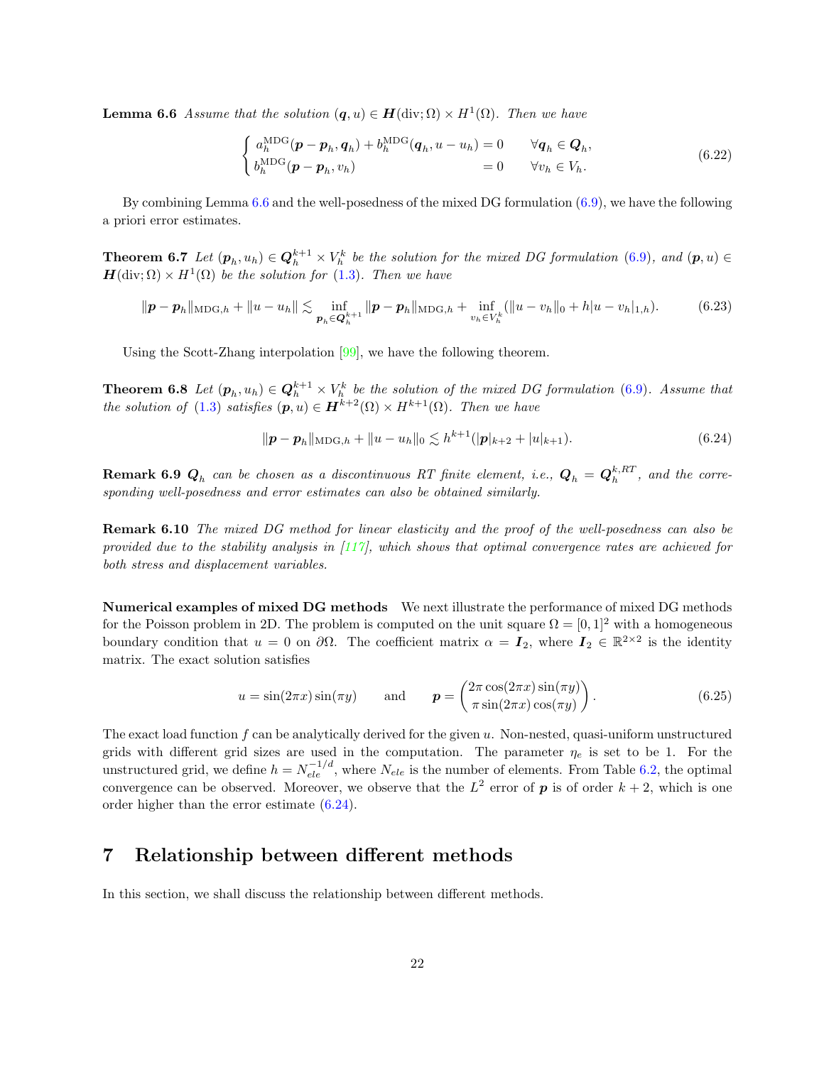**Lemma 6.6** *Assume that the solution $(\boldsymbol{q}, u) \in \boldsymbol{H}(\text{div}; \Omega) \times H^1(\Omega)$. Then we have*

$$
\begin{cases} a_h^{\text{MDG}}(\boldsymbol{p} - \boldsymbol{p}_h, \boldsymbol{q}_h) + b_h^{\text{MDG}}(\boldsymbol{q}_h, u - u_h) = 0 & \forall \boldsymbol{q}_h \in \boldsymbol{Q}_h, \\ b_h^{\text{MDG}}(\boldsymbol{p} - \boldsymbol{p}_h, v_h) = 0 & \forall v_h \in V_h. \end{cases} \tag{6.22}
$$

By combining Lemma 6.6 and the well-posedness of the mixed DG formulation (6.9), we have the following a priori error estimates.

**Theorem 6.7** *Let $(\boldsymbol{p}_h, u_h) \in \boldsymbol{Q}_h^{k+1} \times V_h^k$ be the solution for the mixed DG formulation (6.9), and $(\boldsymbol{p}, u) \in \boldsymbol{H}(\text{div}; \Omega) \times H^1(\Omega)$ be the solution for (1.3). Then we have*

$$
\|\boldsymbol{p} - \boldsymbol{p}_h\|_{\text{MDG},h} + \|u - u_h\| \lesssim \inf_{\boldsymbol{p}_h \in \boldsymbol{Q}_h^{k+1}} \|\boldsymbol{p} - \boldsymbol{p}_h\|_{\text{MDG},h} + \inf_{v_h \in V_h^k} (\|u - v_h\|_0 + h|u - v_h|_{1,h}). \tag{6.23}
$$

Using the Scott-Zhang interpolation [99], we have the following theorem.

**Theorem 6.8** *Let $(\boldsymbol{p}_h, u_h) \in \boldsymbol{Q}_h^{k+1} \times V_h^k$ be the solution of the mixed DG formulation (6.9). Assume that the solution of (1.3) satisfies $(\boldsymbol{p}, u) \in \boldsymbol{H}^{k+2}(\Omega) \times H^{k+1}(\Omega)$. Then we have*

$$
\|\boldsymbol{p} - \boldsymbol{p}_h\|_{\text{MDG},h} + \|u - u_h\|_0 \lesssim h^{k+1}(|\boldsymbol{p}|_{k+2} + |u|_{k+1}). \tag{6.24}
$$

**Remark 6.9** *$\boldsymbol{Q}_h$ can be chosen as a discontinuous RT finite element, i.e., $\boldsymbol{Q}_h = \boldsymbol{Q}_h^{k,RT}$, and the corresponding well-posedness and error estimates can also be obtained similarly.*

**Remark 6.10** *The mixed DG method for linear elasticity and the proof of the well-posedness can also be provided due to the stability analysis in [117], which shows that optimal convergence rates are achieved for both stress and displacement variables.*

**Numerical examples of mixed DG methods** We next illustrate the performance of mixed DG methods for the Poisson problem in 2D. The problem is computed on the unit square $\Omega = [0, 1]^2$ with a homogeneous boundary condition that $u = 0$ on $\partial\Omega$. The coefficient matrix $\alpha = \boldsymbol{I}_2$, where $\boldsymbol{I}_2 \in \mathbb{R}^{2\times 2}$ is the identity matrix. The exact solution satisfies

$$
u = \sin(2\pi x)\sin(\pi y) \qquad \text{and} \qquad \boldsymbol{p} = \begin{pmatrix} 2\pi\cos(2\pi x)\sin(\pi y) \\ \pi\sin(2\pi x)\cos(\pi y) \end{pmatrix}. \tag{6.25}
$$

The exact load function $f$ can be analytically derived for the given $u$. Non-nested, quasi-uniform unstructured grids with different grid sizes are used in the computation. The parameter $\eta_e$ is set to be 1. For the unstructured grid, we define $h = N_{ele}^{-1/d}$, where $N_{ele}$ is the number of elements. From Table 6.2, the optimal convergence can be observed. Moreover, we observe that the $L^2$ error of $\boldsymbol{p}$ is of order $k+2$, which is one order higher than the error estimate (6.24).

# 7 Relationship between different methods

In this section, we shall discuss the relationship between different methods.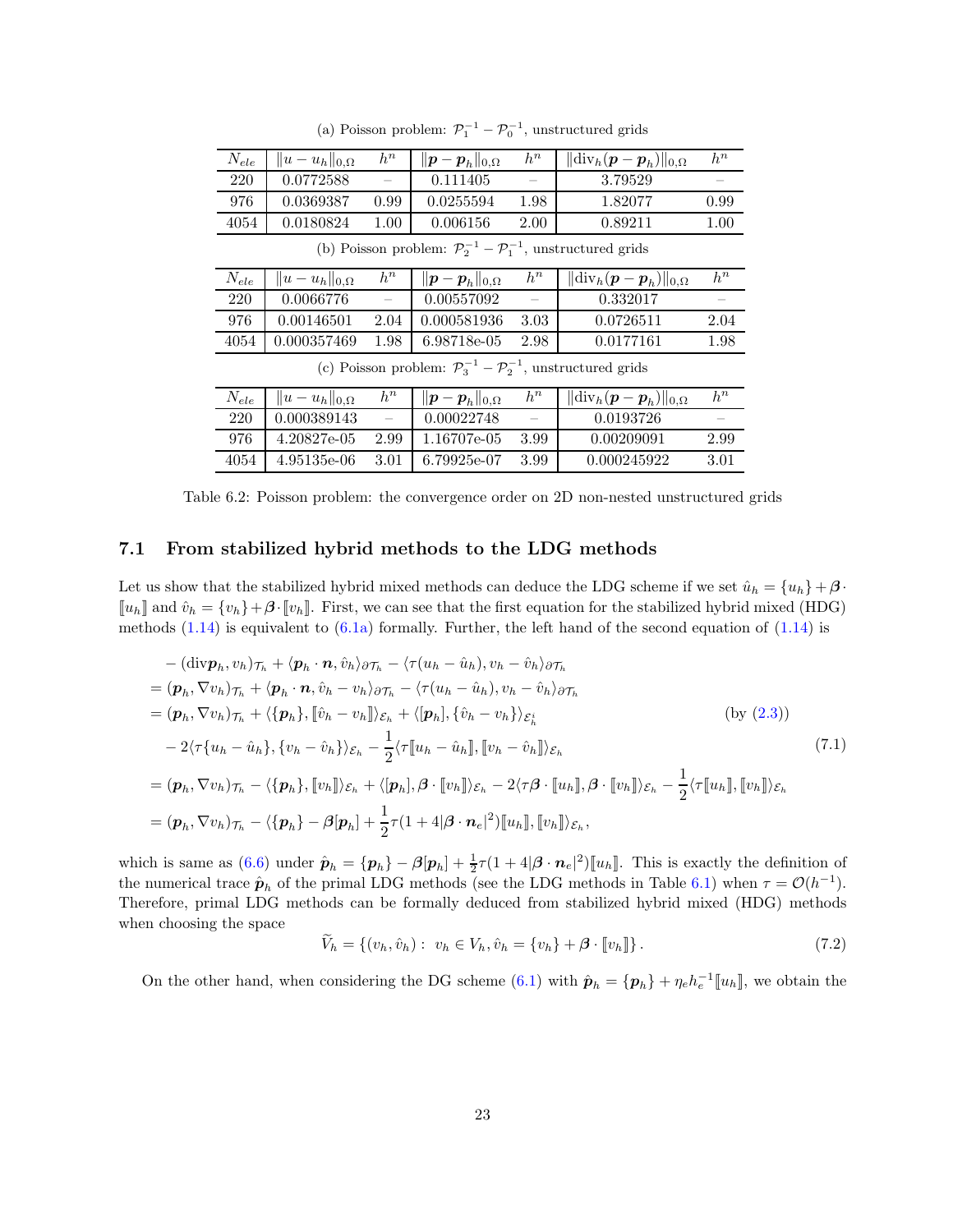(a) Poisson problem: $\mathcal{P}_1^{-1} - \mathcal{P}_0^{-1}$, unstructured grids

| $N_{ele}$ | $\|u-u_h\|_{0,\Omega}$ | $h^n$ | $\|\boldsymbol{p}-\boldsymbol{p}_h\|_{0,\Omega}$ | $h^n$ | $\|\mathrm{div}_h(\boldsymbol{p}-\boldsymbol{p}_h)\|_{0,\Omega}$ | $h^n$ |
|---|---|---|---|---|---|---|
| 220 | 0.0772588 | – | 0.111405 | – | 3.79529 | – |
| 976 | 0.0369387 | 0.99 | 0.0255594 | 1.98 | 1.82077 | 0.99 |
| 4054 | 0.0180824 | 1.00 | 0.006156 | 2.00 | 0.89211 | 1.00 |

(b) Poisson problem: $\mathcal{P}_2^{-1} - \mathcal{P}_1^{-1}$, unstructured grids

| $N_{ele}$ | $\|u-u_h\|_{0,\Omega}$ | $h^n$ | $\|\boldsymbol{p}-\boldsymbol{p}_h\|_{0,\Omega}$ | $h^n$ | $\|\mathrm{div}_h(\boldsymbol{p}-\boldsymbol{p}_h)\|_{0,\Omega}$ | $h^n$ |
|---|---|---|---|---|---|---|
| 220 | 0.0066776 | – | 0.00557092 | – | 0.332017 | – |
| 976 | 0.00146501 | 2.04 | 0.000581936 | 3.03 | 0.0726511 | 2.04 |
| 4054 | 0.000357469 | 1.98 | 6.98718e-05 | 2.98 | 0.0177161 | 1.98 |

(c) Poisson problem: $\mathcal{P}_3^{-1} - \mathcal{P}_2^{-1}$, unstructured grids

| $N_{ele}$ | $\|u-u_h\|_{0,\Omega}$ | $h^n$ | $\|\boldsymbol{p}-\boldsymbol{p}_h\|_{0,\Omega}$ | $h^n$ | $\|\mathrm{div}_h(\boldsymbol{p}-\boldsymbol{p}_h)\|_{0,\Omega}$ | $h^n$ |
|---|---|---|---|---|---|---|
| 220 | 0.000389143 | – | 0.00022748 | – | 0.0193726 | – |
| 976 | 4.20827e-05 | 2.99 | 1.16707e-05 | 3.99 | 0.00209091 | 2.99 |
| 4054 | 4.95135e-06 | 3.01 | 6.79925e-07 | 3.99 | 0.000245922 | 3.01 |

Table 6.2: Poisson problem: the convergence order on 2D non-nested unstructured grids

### 7.1 From stabilized hybrid methods to the LDG methods

Let us show that the stabilized hybrid mixed methods can deduce the LDG scheme if we set $\hat{u}_h = \{u_h\} + \boldsymbol{\beta}\cdot [\![u_h]\!]$ and $\hat{v}_h = \{v_h\} + \boldsymbol{\beta}\cdot[\![v_h]\!]$. First, we can see that the first equation for the stabilized hybrid mixed (HDG) methods (1.14) is equivalent to (6.1a) formally. Further, the left hand of the second equation of (1.14) is

$$
\begin{aligned}
&-(\mathrm{div}\boldsymbol{p}_h, v_h)_{\mathcal{T}_h} + \langle \boldsymbol{p}_h\cdot\boldsymbol{n}, \hat{v}_h\rangle_{\partial\mathcal{T}_h} - \langle \tau(u_h-\hat{u}_h), v_h-\hat{v}_h\rangle_{\partial\mathcal{T}_h}\\
=& (\boldsymbol{p}_h, \nabla v_h)_{\mathcal{T}_h} + \langle \boldsymbol{p}_h\cdot\boldsymbol{n}, \hat{v}_h - v_h\rangle_{\partial\mathcal{T}_h} - \langle \tau(u_h-\hat{u}_h), v_h-\hat{v}_h\rangle_{\partial\mathcal{T}_h}\\
=& (\boldsymbol{p}_h, \nabla v_h)_{\mathcal{T}_h} + \langle \{\boldsymbol{p}_h\}, [\![\hat{v}_h - v_h]\!]\rangle_{\mathcal{E}_h} + \langle [\boldsymbol{p}_h], \{\hat{v}_h - v_h\}\rangle_{\mathcal{E}_h^i} \qquad\qquad \text{(by (2.3))}\\
&- 2\langle \tau\{u_h-\hat{u}_h\}, \{v_h-\hat{v}_h\}\rangle_{\mathcal{E}_h} - \frac{1}{2}\langle \tau[\![u_h-\hat{u}_h]\!], [\![v_h-\hat{v}_h]\!]\rangle_{\mathcal{E}_h}\\
=& (\boldsymbol{p}_h, \nabla v_h)_{\mathcal{T}_h} - \langle \{\boldsymbol{p}_h\}, [\![v_h]\!]\rangle_{\mathcal{E}_h} + \langle [\boldsymbol{p}_h], \boldsymbol{\beta}\cdot[\![v_h]\!]\rangle_{\mathcal{E}_h} - 2\langle \tau\boldsymbol{\beta}\cdot[\![u_h]\!], \boldsymbol{\beta}\cdot[\![v_h]\!]\rangle_{\mathcal{E}_h} - \frac{1}{2}\langle \tau[\![u_h]\!], [\![v_h]\!]\rangle_{\mathcal{E}_h}\\
=& (\boldsymbol{p}_h, \nabla v_h)_{\mathcal{T}_h} - \langle \{\boldsymbol{p}_h\} - \boldsymbol{\beta}[\boldsymbol{p}_h] + \frac{1}{2}\tau(1+4|\boldsymbol{\beta}\cdot\boldsymbol{n}_e|^2)[\![u_h]\!], [\![v_h]\!]\rangle_{\mathcal{E}_h},
\end{aligned}
\tag{7.1}
$$

which is same as (6.6) under $\hat{\boldsymbol{p}}_h = \{\boldsymbol{p}_h\} - \boldsymbol{\beta}[\boldsymbol{p}_h] + \frac{1}{2}\tau(1+4|\boldsymbol{\beta}\cdot\boldsymbol{n}_e|^2)[\![u_h]\!]$. This is exactly the definition of the numerical trace $\hat{\boldsymbol{p}}_h$ of the primal LDG methods (see the LDG methods in Table 6.1) when $\tau = \mathcal{O}(h^{-1})$. Therefore, primal LDG methods can be formally deduced from stabilized hybrid mixed (HDG) methods when choosing the space

$$
\widetilde{V}_h = \{(v_h, \hat{v}_h):\ v_h \in V_h, \hat{v}_h = \{v_h\} + \boldsymbol{\beta}\cdot[\![v_h]\!]\}. \tag{7.2}
$$

On the other hand, when considering the DG scheme (6.1) with $\hat{\boldsymbol{p}}_h = \{\boldsymbol{p}_h\} + \eta_e h_e^{-1}[\![u_h]\!]$, we obtain the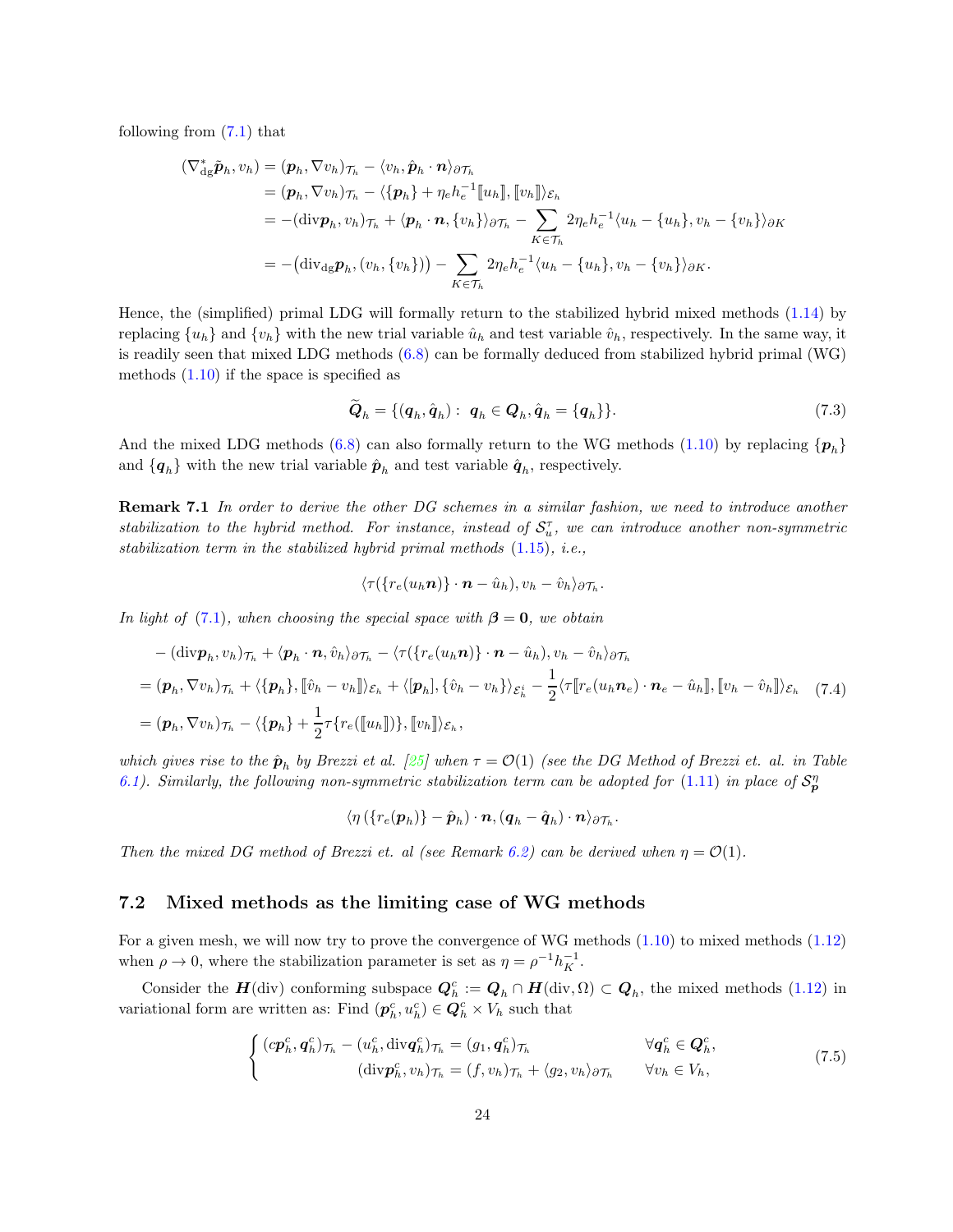following from (7.1) that

$$
\begin{aligned}
(\nabla_{\rm dg}^{*}\tilde{\boldsymbol{p}}_h, v_h) &= (\boldsymbol{p}_h, \nabla v_h)_{\mathcal{T}_h} - \langle v_h, \hat{\boldsymbol{p}}_h\cdot\boldsymbol{n}\rangle_{\partial\mathcal{T}_h}\\
&= (\boldsymbol{p}_h, \nabla v_h)_{\mathcal{T}_h} - \langle \{\boldsymbol{p}_h\} + \eta_e h_e^{-1}[\![u_h]\!], [\![v_h]\!]\rangle_{\mathcal{E}_h}\\
&= -({\rm div}\boldsymbol{p}_h, v_h)_{\mathcal{T}_h} + \langle \boldsymbol{p}_h\cdot\boldsymbol{n}, \{v_h\}\rangle_{\partial\mathcal{T}_h} - \sum_{K\in\mathcal{T}_h} 2\eta_e h_e^{-1}\langle u_h - \{u_h\}, v_h - \{v_h\}\rangle_{\partial K}\\
&= -\big({\rm div}_{\rm dg}\boldsymbol{p}_h, (v_h, \{v_h\})\big) - \sum_{K\in\mathcal{T}_h} 2\eta_e h_e^{-1}\langle u_h - \{u_h\}, v_h - \{v_h\}\rangle_{\partial K}.
\end{aligned}
$$

Hence, the (simplified) primal LDG will formally return to the stabilized hybrid mixed methods (1.14) by replacing $\{u_h\}$ and $\{v_h\}$ with the new trial variable $\hat{u}_h$ and test variable $\hat{v}_h$, respectively. In the same way, it is readily seen that mixed LDG methods (6.8) can be formally deduced from stabilized hybrid primal (WG) methods (1.10) if the space is specified as

$$
\widetilde{\boldsymbol{Q}}_h = \{(\boldsymbol{q}_h, \hat{\boldsymbol{q}}_h):\ \boldsymbol{q}_h \in \boldsymbol{Q}_h, \hat{\boldsymbol{q}}_h = \{\boldsymbol{q}_h\}\}. \tag{7.3}
$$

And the mixed LDG methods (6.8) can also formally return to the WG methods (1.10) by replacing $\{\boldsymbol{p}_h\}$ and $\{\boldsymbol{q}_h\}$ with the new trial variable $\hat{\boldsymbol{p}}_h$ and test variable $\hat{\boldsymbol{q}}_h$, respectively.

**Remark 7.1** *In order to derive the other DG schemes in a similar fashion, we need to introduce another stabilization to the hybrid method. For instance, instead of $\mathcal{S}_u^{\tau}$, we can introduce another non-symmetric stabilization term in the stabilized hybrid primal methods (1.15), i.e.,*

$$
\langle \tau(\{r_e(u_h\boldsymbol{n})\}\cdot\boldsymbol{n} - \hat{u}_h), v_h - \hat{v}_h\rangle_{\partial\mathcal{T}_h}.
$$

*In light of (7.1), when choosing the special space with $\boldsymbol{\beta} = \boldsymbol{0}$, we obtain*

$$
\begin{aligned}
&-({\rm div}\boldsymbol{p}_h, v_h)_{\mathcal{T}_h} + \langle \boldsymbol{p}_h\cdot\boldsymbol{n}, \hat{v}_h\rangle_{\partial\mathcal{T}_h} - \langle \tau(\{r_e(u_h\boldsymbol{n})\}\cdot\boldsymbol{n} - \hat{u}_h), v_h - \hat{v}_h\rangle_{\partial\mathcal{T}_h}\\
=& (\boldsymbol{p}_h, \nabla v_h)_{\mathcal{T}_h} + \langle\{\boldsymbol{p}_h\}, [\![\hat{v}_h - v_h]\!]\rangle_{\mathcal{E}_h} + \langle[\boldsymbol{p}_h], \{\hat{v}_h - v_h\}\rangle_{\mathcal{E}_h^i} - \frac{1}{2}\langle\tau[\![r_e(u_h\boldsymbol{n}_e)\cdot\boldsymbol{n}_e - \hat{u}_h]\!], [\![v_h - \hat{v}_h]\!]\rangle_{\mathcal{E}_h}\\
=& (\boldsymbol{p}_h, \nabla v_h)_{\mathcal{T}_h} - \langle\{\boldsymbol{p}_h\} + \frac{1}{2}\tau\{r_e([\![u_h]\!])\}, [\![v_h]\!]\rangle_{\mathcal{E}_h},
\end{aligned} \tag{7.4}
$$

*which gives rise to the $\hat{\boldsymbol{p}}_h$ by Brezzi et al. [25] when $\tau = \mathcal{O}(1)$ (see the DG Method of Brezzi et. al. in Table 6.1). Similarly, the following non-symmetric stabilization term can be adopted for (1.11) in place of $\mathcal{S}_{\boldsymbol{p}}^{\eta}$*

$$
\langle \eta\left(\{r_e(\boldsymbol{p}_h)\} - \hat{\boldsymbol{p}}_h\right)\cdot\boldsymbol{n}, (\boldsymbol{q}_h - \hat{\boldsymbol{q}}_h)\cdot\boldsymbol{n}\rangle_{\partial\mathcal{T}_h}.
$$

*Then the mixed DG method of Brezzi et. al (see Remark 6.2) can be derived when $\eta = \mathcal{O}(1)$.*

### 7.2 Mixed methods as the limiting case of WG methods

For a given mesh, we will now try to prove the convergence of WG methods (1.10) to mixed methods (1.12) when $\rho \to 0$, where the stabilization parameter is set as $\eta = \rho^{-1}h_K^{-1}$.

Consider the $\boldsymbol{H}({\rm div})$ conforming subspace $\boldsymbol{Q}_h^c := \boldsymbol{Q}_h \cap \boldsymbol{H}({\rm div}, \Omega) \subset \boldsymbol{Q}_h$, the mixed methods (1.12) in variational form are written as: Find $(\boldsymbol{p}_h^c, u_h^c) \in \boldsymbol{Q}_h^c \times V_h$ such that

$$
\left\{
\begin{aligned}
(c\boldsymbol{p}_h^c, \boldsymbol{q}_h^c)_{\mathcal{T}_h} - (u_h^c, {\rm div}\boldsymbol{q}_h^c)_{\mathcal{T}_h} &= (g_1, \boldsymbol{q}_h^c)_{\mathcal{T}_h} && \forall \boldsymbol{q}_h^c \in \boldsymbol{Q}_h^c,\\
({\rm div}\boldsymbol{p}_h^c, v_h)_{\mathcal{T}_h} &= (f, v_h)_{\mathcal{T}_h} + \langle g_2, v_h\rangle_{\partial\mathcal{T}_h} && \forall v_h \in V_h,
\end{aligned}
\right. \tag{7.5}
$$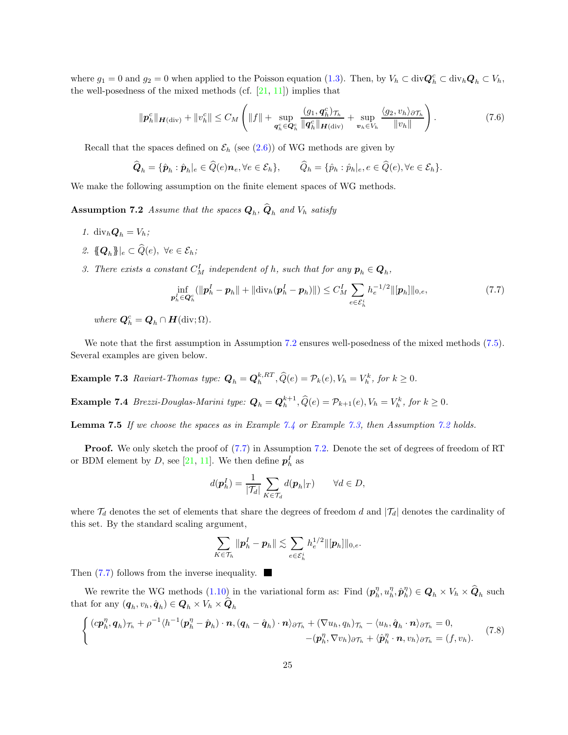where $g_1 = 0$ and $g_2 = 0$ when applied to the Poisson equation (1.3). Then, by $V_h \subset \mathrm{div}\boldsymbol{Q}_h^c \subset \mathrm{div}_h\boldsymbol{Q}_h \subset V_h$, the well-posedness of the mixed methods (cf. [21, 11]) implies that

$$
\|\boldsymbol{p}_h^c\|_{\boldsymbol{H}(\mathrm{div})} + \|v_h^c\| \le C_M \left( \|f\| + \sup_{\boldsymbol{q}_h^c \in \boldsymbol{Q}_h^c} \frac{(g_1, \boldsymbol{q}_h^c)_{\mathcal{T}_h}}{\|\boldsymbol{q}_h^c\|_{\boldsymbol{H}(\mathrm{div})}} + \sup_{v_h \in V_h} \frac{\langle g_2, v_h\rangle_{\partial\mathcal{T}_h}}{\|v_h\|} \right). \tag{7.6}
$$

Recall that the spaces defined on $\mathcal{E}_h$ (see (2.6)) of WG methods are given by

$$
\widehat{\boldsymbol{Q}}_h = \{\hat{\boldsymbol{p}}_h : \hat{\boldsymbol{p}}_h|_e \in \widehat{Q}(e)\boldsymbol{n}_e, \forall e \in \mathcal{E}_h\}, \qquad \widehat{Q}_h = \{\hat{p}_h : \hat{p}_h|_e, e \in \widehat{Q}(e), \forall e \in \mathcal{E}_h\}.
$$

We make the following assumption on the finite element spaces of WG methods.

**Assumption 7.2** *Assume that the spaces $\boldsymbol{Q}_h$, $\widehat{\boldsymbol{Q}}_h$ and $V_h$ satisfy*

1. $\mathrm{div}_h\boldsymbol{Q}_h = V_h$;
2. $\{\!\!\{\boldsymbol{Q}_h\}\!\!\}|_e \subset \widehat{Q}(e), \ \forall e \in \mathcal{E}_h$;
3. *There exists a constant $C_M^I$ independent of $h$, such that for any $\boldsymbol{p}_h \in \boldsymbol{Q}_h$,*

$$
\inf_{\boldsymbol{p}_h^I \in \boldsymbol{Q}_h^c} (\|\boldsymbol{p}_h^I - \boldsymbol{p}_h\| + \|\mathrm{div}_h(\boldsymbol{p}_h^I - \boldsymbol{p}_h)\|) \le C_M^I \sum_{e\in\mathcal{E}_h^i} h_e^{-1/2}\|[\boldsymbol{p}_h]\|_{0,e}, \tag{7.7}
$$

*where $\boldsymbol{Q}_h^c = \boldsymbol{Q}_h \cap \boldsymbol{H}(\mathrm{div};\Omega)$.*

We note that the first assumption in Assumption 7.2 ensures well-posedness of the mixed methods (7.5). Several examples are given below.

**Example 7.3** *Raviart-Thomas type: $\boldsymbol{Q}_h = \boldsymbol{Q}_h^{k,RT}, \widehat{Q}(e) = \mathcal{P}_k(e), V_h = V_h^k$, for $k \ge 0$.*

**Example 7.4** *Brezzi-Douglas-Marini type: $\boldsymbol{Q}_h = \boldsymbol{Q}_h^{k+1}, \widehat{Q}(e) = \mathcal{P}_{k+1}(e), V_h = V_h^k$, for $k \ge 0$.*

**Lemma 7.5** *If we choose the spaces as in Example 7.4 or Example 7.3, then Assumption 7.2 holds.*

**Proof.** We only sketch the proof of (7.7) in Assumption 7.2. Denote the set of degrees of freedom of RT or BDM element by $D$, see [21, 11]. We then define $\boldsymbol{p}_h^I$ as

$$
d(\boldsymbol{p}_h^I) = \frac{1}{|\mathcal{T}_d|}\sum_{K\in\mathcal{T}_d} d(\boldsymbol{p}_h|_T) \qquad \forall d \in D,
$$

where $\mathcal{T}_d$ denotes the set of elements that share the degrees of freedom $d$ and $|\mathcal{T}_d|$ denotes the cardinality of this set. By the standard scaling argument,

$$
\sum_{K\in\mathcal{T}_h} \|\boldsymbol{p}_h^I - \boldsymbol{p}_h\| \lesssim \sum_{e\in\mathcal{E}_h^i} h_e^{1/2}\|[\boldsymbol{p}_h]\|_{0,e}.
$$

Then (7.7) follows from the inverse inequality. ∎

We rewrite the WG methods (1.10) in the variational form as: Find $(\boldsymbol{p}_h^\eta, u_h^\eta, \hat{\boldsymbol{p}}_h^\eta) \in \boldsymbol{Q}_h \times V_h \times \widehat{\boldsymbol{Q}}_h$ such that for any $(\boldsymbol{q}_h, v_h, \hat{\boldsymbol{q}}_h) \in \boldsymbol{Q}_h \times V_h \times \widehat{\boldsymbol{Q}}_h$

$$
\left\{
\begin{aligned}
(c\boldsymbol{p}_h^\eta, \boldsymbol{q}_h)_{\mathcal{T}_h} + \rho^{-1}\langle h^{-1}(\boldsymbol{p}_h^\eta - \hat{\boldsymbol{p}}_h)\cdot\boldsymbol{n}, (\boldsymbol{q}_h - \hat{\boldsymbol{q}}_h)\cdot\boldsymbol{n}\rangle_{\partial\mathcal{T}_h} + (\nabla u_h, q_h)_{\mathcal{T}_h} - \langle u_h, \hat{\boldsymbol{q}}_h\cdot\boldsymbol{n}\rangle_{\partial\mathcal{T}_h} &= 0,\\
-(\boldsymbol{p}_h^\eta, \nabla v_h)_{\partial\mathcal{T}_h} + \langle\hat{\boldsymbol{p}}_h^\eta\cdot\boldsymbol{n}, v_h\rangle_{\partial\mathcal{T}_h} &= (f, v_h).
\end{aligned}
\right. \tag{7.8}
$$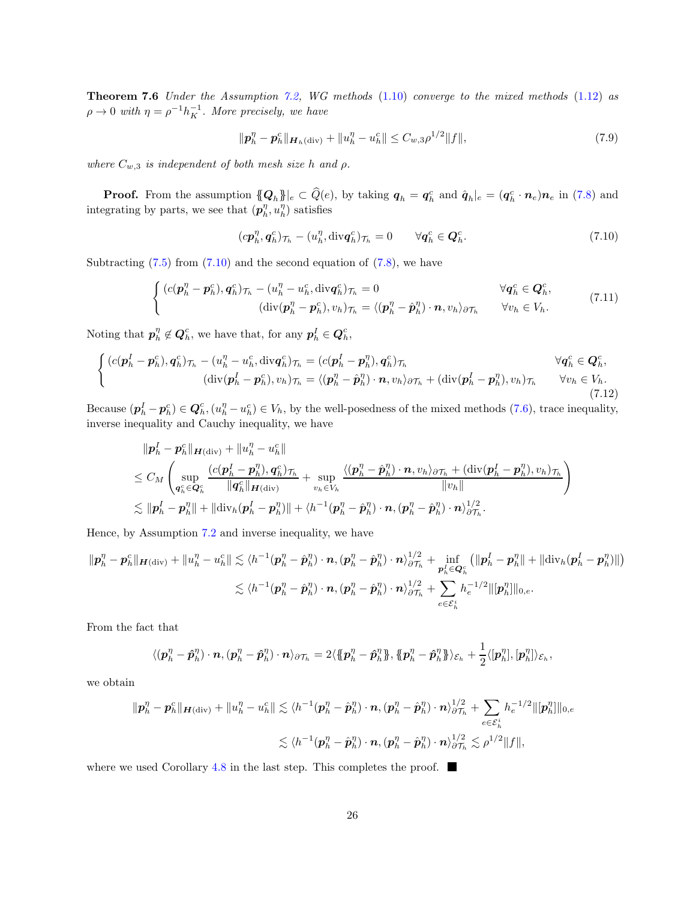**Theorem 7.6** *Under the Assumption 7.2, WG methods (1.10) converge to the mixed methods (1.12) as $\rho \to 0$ with $\eta = \rho^{-1} h_K^{-1}$. More precisely, we have*

$$
\|\boldsymbol{p}_h^\eta - \boldsymbol{p}_h^c\|_{\boldsymbol{H}_h(\mathrm{div})} + \|u_h^\eta - u_h^c\| \le C_{w,3}\rho^{1/2}\|f\|, \tag{7.9}
$$

*where $C_{w,3}$ is independent of both mesh size $h$ and $\rho$.*

**Proof.** From the assumption $\{\!\{\boldsymbol{Q}_h\}\!\}|_e \subset \widehat{Q}(e)$, by taking $\boldsymbol{q}_h = \boldsymbol{q}_h^c$ and $\hat{\boldsymbol{q}}_h|_e = (\boldsymbol{q}_h^c \cdot \boldsymbol{n}_e)\boldsymbol{n}_e$ in (7.8) and integrating by parts, we see that $(\boldsymbol{p}_h^\eta, u_h^\eta)$ satisfies

$$
(c\boldsymbol{p}_h^\eta, \boldsymbol{q}_h^c)_{\mathcal{T}_h} - (u_h^\eta, \mathrm{div}\boldsymbol{q}_h^c)_{\mathcal{T}_h} = 0 \qquad \forall \boldsymbol{q}_h^c \in \boldsymbol{Q}_h^c. \tag{7.10}
$$

Subtracting (7.5) from (7.10) and the second equation of (7.8), we have

$$
\begin{cases}
(c(\boldsymbol{p}_h^\eta - \boldsymbol{p}_h^c), \boldsymbol{q}_h^c)_{\mathcal{T}_h} - (u_h^\eta - u_h^c, \mathrm{div}\boldsymbol{q}_h^c)_{\mathcal{T}_h} = 0 & \forall \boldsymbol{q}_h^c \in \boldsymbol{Q}_h^c, \\
(\mathrm{div}(\boldsymbol{p}_h^\eta - \boldsymbol{p}_h^c), v_h)_{\mathcal{T}_h} = \langle (\boldsymbol{p}_h^\eta - \hat{\boldsymbol{p}}_h^\eta)\cdot\boldsymbol{n}, v_h\rangle_{\partial\mathcal{T}_h} & \forall v_h \in V_h.
\end{cases} \tag{7.11}
$$

Noting that $\boldsymbol{p}_h^\eta \notin \boldsymbol{Q}_h^c$, we have that, for any $\boldsymbol{p}_h^I \in \boldsymbol{Q}_h^c$,

$$
\begin{cases}
(c(\boldsymbol{p}_h^I - \boldsymbol{p}_h^c), \boldsymbol{q}_h^c)_{\mathcal{T}_h} - (u_h^\eta - u_h^c, \mathrm{div}\boldsymbol{q}_h^c)_{\mathcal{T}_h} = (c(\boldsymbol{p}_h^I - \boldsymbol{p}_h^\eta), \boldsymbol{q}_h^c)_{\mathcal{T}_h} & \forall \boldsymbol{q}_h^c \in \boldsymbol{Q}_h^c, \\
(\mathrm{div}(\boldsymbol{p}_h^I - \boldsymbol{p}_h^c), v_h)_{\mathcal{T}_h} = \langle (\boldsymbol{p}_h^\eta - \hat{\boldsymbol{p}}_h^\eta)\cdot\boldsymbol{n}, v_h\rangle_{\partial\mathcal{T}_h} + (\mathrm{div}(\boldsymbol{p}_h^I - \boldsymbol{p}_h^\eta), v_h)_{\mathcal{T}_h} & \forall v_h \in V_h.
\end{cases} \tag{7.12}
$$

Because $(\boldsymbol{p}_h^I - \boldsymbol{p}_h^c) \in \boldsymbol{Q}_h^c, (u_h^\eta - u_h^c) \in V_h$, by the well-posedness of the mixed methods (7.6), trace inequality, inverse inequality and Cauchy inequality, we have

$$
\begin{aligned}
&\|\boldsymbol{p}_h^I - \boldsymbol{p}_h^c\|_{\boldsymbol{H}(\mathrm{div})} + \|u_h^\eta - u_h^c\| \\
&\le C_M \left( \sup_{\boldsymbol{q}_h^c \in \boldsymbol{Q}_h^c} \frac{(c(\boldsymbol{p}_h^I - \boldsymbol{p}_h^\eta), \boldsymbol{q}_h^c)_{\mathcal{T}_h}}{\|\boldsymbol{q}_h^c\|_{\boldsymbol{H}(\mathrm{div})}} + \sup_{v_h \in V_h} \frac{\langle (\boldsymbol{p}_h^\eta - \hat{\boldsymbol{p}}_h^\eta)\cdot\boldsymbol{n}, v_h\rangle_{\partial\mathcal{T}_h} + (\mathrm{div}(\boldsymbol{p}_h^I - \boldsymbol{p}_h^\eta), v_h)_{\mathcal{T}_h}}{\|v_h\|} \right) \\
&\lesssim \|\boldsymbol{p}_h^I - \boldsymbol{p}_h^\eta\| + \|\mathrm{div}_h(\boldsymbol{p}_h^I - \boldsymbol{p}_h^\eta)\| + \langle h^{-1}(\boldsymbol{p}_h^\eta - \hat{\boldsymbol{p}}_h^\eta)\cdot\boldsymbol{n}, (\boldsymbol{p}_h^\eta - \hat{\boldsymbol{p}}_h^\eta)\cdot\boldsymbol{n}\rangle_{\partial\mathcal{T}_h}^{1/2}.
\end{aligned}
$$

Hence, by Assumption 7.2 and inverse inequality, we have

$$
\begin{aligned}
\|\boldsymbol{p}_h^\eta - \boldsymbol{p}_h^c\|_{\boldsymbol{H}(\mathrm{div})} + \|u_h^\eta - u_h^c\| &\lesssim \langle h^{-1}(\boldsymbol{p}_h^\eta - \hat{\boldsymbol{p}}_h^\eta)\cdot\boldsymbol{n}, (\boldsymbol{p}_h^\eta - \hat{\boldsymbol{p}}_h^\eta)\cdot\boldsymbol{n}\rangle_{\partial\mathcal{T}_h}^{1/2} + \inf_{\boldsymbol{p}_h^I \in \boldsymbol{Q}_h^c} \left( \|\boldsymbol{p}_h^I - \boldsymbol{p}_h^\eta\| + \|\mathrm{div}_h(\boldsymbol{p}_h^I - \boldsymbol{p}_h^\eta)\| \right) \\
&\lesssim \langle h^{-1}(\boldsymbol{p}_h^\eta - \hat{\boldsymbol{p}}_h^\eta)\cdot\boldsymbol{n}, (\boldsymbol{p}_h^\eta - \hat{\boldsymbol{p}}_h^\eta)\cdot\boldsymbol{n}\rangle_{\partial\mathcal{T}_h}^{1/2} + \sum_{e \in \mathcal{E}_h^i} h_e^{-1/2}\|[\boldsymbol{p}_h^\eta]\|_{0,e}.
\end{aligned}
$$

From the fact that

$$
\langle (\boldsymbol{p}_h^\eta - \hat{\boldsymbol{p}}_h^\eta)\cdot\boldsymbol{n}, (\boldsymbol{p}_h^\eta - \hat{\boldsymbol{p}}_h^\eta)\cdot\boldsymbol{n}\rangle_{\partial\mathcal{T}_h} = 2\langle \{\!\{\boldsymbol{p}_h^\eta - \hat{\boldsymbol{p}}_h^\eta\}\!\}, \{\!\{\boldsymbol{p}_h^\eta - \hat{\boldsymbol{p}}_h^\eta\}\!\}\rangle_{\mathcal{E}_h} + \frac{1}{2}\langle [\boldsymbol{p}_h^\eta], [\boldsymbol{p}_h^\eta]\rangle_{\mathcal{E}_h},
$$

we obtain

$$
\begin{aligned}
\|\boldsymbol{p}_h^\eta - \boldsymbol{p}_h^c\|_{\boldsymbol{H}(\mathrm{div})} + \|u_h^\eta - u_h^c\| &\lesssim \langle h^{-1}(\boldsymbol{p}_h^\eta - \hat{\boldsymbol{p}}_h^\eta)\cdot\boldsymbol{n}, (\boldsymbol{p}_h^\eta - \hat{\boldsymbol{p}}_h^\eta)\cdot\boldsymbol{n}\rangle_{\partial\mathcal{T}_h}^{1/2} + \sum_{e \in \mathcal{E}_h^i} h_e^{-1/2}\|[\boldsymbol{p}_h^\eta]\|_{0,e} \\
&\lesssim \langle h^{-1}(\boldsymbol{p}_h^\eta - \hat{\boldsymbol{p}}_h^\eta)\cdot\boldsymbol{n}, (\boldsymbol{p}_h^\eta - \hat{\boldsymbol{p}}_h^\eta)\cdot\boldsymbol{n}\rangle_{\partial\mathcal{T}_h}^{1/2} \lesssim \rho^{1/2}\|f\|,
\end{aligned}
$$

where we used Corollary 4.8 in the last step. This completes the proof. ∎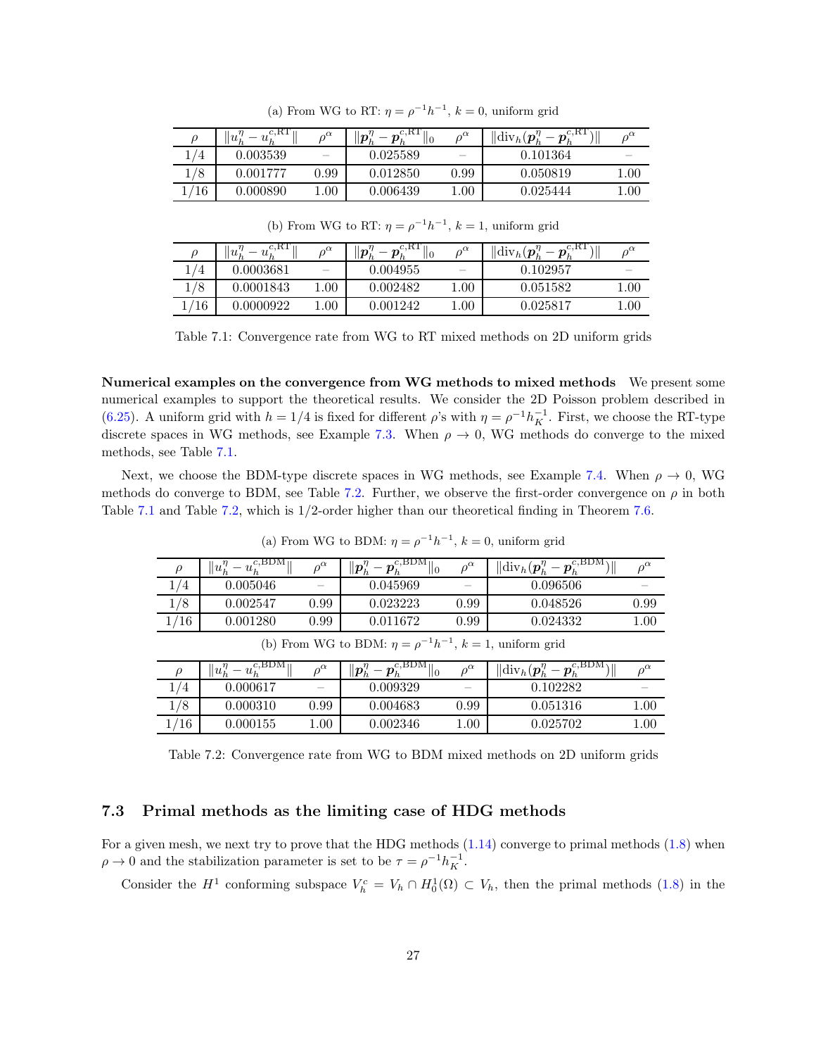(a) From WG to RT: $\eta = \rho^{-1}h^{-1}$, $k = 0$, uniform grid

| $\rho$ | $\|u_h^\eta - u_h^{c,\mathrm{RT}}\|$ | $\rho^\alpha$ | $\|\boldsymbol{p}_h^\eta - \boldsymbol{p}_h^{c,\mathrm{RT}}\|_0$ | $\rho^\alpha$ | $\|\mathrm{div}_h(\boldsymbol{p}_h^\eta - \boldsymbol{p}_h^{c,\mathrm{RT}})\|$ | $\rho^\alpha$ |
|---|---|---|---|---|---|---|
| 1/4 | 0.003539 | – | 0.025589 | – | 0.101364 | – |
| 1/8 | 0.001777 | 0.99 | 0.012850 | 0.99 | 0.050819 | 1.00 |
| 1/16 | 0.000890 | 1.00 | 0.006439 | 1.00 | 0.025444 | 1.00 |

(b) From WG to RT: $\eta = \rho^{-1}h^{-1}$, $k = 1$, uniform grid

| $\rho$ | $\|u_h^\eta - u_h^{c,\mathrm{RT}}\|$ | $\rho^\alpha$ | $\|\boldsymbol{p}_h^\eta - \boldsymbol{p}_h^{c,\mathrm{RT}}\|_0$ | $\rho^\alpha$ | $\|\mathrm{div}_h(\boldsymbol{p}_h^\eta - \boldsymbol{p}_h^{c,\mathrm{RT}})\|$ | $\rho^\alpha$ |
|---|---|---|---|---|---|---|
| 1/4 | 0.0003681 | – | 0.004955 | – | 0.102957 | – |
| 1/8 | 0.0001843 | 1.00 | 0.002482 | 1.00 | 0.051582 | 1.00 |
| 1/16 | 0.0000922 | 1.00 | 0.001242 | 1.00 | 0.025817 | 1.00 |

Table 7.1: Convergence rate from WG to RT mixed methods on 2D uniform grids

**Numerical examples on the convergence from WG methods to mixed methods** We present some numerical examples to support the theoretical results. We consider the 2D Poisson problem described in (6.25). A uniform grid with $h = 1/4$ is fixed for different $\rho$'s with $\eta = \rho^{-1}h_K^{-1}$. First, we choose the RT-type discrete spaces in WG methods, see Example 7.3. When $\rho \to 0$, WG methods do converge to the mixed methods, see Table 7.1.

Next, we choose the BDM-type discrete spaces in WG methods, see Example 7.4. When $\rho \to 0$, WG methods do converge to BDM, see Table 7.2. Further, we observe the first-order convergence on $\rho$ in both Table 7.1 and Table 7.2, which is 1/2-order higher than our theoretical finding in Theorem 7.6.

(a) From WG to BDM: $\eta = \rho^{-1}h^{-1}$, $k = 0$, uniform grid

| $\rho$ | $\|u_h^\eta - u_h^{c,\mathrm{BDM}}\|$ | $\rho^\alpha$ | $\|\boldsymbol{p}_h^\eta - \boldsymbol{p}_h^{c,\mathrm{BDM}}\|_0$ | $\rho^\alpha$ | $\|\mathrm{div}_h(\boldsymbol{p}_h^\eta - \boldsymbol{p}_h^{c,\mathrm{BDM}})\|$ | $\rho^\alpha$ |
|---|---|---|---|---|---|---|
| 1/4 | 0.005046 | – | 0.045969 | – | 0.096506 | – |
| 1/8 | 0.002547 | 0.99 | 0.023223 | 0.99 | 0.048526 | 0.99 |
| 1/16 | 0.001280 | 0.99 | 0.011672 | 0.99 | 0.024332 | 1.00 |

(b) From WG to BDM: $\eta = \rho^{-1}h^{-1}$, $k = 1$, uniform grid

| $\rho$ | $\|u_h^\eta - u_h^{c,\mathrm{BDM}}\|$ | $\rho^\alpha$ | $\|\boldsymbol{p}_h^\eta - \boldsymbol{p}_h^{c,\mathrm{BDM}}\|_0$ | $\rho^\alpha$ | $\|\mathrm{div}_h(\boldsymbol{p}_h^\eta - \boldsymbol{p}_h^{c,\mathrm{BDM}})\|$ | $\rho^\alpha$ |
|---|---|---|---|---|---|---|
| 1/4 | 0.000617 | – | 0.009329 | – | 0.102282 | – |
| 1/8 | 0.000310 | 0.99 | 0.004683 | 0.99 | 0.051316 | 1.00 |
| 1/16 | 0.000155 | 1.00 | 0.002346 | 1.00 | 0.025702 | 1.00 |

Table 7.2: Convergence rate from WG to BDM mixed methods on 2D uniform grids

### 7.3 Primal methods as the limiting case of HDG methods

For a given mesh, we next try to prove that the HDG methods (1.14) converge to primal methods (1.8) when $\rho \to 0$ and the stabilization parameter is set to be $\tau = \rho^{-1}h_K^{-1}$.

Consider the $H^1$ conforming subspace $V_h^c = V_h \cap H_0^1(\Omega) \subset V_h$, then the primal methods (1.8) in the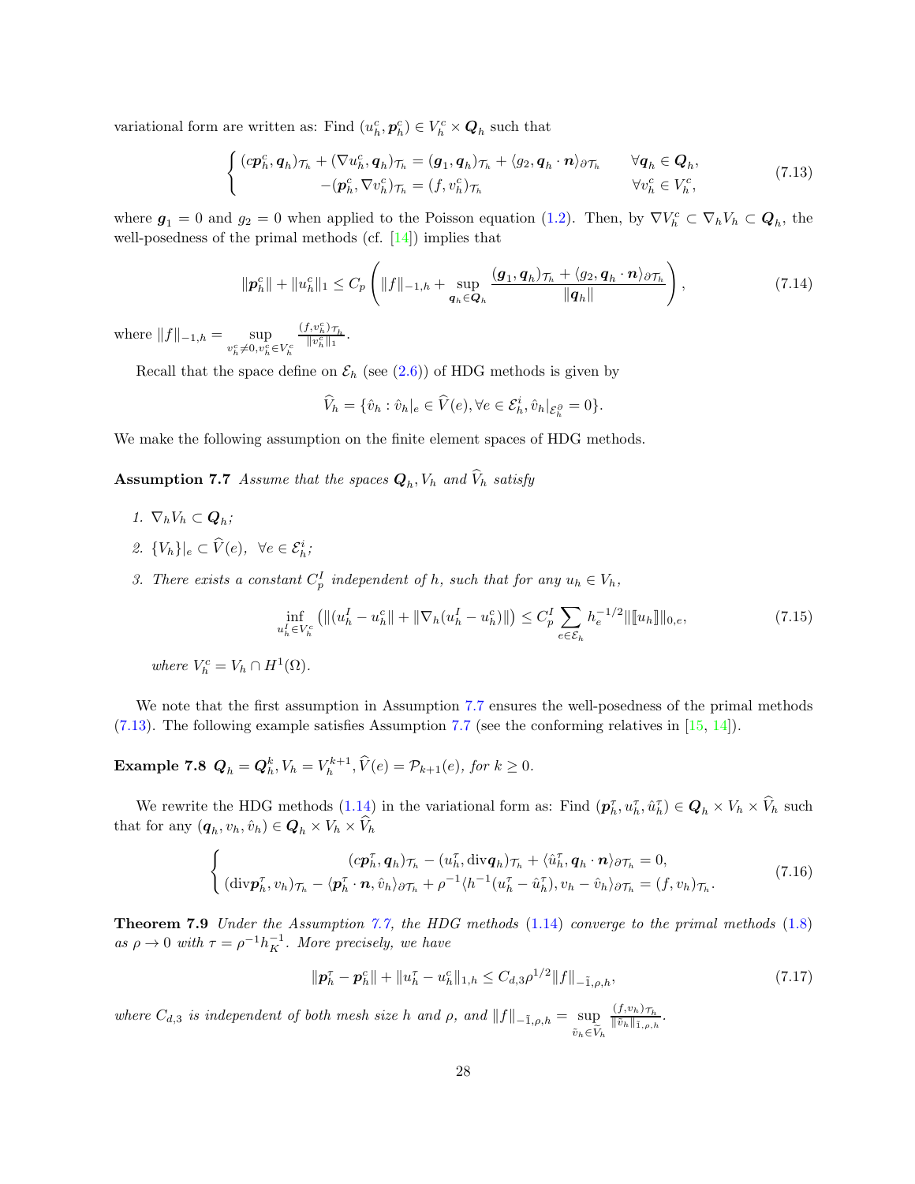variational form are written as: Find $(u_h^c, \boldsymbol{p}_h^c) \in V_h^c \times \boldsymbol{Q}_h$ such that

$$
\left\{
\begin{array}{rlr}
(c\boldsymbol{p}_h^c, \boldsymbol{q}_h)_{\mathcal{T}_h} + (\nabla u_h^c, \boldsymbol{q}_h)_{\mathcal{T}_h} = (\boldsymbol{g}_1, \boldsymbol{q}_h)_{\mathcal{T}_h} + \langle g_2, \boldsymbol{q}_h \cdot \boldsymbol{n} \rangle_{\partial \mathcal{T}_h} & & \forall \boldsymbol{q}_h \in \boldsymbol{Q}_h, \\
-(\boldsymbol{p}_h^c, \nabla v_h^c)_{\mathcal{T}_h} = (f, v_h^c)_{\mathcal{T}_h} & & \forall v_h^c \in V_h^c,
\end{array}
\right.
\tag{7.13}
$$

where $\boldsymbol{g}_1 = 0$ and $g_2 = 0$ when applied to the Poisson equation (1.2). Then, by $\nabla V_h^c \subset \nabla_h V_h \subset \boldsymbol{Q}_h$, the well-posedness of the primal methods (cf. [14]) implies that

$$
\|\boldsymbol{p}_h^c\| + \|u_h^c\|_1 \le C_p \left( \|f\|_{-1,h} + \sup_{\boldsymbol{q}_h \in \boldsymbol{Q}_h} \frac{(\boldsymbol{g}_1, \boldsymbol{q}_h)_{\mathcal{T}_h} + \langle g_2, \boldsymbol{q}_h \cdot \boldsymbol{n} \rangle_{\partial \mathcal{T}_h}}{\|\boldsymbol{q}_h\|} \right),
\tag{7.14}
$$

where $\|f\|_{-1,h} = \sup\limits_{v_h^c \neq 0, v_h^c \in V_h^c} \frac{(f, v_h^c)_{\mathcal{T}_h}}{\|v_h^c\|_1}$.

Recall that the space define on $\mathcal{E}_h$ (see (2.6)) of HDG methods is given by

$$
\widehat{V}_h = \{\hat{v}_h : \hat{v}_h|_e \in \widehat{V}(e), \forall e \in \mathcal{E}_h^i, \hat{v}_h|_{\mathcal{E}_h^\partial} = 0\}.
$$

We make the following assumption on the finite element spaces of HDG methods.

**Assumption 7.7** *Assume that the spaces $\boldsymbol{Q}_h, V_h$ and $\widehat{V}_h$ satisfy*

1. $\nabla_h V_h \subset \boldsymbol{Q}_h$*;*
2. $\{V_h\}|_e \subset \widehat{V}(e), \ \forall e \in \mathcal{E}_h^i$*;*
3. *There exists a constant $C_p^I$ independent of $h$, such that for any $u_h \in V_h$,*

$$
\inf_{u_h^I \in V_h^c} \left( \|(u_h^I - u_h^c\| + \|\nabla_h (u_h^I - u_h^c)\| \right) \le C_p^I \sum_{e \in \mathcal{E}_h} h_e^{-1/2} \| [\![ u_h ]\!] \|_{0,e},
\tag{7.15}
$$

*where $V_h^c = V_h \cap H^1(\Omega)$.*

We note that the first assumption in Assumption 7.7 ensures the well-posedness of the primal methods (7.13). The following example satisfies Assumption 7.7 (see the conforming relatives in [15, 14]).

**Example 7.8** $\boldsymbol{Q}_h = \boldsymbol{Q}_h^k, V_h = V_h^{k+1}, \widehat{V}(e) = \mathcal{P}_{k+1}(e)$*, for $k \ge 0$.*

We rewrite the HDG methods (1.14) in the variational form as: Find $(\boldsymbol{p}_h^\tau, u_h^\tau, \hat{u}_h^\tau) \in \boldsymbol{Q}_h \times V_h \times \widehat{V}_h$ such that for any $(\boldsymbol{q}_h, v_h, \hat{v}_h) \in \boldsymbol{Q}_h \times V_h \times \widehat{V}_h$

$$
\left\{
\begin{array}{r}
(c\boldsymbol{p}_h^\tau, \boldsymbol{q}_h)_{\mathcal{T}_h} - (u_h^\tau, \operatorname{div} \boldsymbol{q}_h)_{\mathcal{T}_h} + \langle \hat{u}_h^\tau, \boldsymbol{q}_h \cdot \boldsymbol{n} \rangle_{\partial \mathcal{T}_h} = 0, \\
(\operatorname{div} \boldsymbol{p}_h^\tau, v_h)_{\mathcal{T}_h} - \langle \boldsymbol{p}_h^\tau \cdot \boldsymbol{n}, \hat{v}_h \rangle_{\partial \mathcal{T}_h} + \rho^{-1} \langle h^{-1}(u_h^\tau - \hat{u}_h^\tau), v_h - \hat{v}_h \rangle_{\partial \mathcal{T}_h} = (f, v_h)_{\mathcal{T}_h}.
\end{array}
\right.
\tag{7.16}
$$

**Theorem 7.9** *Under the Assumption 7.7, the HDG methods (1.14) converge to the primal methods (1.8) as $\rho \to 0$ with $\tau = \rho^{-1} h_K^{-1}$. More precisely, we have*

$$
\|\boldsymbol{p}_h^\tau - \boldsymbol{p}_h^c\| + \|u_h^\tau - u_h^c\|_{1,h} \le C_{d,3} \rho^{1/2} \|f\|_{-\tilde{1},\rho,h},
\tag{7.17}
$$

*where $C_{d,3}$ is independent of both mesh size $h$ and $\rho$, and $\|f\|_{-\tilde{1},\rho,h} = \sup\limits_{\tilde{v}_h \in \tilde{V}_h} \frac{(f, v_h)_{\mathcal{T}_h}}{\|\tilde{v}_h\|_{\tilde{1},\rho,h}}$.*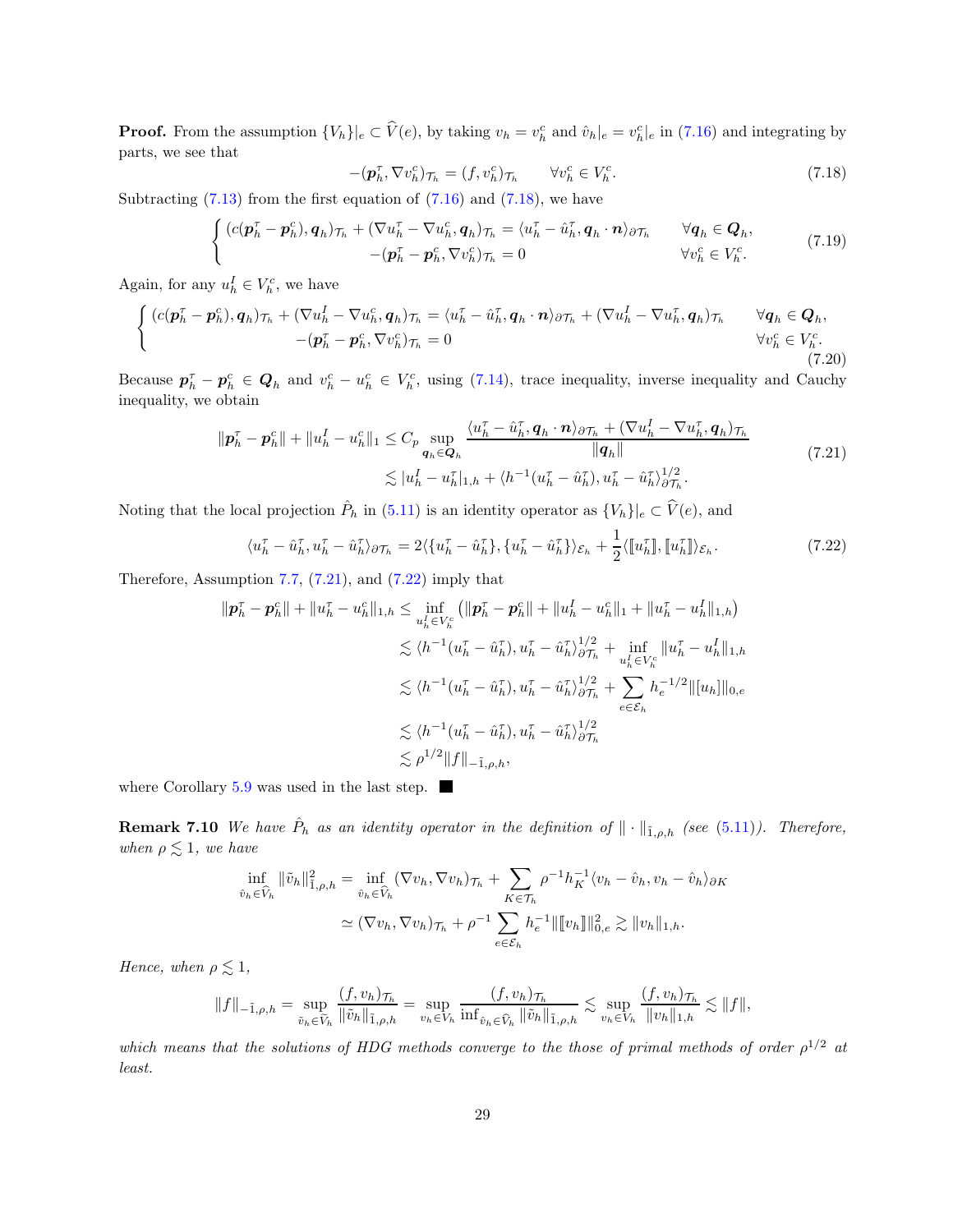**Proof.** From the assumption $\{V_h\}|_e \subset \widehat{V}(e)$, by taking $v_h = v_h^c$ and $\hat{v}_h|_e = v_h^c|_e$ in (7.16) and integrating by parts, we see that

$$-(\boldsymbol{p}_h^\tau, \nabla v_h^c)_{\mathcal{T}_h} = (f, v_h^c)_{\mathcal{T}_h} \qquad \forall v_h^c \in V_h^c. \tag{7.18}$$

Subtracting (7.13) from the first equation of (7.16) and (7.18), we have

$$\begin{cases} (c(\boldsymbol{p}_h^\tau - \boldsymbol{p}_h^c), \boldsymbol{q}_h)_{\mathcal{T}_h} + (\nabla u_h^\tau - \nabla u_h^c, \boldsymbol{q}_h)_{\mathcal{T}_h} = \langle u_h^\tau - \hat{u}_h^\tau, \boldsymbol{q}_h \cdot \boldsymbol{n}\rangle_{\partial\mathcal{T}_h} & \forall \boldsymbol{q}_h \in \boldsymbol{Q}_h, \\ -(\boldsymbol{p}_h^\tau - \boldsymbol{p}_h^c, \nabla v_h^c)_{\mathcal{T}_h} = 0 & \forall v_h^c \in V_h^c. \end{cases} \tag{7.19}$$

Again, for any $u_h^I \in V_h^c$, we have

$$\begin{cases} (c(\boldsymbol{p}_h^\tau - \boldsymbol{p}_h^c), \boldsymbol{q}_h)_{\mathcal{T}_h} + (\nabla u_h^I - \nabla u_h^c, \boldsymbol{q}_h)_{\mathcal{T}_h} = \langle u_h^\tau - \hat{u}_h^\tau, \boldsymbol{q}_h \cdot \boldsymbol{n}\rangle_{\partial\mathcal{T}_h} + (\nabla u_h^I - \nabla u_h^\tau, \boldsymbol{q}_h)_{\mathcal{T}_h} & \forall \boldsymbol{q}_h \in \boldsymbol{Q}_h, \\ -(\boldsymbol{p}_h^\tau - \boldsymbol{p}_h^c, \nabla v_h^c)_{\mathcal{T}_h} = 0 & \forall v_h^c \in V_h^c. \end{cases} \tag{7.20}$$

Because $\boldsymbol{p}_h^\tau - \boldsymbol{p}_h^c \in \boldsymbol{Q}_h$ and $v_h^c - u_h^c \in V_h^c$, using (7.14), trace inequality, inverse inequality and Cauchy inequality, we obtain

$$\begin{aligned} \|\boldsymbol{p}_h^\tau - \boldsymbol{p}_h^c\| + \|u_h^I - u_h^c\|_1 &\leq C_p \sup_{\boldsymbol{q}_h \in \boldsymbol{Q}_h} \frac{\langle u_h^\tau - \hat{u}_h^\tau, \boldsymbol{q}_h \cdot \boldsymbol{n}\rangle_{\partial\mathcal{T}_h} + (\nabla u_h^I - \nabla u_h^\tau, \boldsymbol{q}_h)_{\mathcal{T}_h}}{\|\boldsymbol{q}_h\|} \\ &\lesssim |u_h^I - u_h^\tau|_{1,h} + \langle h^{-1}(u_h^\tau - \hat{u}_h^\tau), u_h^\tau - \hat{u}_h^\tau\rangle_{\partial\mathcal{T}_h}^{1/2}. \end{aligned} \tag{7.21}$$

Noting that the local projection $\hat{P}_h$ in (5.11) is an identity operator as $\{V_h\}|_e \subset \widehat{V}(e)$, and

$$\langle u_h^\tau - \hat{u}_h^\tau, u_h^\tau - \hat{u}_h^\tau\rangle_{\partial\mathcal{T}_h} = 2\langle\{u_h^\tau - \hat{u}_h^\tau\}, \{u_h^\tau - \hat{u}_h^\tau\}\rangle_{\mathcal{E}_h} + \frac{1}{2}\langle[\![u_h^\tau]\!], [\![u_h^\tau]\!]\rangle_{\mathcal{E}_h}. \tag{7.22}$$

Therefore, Assumption 7.7, (7.21), and (7.22) imply that

$$\begin{aligned} \|\boldsymbol{p}_h^\tau - \boldsymbol{p}_h^c\| + \|u_h^\tau - u_h^c\|_{1,h} &\leq \inf_{u_h^I \in V_h^c} \left(\|\boldsymbol{p}_h^\tau - \boldsymbol{p}_h^c\| + \|u_h^I - u_h^c\|_1 + \|u_h^\tau - u_h^I\|_{1,h}\right) \\ &\lesssim \langle h^{-1}(u_h^\tau - \hat{u}_h^\tau), u_h^\tau - \hat{u}_h^\tau\rangle_{\partial\mathcal{T}_h}^{1/2} + \inf_{u_h^I \in V_h^c} \|u_h^\tau - u_h^I\|_{1,h} \\ &\lesssim \langle h^{-1}(u_h^\tau - \hat{u}_h^\tau), u_h^\tau - \hat{u}_h^\tau\rangle_{\partial\mathcal{T}_h}^{1/2} + \sum_{e \in \mathcal{E}_h} h_e^{-1/2} \|[u_h]\|_{0,e} \\ &\lesssim \langle h^{-1}(u_h^\tau - \hat{u}_h^\tau), u_h^\tau - \hat{u}_h^\tau\rangle_{\partial\mathcal{T}_h}^{1/2} \\ &\lesssim \rho^{1/2}\|f\|_{-\tilde{1},\rho,h}, \end{aligned}$$

where Corollary 5.9 was used in the last step. ■

**Remark 7.10** *We have $\hat{P}_h$ as an identity operator in the definition of $\|\cdot\|_{\tilde{1},\rho,h}$ (see (5.11)). Therefore, when $\rho \lesssim 1$, we have*

$$\begin{aligned} \inf_{\hat{v}_h \in \widehat{V}_h} \|\tilde{v}_h\|_{\tilde{1},\rho,h}^2 &= \inf_{\hat{v}_h \in \widehat{V}_h} (\nabla v_h, \nabla v_h)_{\mathcal{T}_h} + \sum_{K \in \mathcal{T}_h} \rho^{-1} h_K^{-1} \langle v_h - \hat{v}_h, v_h - \hat{v}_h\rangle_{\partial K} \\ &\simeq (\nabla v_h, \nabla v_h)_{\mathcal{T}_h} + \rho^{-1} \sum_{e \in \mathcal{E}_h} h_e^{-1} \|[\![v_h]\!]\|_{0,e}^2 \gtrsim \|v_h\|_{1,h}. \end{aligned}$$

*Hence, when $\rho \lesssim 1$,*

$$\|f\|_{-\tilde{1},\rho,h} = \sup_{\tilde{v}_h \in \widetilde{V}_h} \frac{(f, v_h)_{\mathcal{T}_h}}{\|\tilde{v}_h\|_{\tilde{1},\rho,h}} = \sup_{v_h \in V_h} \frac{(f, v_h)_{\mathcal{T}_h}}{\inf_{\hat{v}_h \in \widehat{V}_h} \|\tilde{v}_h\|_{\tilde{1},\rho,h}} \lesssim \sup_{v_h \in V_h} \frac{(f, v_h)_{\mathcal{T}_h}}{\|v_h\|_{1,h}} \lesssim \|f\|,$$

*which means that the solutions of HDG methods converge to the those of primal methods of order $\rho^{1/2}$ at least.*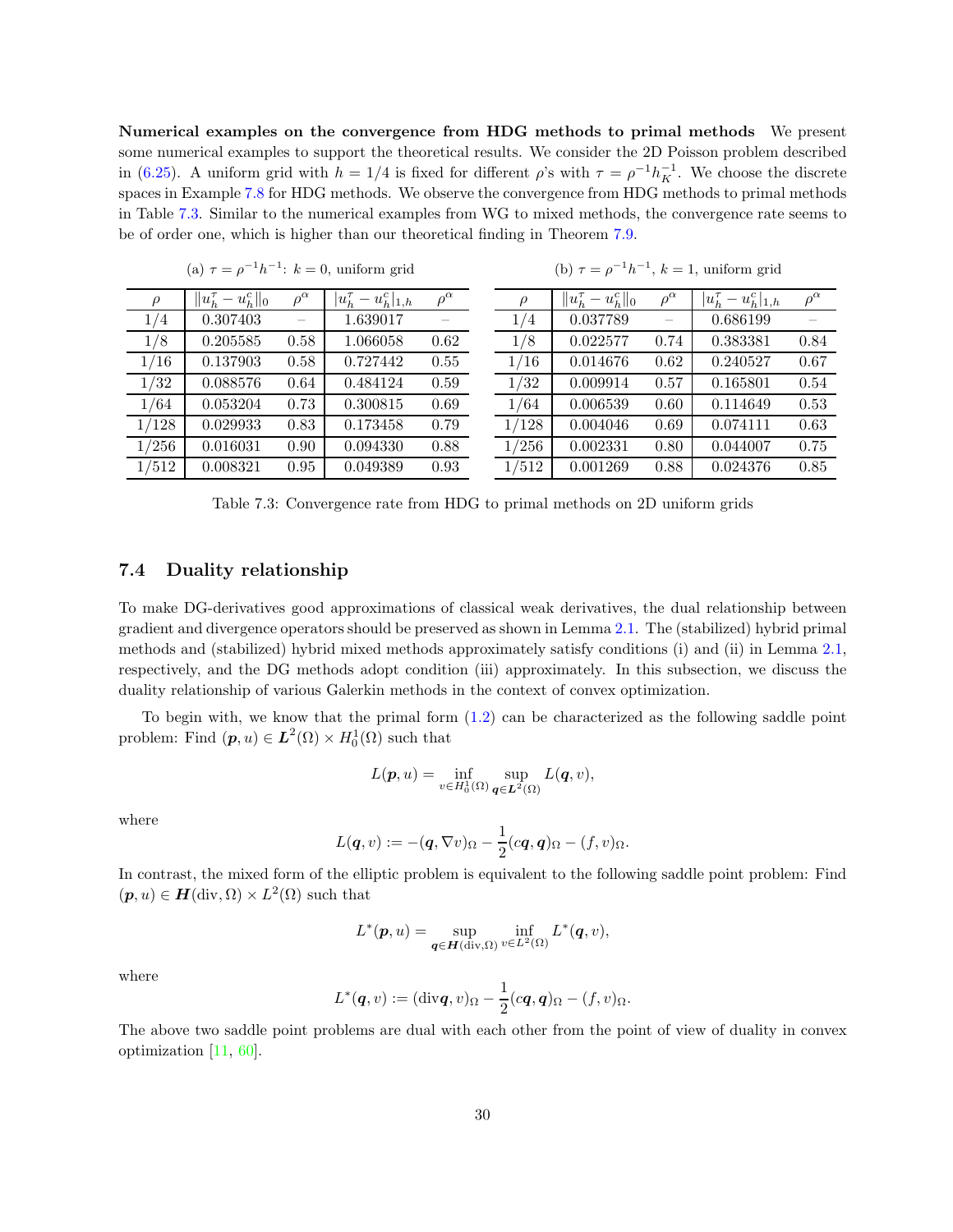**Numerical examples on the convergence from HDG methods to primal methods** We present some numerical examples to support the theoretical results. We consider the 2D Poisson problem described in (6.25). A uniform grid with $h = 1/4$ is fixed for different $\rho$'s with $\tau = \rho^{-1} h_K^{-1}$. We choose the discrete spaces in Example 7.8 for HDG methods. We observe the convergence from HDG methods to primal methods in Table 7.3. Similar to the numerical examples from WG to mixed methods, the convergence rate seems to be of order one, which is higher than our theoretical finding in Theorem 7.9.

(a) $\tau = \rho^{-1} h^{-1}$: $k = 0$, uniform grid

| $\rho$ | $\Vert u_h^\tau - u_h^c \Vert_0$ | $\rho^\alpha$ | $\vert u_h^\tau - u_h^c \vert_{1,h}$ | $\rho^\alpha$ |
|---|---|---|---|---|
| $1/4$ | 0.307403 | – | 1.639017 | – |
| $1/8$ | 0.205585 | 0.58 | 1.066058 | 0.62 |
| $1/16$ | 0.137903 | 0.58 | 0.727442 | 0.55 |
| $1/32$ | 0.088576 | 0.64 | 0.484124 | 0.59 |
| $1/64$ | 0.053204 | 0.73 | 0.300815 | 0.69 |
| $1/128$ | 0.029933 | 0.83 | 0.173458 | 0.79 |
| $1/256$ | 0.016031 | 0.90 | 0.094330 | 0.88 |
| $1/512$ | 0.008321 | 0.95 | 0.049389 | 0.93 |

(b) $\tau = \rho^{-1} h^{-1}$, $k = 1$, uniform grid

| $\rho$ | $\Vert u_h^\tau - u_h^c \Vert_0$ | $\rho^\alpha$ | $\vert u_h^\tau - u_h^c \vert_{1,h}$ | $\rho^\alpha$ |
|---|---|---|---|---|
| $1/4$ | 0.037789 | – | 0.686199 | – |
| $1/8$ | 0.022577 | 0.74 | 0.383381 | 0.84 |
| $1/16$ | 0.014676 | 0.62 | 0.240527 | 0.67 |
| $1/32$ | 0.009914 | 0.57 | 0.165801 | 0.54 |
| $1/64$ | 0.006539 | 0.60 | 0.114649 | 0.53 |
| $1/128$ | 0.004046 | 0.69 | 0.074111 | 0.63 |
| $1/256$ | 0.002331 | 0.80 | 0.044007 | 0.75 |
| $1/512$ | 0.001269 | 0.88 | 0.024376 | 0.85 |

Table 7.3: Convergence rate from HDG to primal methods on 2D uniform grids

### 7.4 Duality relationship

To make DG-derivatives good approximations of classical weak derivatives, the dual relationship between gradient and divergence operators should be preserved as shown in Lemma 2.1. The (stabilized) hybrid primal methods and (stabilized) hybrid mixed methods approximately satisfy conditions (i) and (ii) in Lemma 2.1, respectively, and the DG methods adopt condition (iii) approximately. In this subsection, we discuss the duality relationship of various Galerkin methods in the context of convex optimization.

To begin with, we know that the primal form (1.2) can be characterized as the following saddle point problem: Find $(\boldsymbol{p}, u) \in \boldsymbol{L}^2(\Omega) \times H_0^1(\Omega)$ such that

$$L(\boldsymbol{p}, u) = \inf_{v \in H_0^1(\Omega)} \sup_{\boldsymbol{q} \in \boldsymbol{L}^2(\Omega)} L(\boldsymbol{q}, v),$$

where

$$L(\boldsymbol{q}, v) := -(\boldsymbol{q}, \nabla v)_\Omega - \frac{1}{2}(c\boldsymbol{q}, \boldsymbol{q})_\Omega - (f, v)_\Omega.$$

In contrast, the mixed form of the elliptic problem is equivalent to the following saddle point problem: Find $(\boldsymbol{p}, u) \in \boldsymbol{H}(\mathrm{div}, \Omega) \times L^2(\Omega)$ such that

$$L^*(\boldsymbol{p}, u) = \sup_{\boldsymbol{q} \in \boldsymbol{H}(\mathrm{div}, \Omega)} \inf_{v \in L^2(\Omega)} L^*(\boldsymbol{q}, v),$$

where

$$L^*(\boldsymbol{q}, v) := (\mathrm{div}\boldsymbol{q}, v)_\Omega - \frac{1}{2}(c\boldsymbol{q}, \boldsymbol{q})_\Omega - (f, v)_\Omega.$$

The above two saddle point problems are dual with each other from the point of view of duality in convex optimization [11, 60].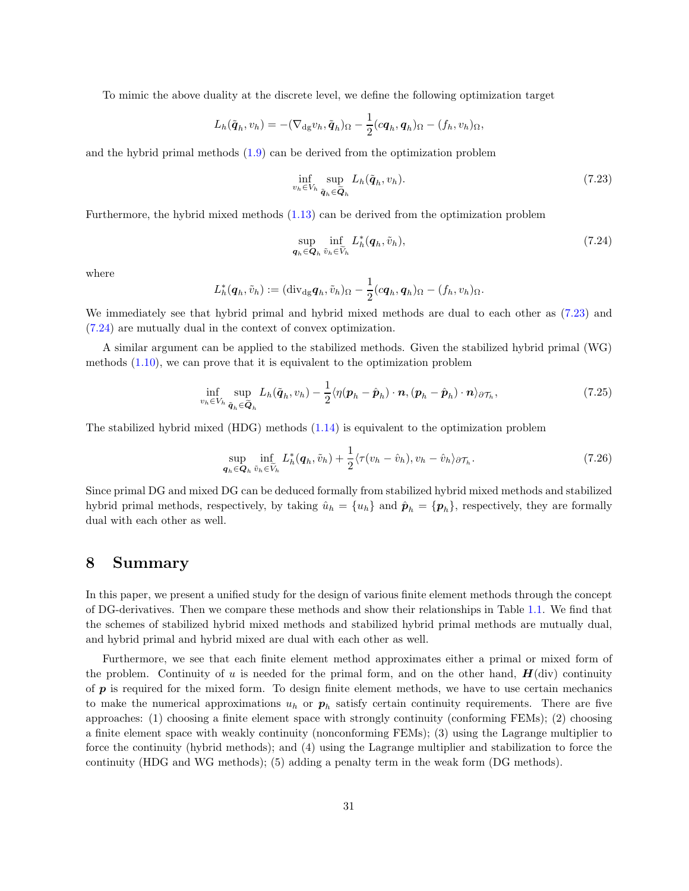To mimic the above duality at the discrete level, we define the following optimization target

$$
L_h(\tilde{\boldsymbol{q}}_h, v_h) = -(\nabla_{\rm dg} v_h, \tilde{\boldsymbol{q}}_h)_\Omega - \frac{1}{2}(c\boldsymbol{q}_h, \boldsymbol{q}_h)_\Omega - (f_h, v_h)_\Omega,
$$

and the hybrid primal methods (1.9) can be derived from the optimization problem

$$
\inf_{v_h \in V_h} \sup_{\tilde{\boldsymbol{q}}_h \in \widetilde{\boldsymbol{Q}}_h} L_h(\tilde{\boldsymbol{q}}_h, v_h). \tag{7.23}
$$

Furthermore, the hybrid mixed methods (1.13) can be derived from the optimization problem

$$
\sup_{\boldsymbol{q}_h \in \boldsymbol{Q}_h} \inf_{\tilde{v}_h \in \widetilde{V}_h} L_h^*(\boldsymbol{q}_h, \tilde{v}_h), \tag{7.24}
$$

where

$$
L_h^*(\boldsymbol{q}_h, \tilde{v}_h) := ({\rm div}_{\rm dg} \boldsymbol{q}_h, \tilde{v}_h)_\Omega - \frac{1}{2}(c\boldsymbol{q}_h, \boldsymbol{q}_h)_\Omega - (f_h, v_h)_\Omega.
$$

We immediately see that hybrid primal and hybrid mixed methods are dual to each other as (7.23) and (7.24) are mutually dual in the context of convex optimization.

A similar argument can be applied to the stabilized methods. Given the stabilized hybrid primal (WG) methods (1.10), we can prove that it is equivalent to the optimization problem

$$
\inf_{v_h \in V_h} \sup_{\tilde{\boldsymbol{q}}_h \in \widetilde{\boldsymbol{Q}}_h} L_h(\tilde{\boldsymbol{q}}_h, v_h) - \frac{1}{2}\langle \eta(\boldsymbol{p}_h - \hat{\boldsymbol{p}}_h)\cdot \boldsymbol{n}, (\boldsymbol{p}_h - \hat{\boldsymbol{p}}_h)\cdot \boldsymbol{n}\rangle_{\partial\mathcal{T}_h}, \tag{7.25}
$$

The stabilized hybrid mixed (HDG) methods (1.14) is equivalent to the optimization problem

$$
\sup_{\boldsymbol{q}_h \in \boldsymbol{Q}_h} \inf_{\tilde{v}_h \in \widetilde{V}_h} L_h^*(\boldsymbol{q}_h, \tilde{v}_h) + \frac{1}{2}\langle \tau(v_h - \hat{v}_h), v_h - \hat{v}_h\rangle_{\partial\mathcal{T}_h}. \tag{7.26}
$$

Since primal DG and mixed DG can be deduced formally from stabilized hybrid mixed methods and stabilized hybrid primal methods, respectively, by taking $\hat{u}_h = \{u_h\}$ and $\hat{\boldsymbol{p}}_h = \{\boldsymbol{p}_h\}$, respectively, they are formally dual with each other as well.

# 8 Summary

In this paper, we present a unified study for the design of various finite element methods through the concept of DG-derivatives. Then we compare these methods and show their relationships in Table 1.1. We find that the schemes of stabilized hybrid mixed methods and stabilized hybrid primal methods are mutually dual, and hybrid primal and hybrid mixed are dual with each other as well.

Furthermore, we see that each finite element method approximates either a primal or mixed form of the problem. Continuity of $u$ is needed for the primal form, and on the other hand, $\boldsymbol{H}(\mathrm{div})$ continuity of $\boldsymbol{p}$ is required for the mixed form. To design finite element methods, we have to use certain mechanics to make the numerical approximations $u_h$ or $\boldsymbol{p}_h$ satisfy certain continuity requirements. There are five approaches: (1) choosing a finite element space with strongly continuity (conforming FEMs); (2) choosing a finite element space with weakly continuity (nonconforming FEMs); (3) using the Lagrange multiplier to force the continuity (hybrid methods); and (4) using the Lagrange multiplier and stabilization to force the continuity (HDG and WG methods); (5) adding a penalty term in the weak form (DG methods).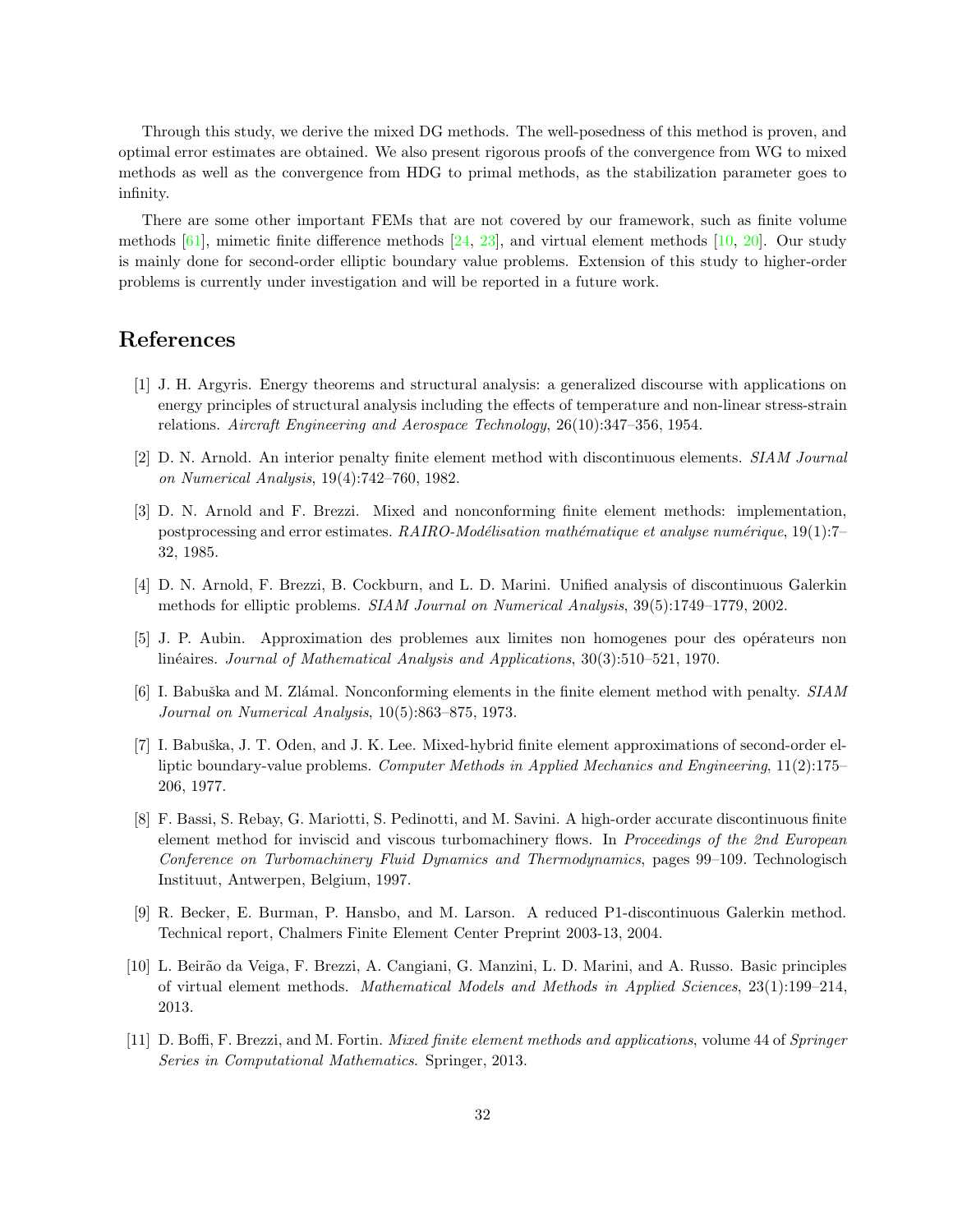Through this study, we derive the mixed DG methods. The well-posedness of this method is proven, and optimal error estimates are obtained. We also present rigorous proofs of the convergence from WG to mixed methods as well as the convergence from HDG to primal methods, as the stabilization parameter goes to infinity.

There are some other important FEMs that are not covered by our framework, such as finite volume methods [61], mimetic finite difference methods [24, 23], and virtual element methods [10, 20]. Our study is mainly done for second-order elliptic boundary value problems. Extension of this study to higher-order problems is currently under investigation and will be reported in a future work.

## References

[1] J. H. Argyris. Energy theorems and structural analysis: a generalized discourse with applications on energy principles of structural analysis including the effects of temperature and non-linear stress-strain relations. *Aircraft Engineering and Aerospace Technology*, 26(10):347–356, 1954.

[2] D. N. Arnold. An interior penalty finite element method with discontinuous elements. *SIAM Journal on Numerical Analysis*, 19(4):742–760, 1982.

[3] D. N. Arnold and F. Brezzi. Mixed and nonconforming finite element methods: implementation, postprocessing and error estimates. *RAIRO-Modélisation mathématique et analyse numérique*, 19(1):7–32, 1985.

[4] D. N. Arnold, F. Brezzi, B. Cockburn, and L. D. Marini. Unified analysis of discontinuous Galerkin methods for elliptic problems. *SIAM Journal on Numerical Analysis*, 39(5):1749–1779, 2002.

[5] J. P. Aubin. Approximation des problemes aux limites non homogenes pour des opérateurs non linéaires. *Journal of Mathematical Analysis and Applications*, 30(3):510–521, 1970.

[6] I. Babuška and M. Zlámal. Nonconforming elements in the finite element method with penalty. *SIAM Journal on Numerical Analysis*, 10(5):863–875, 1973.

[7] I. Babuška, J. T. Oden, and J. K. Lee. Mixed-hybrid finite element approximations of second-order elliptic boundary-value problems. *Computer Methods in Applied Mechanics and Engineering*, 11(2):175–206, 1977.

[8] F. Bassi, S. Rebay, G. Mariotti, S. Pedinotti, and M. Savini. A high-order accurate discontinuous finite element method for inviscid and viscous turbomachinery flows. In *Proceedings of the 2nd European Conference on Turbomachinery Fluid Dynamics and Thermodynamics*, pages 99–109. Technologisch Instituut, Antwerpen, Belgium, 1997.

[9] R. Becker, E. Burman, P. Hansbo, and M. Larson. A reduced P1-discontinuous Galerkin method. Technical report, Chalmers Finite Element Center Preprint 2003-13, 2004.

[10] L. Beirão da Veiga, F. Brezzi, A. Cangiani, G. Manzini, L. D. Marini, and A. Russo. Basic principles of virtual element methods. *Mathematical Models and Methods in Applied Sciences*, 23(1):199–214, 2013.

[11] D. Boffi, F. Brezzi, and M. Fortin. *Mixed finite element methods and applications*, volume 44 of *Springer Series in Computational Mathematics*. Springer, 2013.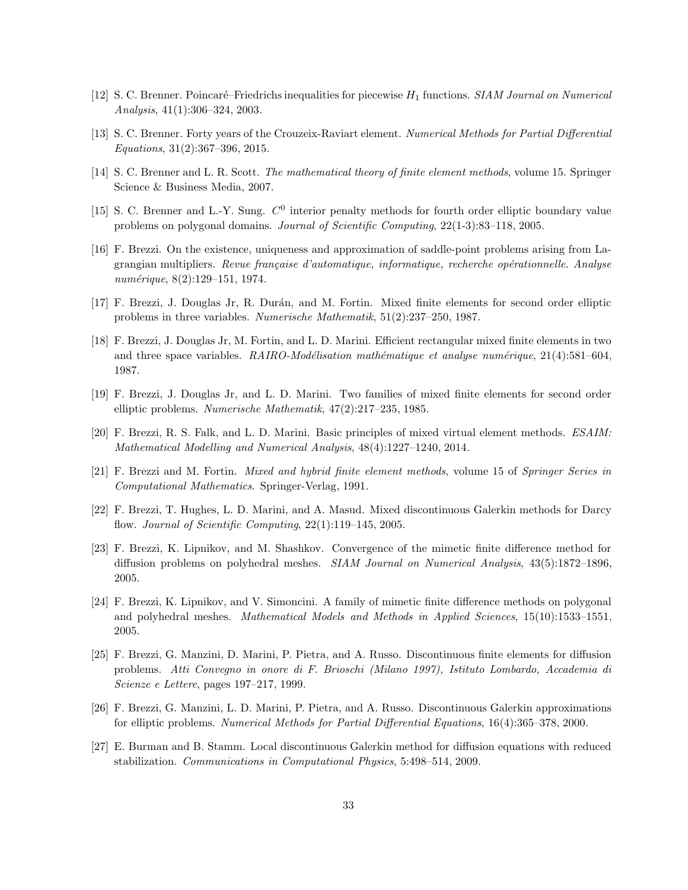[12] S. C. Brenner. Poincaré–Friedrichs inequalities for piecewise $H_1$ functions. *SIAM Journal on Numerical Analysis*, 41(1):306–324, 2003.

[13] S. C. Brenner. Forty years of the Crouzeix-Raviart element. *Numerical Methods for Partial Differential Equations*, 31(2):367–396, 2015.

[14] S. C. Brenner and L. R. Scott. *The mathematical theory of finite element methods*, volume 15. Springer Science & Business Media, 2007.

[15] S. C. Brenner and L.-Y. Sung. $C^0$ interior penalty methods for fourth order elliptic boundary value problems on polygonal domains. *Journal of Scientific Computing*, 22(1-3):83–118, 2005.

[16] F. Brezzi. On the existence, uniqueness and approximation of saddle-point problems arising from Lagrangian multipliers. *Revue française d'automatique, informatique, recherche opérationnelle. Analyse numérique*, 8(2):129–151, 1974.

[17] F. Brezzi, J. Douglas Jr, R. Durán, and M. Fortin. Mixed finite elements for second order elliptic problems in three variables. *Numerische Mathematik*, 51(2):237–250, 1987.

[18] F. Brezzi, J. Douglas Jr, M. Fortin, and L. D. Marini. Efficient rectangular mixed finite elements in two and three space variables. *RAIRO-Modélisation mathématique et analyse numérique*, 21(4):581–604, 1987.

[19] F. Brezzi, J. Douglas Jr, and L. D. Marini. Two families of mixed finite elements for second order elliptic problems. *Numerische Mathematik*, 47(2):217–235, 1985.

[20] F. Brezzi, R. S. Falk, and L. D. Marini. Basic principles of mixed virtual element methods. *ESAIM: Mathematical Modelling and Numerical Analysis*, 48(4):1227–1240, 2014.

[21] F. Brezzi and M. Fortin. *Mixed and hybrid finite element methods*, volume 15 of *Springer Series in Computational Mathematics*. Springer-Verlag, 1991.

[22] F. Brezzi, T. Hughes, L. D. Marini, and A. Masud. Mixed discontinuous Galerkin methods for Darcy flow. *Journal of Scientific Computing*, 22(1):119–145, 2005.

[23] F. Brezzi, K. Lipnikov, and M. Shashkov. Convergence of the mimetic finite difference method for diffusion problems on polyhedral meshes. *SIAM Journal on Numerical Analysis*, 43(5):1872–1896, 2005.

[24] F. Brezzi, K. Lipnikov, and V. Simoncini. A family of mimetic finite difference methods on polygonal and polyhedral meshes. *Mathematical Models and Methods in Applied Sciences*, 15(10):1533–1551, 2005.

[25] F. Brezzi, G. Manzini, D. Marini, P. Pietra, and A. Russo. Discontinuous finite elements for diffusion problems. *Atti Convegno in onore di F. Brioschi (Milano 1997), Istituto Lombardo, Accademia di Scienze e Lettere*, pages 197–217, 1999.

[26] F. Brezzi, G. Manzini, L. D. Marini, P. Pietra, and A. Russo. Discontinuous Galerkin approximations for elliptic problems. *Numerical Methods for Partial Differential Equations*, 16(4):365–378, 2000.

[27] E. Burman and B. Stamm. Local discontinuous Galerkin method for diffusion equations with reduced stabilization. *Communications in Computational Physics*, 5:498–514, 2009.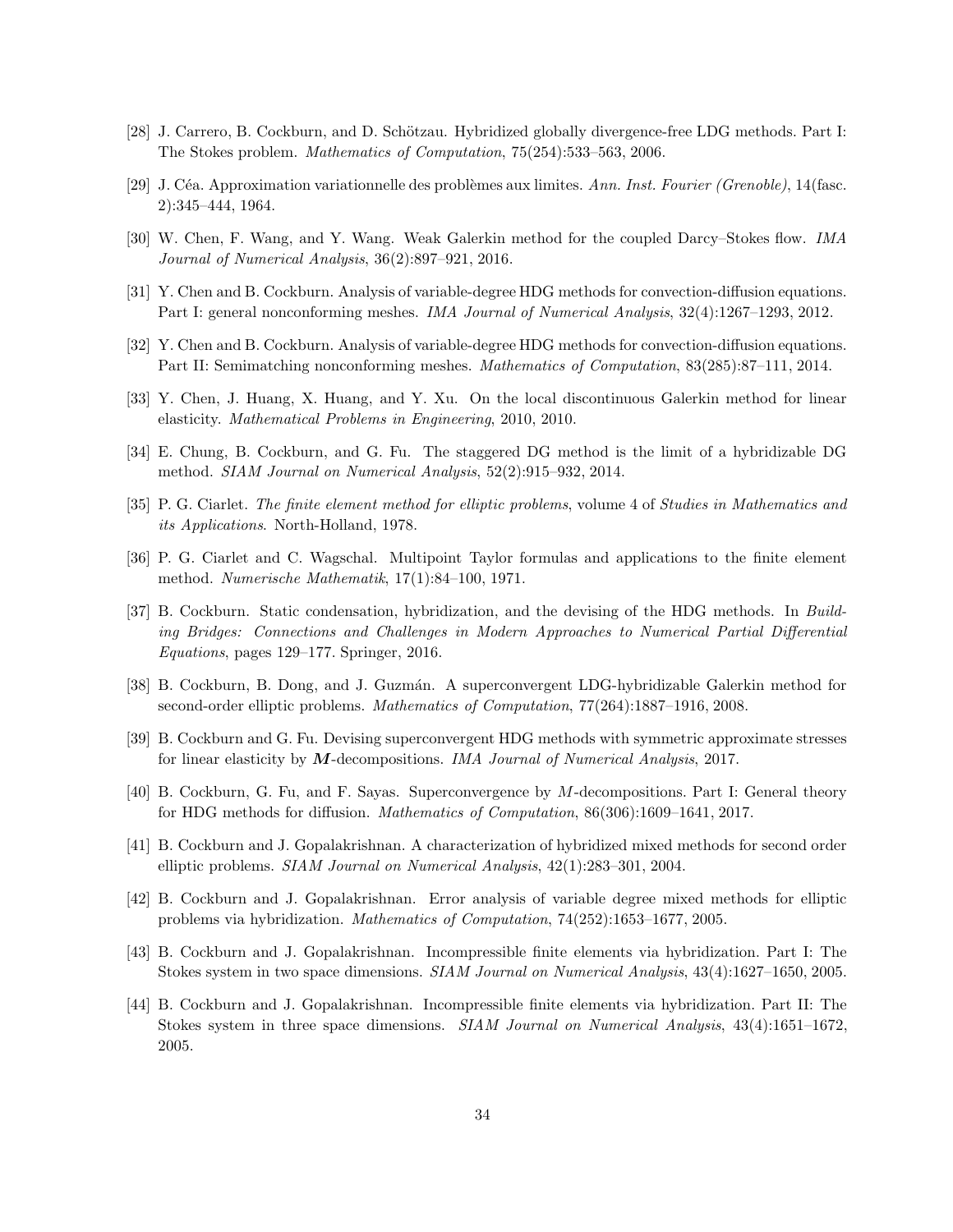[28] J. Carrero, B. Cockburn, and D. Schötzau. Hybridized globally divergence-free LDG methods. Part I: The Stokes problem. *Mathematics of Computation*, 75(254):533–563, 2006.

[29] J. Céa. Approximation variationnelle des problèmes aux limites. *Ann. Inst. Fourier (Grenoble)*, 14(fasc. 2):345–444, 1964.

[30] W. Chen, F. Wang, and Y. Wang. Weak Galerkin method for the coupled Darcy–Stokes flow. *IMA Journal of Numerical Analysis*, 36(2):897–921, 2016.

[31] Y. Chen and B. Cockburn. Analysis of variable-degree HDG methods for convection-diffusion equations. Part I: general nonconforming meshes. *IMA Journal of Numerical Analysis*, 32(4):1267–1293, 2012.

[32] Y. Chen and B. Cockburn. Analysis of variable-degree HDG methods for convection-diffusion equations. Part II: Semimatching nonconforming meshes. *Mathematics of Computation*, 83(285):87–111, 2014.

[33] Y. Chen, J. Huang, X. Huang, and Y. Xu. On the local discontinuous Galerkin method for linear elasticity. *Mathematical Problems in Engineering*, 2010, 2010.

[34] E. Chung, B. Cockburn, and G. Fu. The staggered DG method is the limit of a hybridizable DG method. *SIAM Journal on Numerical Analysis*, 52(2):915–932, 2014.

[35] P. G. Ciarlet. *The finite element method for elliptic problems*, volume 4 of *Studies in Mathematics and its Applications*. North-Holland, 1978.

[36] P. G. Ciarlet and C. Wagschal. Multipoint Taylor formulas and applications to the finite element method. *Numerische Mathematik*, 17(1):84–100, 1971.

[37] B. Cockburn. Static condensation, hybridization, and the devising of the HDG methods. In *Building Bridges: Connections and Challenges in Modern Approaches to Numerical Partial Differential Equations*, pages 129–177. Springer, 2016.

[38] B. Cockburn, B. Dong, and J. Guzmán. A superconvergent LDG-hybridizable Galerkin method for second-order elliptic problems. *Mathematics of Computation*, 77(264):1887–1916, 2008.

[39] B. Cockburn and G. Fu. Devising superconvergent HDG methods with symmetric approximate stresses for linear elasticity by $\boldsymbol{M}$-decompositions. *IMA Journal of Numerical Analysis*, 2017.

[40] B. Cockburn, G. Fu, and F. Sayas. Superconvergence by $M$-decompositions. Part I: General theory for HDG methods for diffusion. *Mathematics of Computation*, 86(306):1609–1641, 2017.

[41] B. Cockburn and J. Gopalakrishnan. A characterization of hybridized mixed methods for second order elliptic problems. *SIAM Journal on Numerical Analysis*, 42(1):283–301, 2004.

[42] B. Cockburn and J. Gopalakrishnan. Error analysis of variable degree mixed methods for elliptic problems via hybridization. *Mathematics of Computation*, 74(252):1653–1677, 2005.

[43] B. Cockburn and J. Gopalakrishnan. Incompressible finite elements via hybridization. Part I: The Stokes system in two space dimensions. *SIAM Journal on Numerical Analysis*, 43(4):1627–1650, 2005.

[44] B. Cockburn and J. Gopalakrishnan. Incompressible finite elements via hybridization. Part II: The Stokes system in three space dimensions. *SIAM Journal on Numerical Analysis*, 43(4):1651–1672, 2005.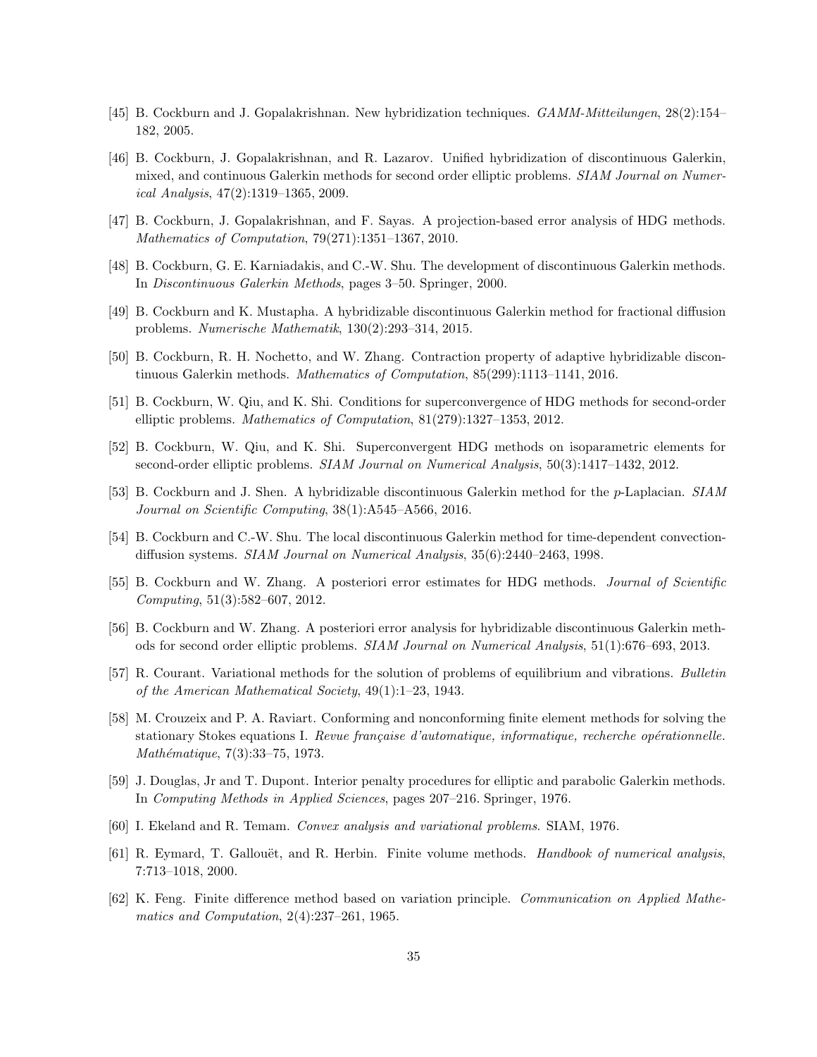[45] B. Cockburn and J. Gopalakrishnan. New hybridization techniques. *GAMM-Mitteilungen*, 28(2):154–182, 2005.

[46] B. Cockburn, J. Gopalakrishnan, and R. Lazarov. Unified hybridization of discontinuous Galerkin, mixed, and continuous Galerkin methods for second order elliptic problems. *SIAM Journal on Numerical Analysis*, 47(2):1319–1365, 2009.

[47] B. Cockburn, J. Gopalakrishnan, and F. Sayas. A projection-based error analysis of HDG methods. *Mathematics of Computation*, 79(271):1351–1367, 2010.

[48] B. Cockburn, G. E. Karniadakis, and C.-W. Shu. The development of discontinuous Galerkin methods. In *Discontinuous Galerkin Methods*, pages 3–50. Springer, 2000.

[49] B. Cockburn and K. Mustapha. A hybridizable discontinuous Galerkin method for fractional diffusion problems. *Numerische Mathematik*, 130(2):293–314, 2015.

[50] B. Cockburn, R. H. Nochetto, and W. Zhang. Contraction property of adaptive hybridizable discontinuous Galerkin methods. *Mathematics of Computation*, 85(299):1113–1141, 2016.

[51] B. Cockburn, W. Qiu, and K. Shi. Conditions for superconvergence of HDG methods for second-order elliptic problems. *Mathematics of Computation*, 81(279):1327–1353, 2012.

[52] B. Cockburn, W. Qiu, and K. Shi. Superconvergent HDG methods on isoparametric elements for second-order elliptic problems. *SIAM Journal on Numerical Analysis*, 50(3):1417–1432, 2012.

[53] B. Cockburn and J. Shen. A hybridizable discontinuous Galerkin method for the $p$-Laplacian. *SIAM Journal on Scientific Computing*, 38(1):A545–A566, 2016.

[54] B. Cockburn and C.-W. Shu. The local discontinuous Galerkin method for time-dependent convection-diffusion systems. *SIAM Journal on Numerical Analysis*, 35(6):2440–2463, 1998.

[55] B. Cockburn and W. Zhang. A posteriori error estimates for HDG methods. *Journal of Scientific Computing*, 51(3):582–607, 2012.

[56] B. Cockburn and W. Zhang. A posteriori error analysis for hybridizable discontinuous Galerkin methods for second order elliptic problems. *SIAM Journal on Numerical Analysis*, 51(1):676–693, 2013.

[57] R. Courant. Variational methods for the solution of problems of equilibrium and vibrations. *Bulletin of the American Mathematical Society*, 49(1):1–23, 1943.

[58] M. Crouzeix and P. A. Raviart. Conforming and nonconforming finite element methods for solving the stationary Stokes equations I. *Revue française d'automatique, informatique, recherche opérationnelle. Mathématique*, 7(3):33–75, 1973.

[59] J. Douglas, Jr and T. Dupont. Interior penalty procedures for elliptic and parabolic Galerkin methods. In *Computing Methods in Applied Sciences*, pages 207–216. Springer, 1976.

[60] I. Ekeland and R. Temam. *Convex analysis and variational problems*. SIAM, 1976.

[61] R. Eymard, T. Gallouët, and R. Herbin. Finite volume methods. *Handbook of numerical analysis*, 7:713–1018, 2000.

[62] K. Feng. Finite difference method based on variation principle. *Communication on Applied Mathematics and Computation*, 2(4):237–261, 1965.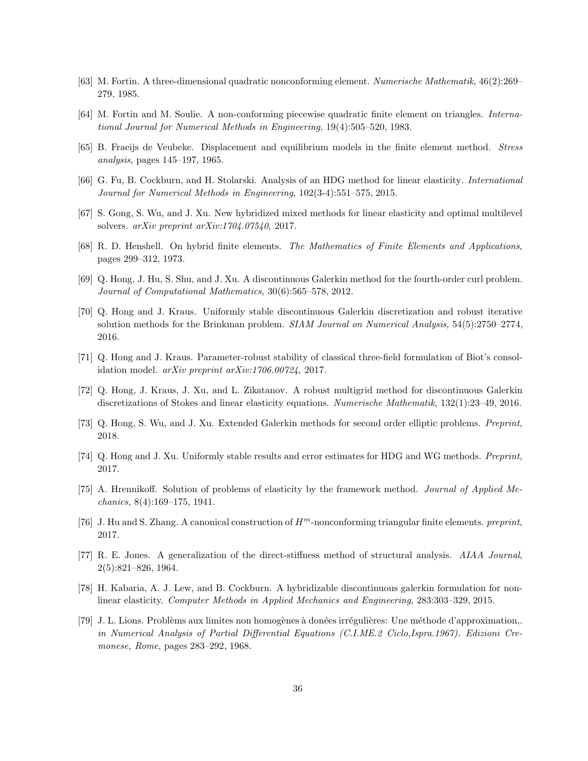[63] M. Fortin. A three-dimensional quadratic nonconforming element. *Numerische Mathematik*, 46(2):269–279, 1985.

[64] M. Fortin and M. Soulie. A non-conforming piecewise quadratic finite element on triangles. *International Journal for Numerical Methods in Engineering*, 19(4):505–520, 1983.

[65] B. Fraeijs de Veubeke. Displacement and equilibrium models in the finite element method. *Stress analysis*, pages 145–197, 1965.

[66] G. Fu, B. Cockburn, and H. Stolarski. Analysis of an HDG method for linear elasticity. *International Journal for Numerical Methods in Engineering*, 102(3-4):551–575, 2015.

[67] S. Gong, S. Wu, and J. Xu. New hybridized mixed methods for linear elasticity and optimal multilevel solvers. *arXiv preprint arXiv:1704.07540*, 2017.

[68] R. D. Henshell. On hybrid finite elements. *The Mathematics of Finite Elements and Applications*, pages 299–312, 1973.

[69] Q. Hong, J. Hu, S. Shu, and J. Xu. A discontinuous Galerkin method for the fourth-order curl problem. *Journal of Computational Mathematics*, 30(6):565–578, 2012.

[70] Q. Hong and J. Kraus. Uniformly stable discontinuous Galerkin discretization and robust iterative solution methods for the Brinkman problem. *SIAM Journal on Numerical Analysis*, 54(5):2750–2774, 2016.

[71] Q. Hong and J. Kraus. Parameter-robust stability of classical three-field formulation of Biot's consolidation model. *arXiv preprint arXiv:1706.00724*, 2017.

[72] Q. Hong, J. Kraus, J. Xu, and L. Zikatanov. A robust multigrid method for discontinuous Galerkin discretizations of Stokes and linear elasticity equations. *Numerische Mathematik*, 132(1):23–49, 2016.

[73] Q. Hong, S. Wu, and J. Xu. Extended Galerkin methods for second order elliptic problems. *Preprint*, 2018.

[74] Q. Hong and J. Xu. Uniformly stable results and error estimates for HDG and WG methods. *Preprint*, 2017.

[75] A. Hrennikoff. Solution of problems of elasticity by the framework method. *Journal of Applied Mechanics*, 8(4):169–175, 1941.

[76] J. Hu and S. Zhang. A canonical construction of $H^m$-nonconforming triangular finite elements. *preprint*, 2017.

[77] R. E. Jones. A generalization of the direct-stiffness method of structural analysis. *AIAA Journal*, 2(5):821–826, 1964.

[78] H. Kabaria, A. J. Lew, and B. Cockburn. A hybridizable discontinuous galerkin formulation for non-linear elasticity. *Computer Methods in Applied Mechanics and Engineering*, 283:303–329, 2015.

[79] J. L. Lions. Problèms aux limites non homogènes à donées irrégulières: Une méthode d'approximation,. *in Numerical Analysis of Partial Differential Equations (C.I.ME.2 Ciclo,Ispra.1967). Edizioni Cremonese, Rome*, pages 283–292, 1968.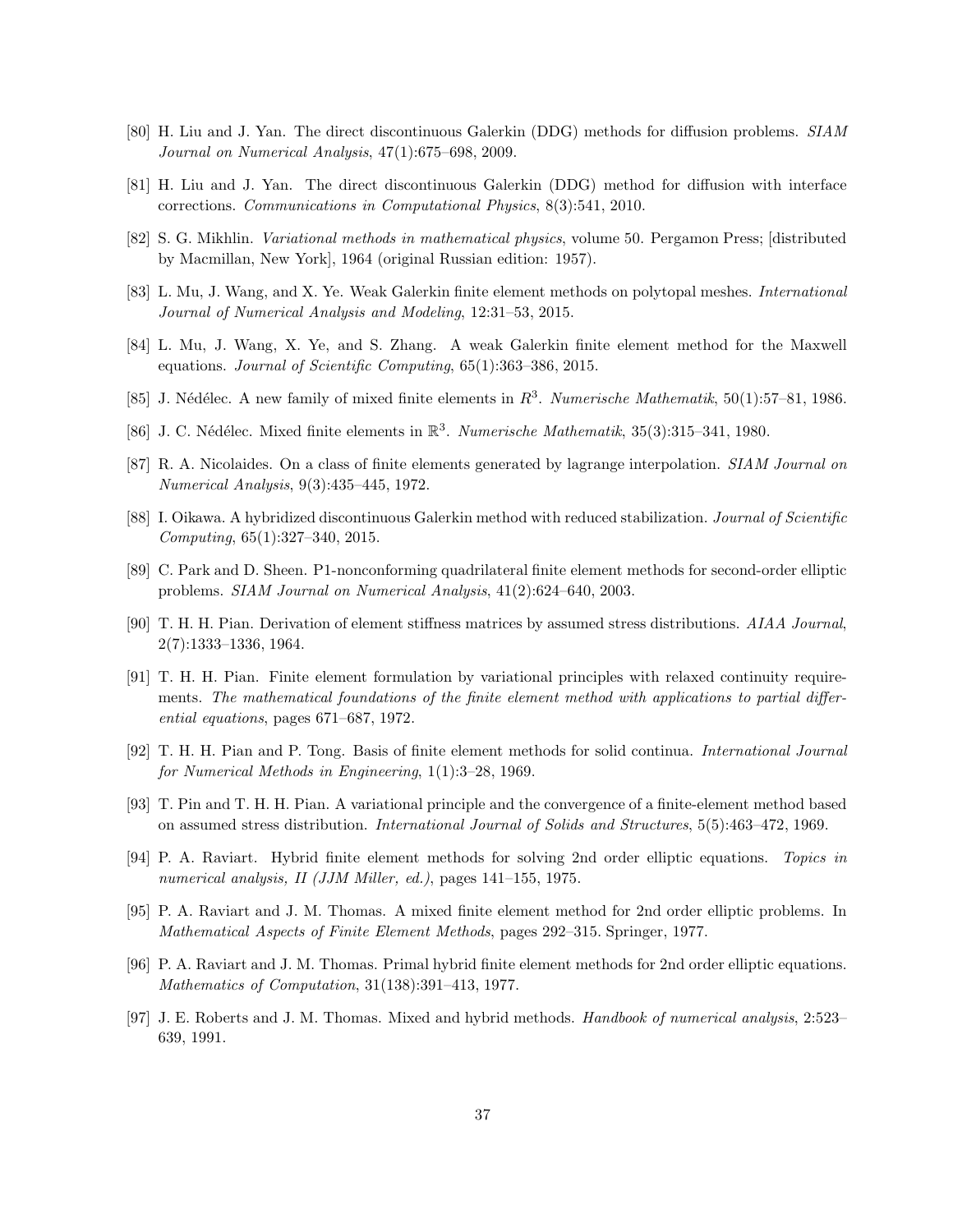[80] H. Liu and J. Yan. The direct discontinuous Galerkin (DDG) methods for diffusion problems. *SIAM Journal on Numerical Analysis*, 47(1):675–698, 2009.

[81] H. Liu and J. Yan. The direct discontinuous Galerkin (DDG) method for diffusion with interface corrections. *Communications in Computational Physics*, 8(3):541, 2010.

[82] S. G. Mikhlin. *Variational methods in mathematical physics*, volume 50. Pergamon Press; [distributed by Macmillan, New York], 1964 (original Russian edition: 1957).

[83] L. Mu, J. Wang, and X. Ye. Weak Galerkin finite element methods on polytopal meshes. *International Journal of Numerical Analysis and Modeling*, 12:31–53, 2015.

[84] L. Mu, J. Wang, X. Ye, and S. Zhang. A weak Galerkin finite element method for the Maxwell equations. *Journal of Scientific Computing*, 65(1):363–386, 2015.

[85] J. Nédélec. A new family of mixed finite elements in $R^3$. *Numerische Mathematik*, 50(1):57–81, 1986.

[86] J. C. Nédélec. Mixed finite elements in $\mathbb{R}^3$. *Numerische Mathematik*, 35(3):315–341, 1980.

[87] R. A. Nicolaides. On a class of finite elements generated by lagrange interpolation. *SIAM Journal on Numerical Analysis*, 9(3):435–445, 1972.

[88] I. Oikawa. A hybridized discontinuous Galerkin method with reduced stabilization. *Journal of Scientific Computing*, 65(1):327–340, 2015.

[89] C. Park and D. Sheen. P1-nonconforming quadrilateral finite element methods for second-order elliptic problems. *SIAM Journal on Numerical Analysis*, 41(2):624–640, 2003.

[90] T. H. H. Pian. Derivation of element stiffness matrices by assumed stress distributions. *AIAA Journal*, 2(7):1333–1336, 1964.

[91] T. H. H. Pian. Finite element formulation by variational principles with relaxed continuity requirements. *The mathematical foundations of the finite element method with applications to partial differential equations*, pages 671–687, 1972.

[92] T. H. H. Pian and P. Tong. Basis of finite element methods for solid continua. *International Journal for Numerical Methods in Engineering*, 1(1):3–28, 1969.

[93] T. Pin and T. H. H. Pian. A variational principle and the convergence of a finite-element method based on assumed stress distribution. *International Journal of Solids and Structures*, 5(5):463–472, 1969.

[94] P. A. Raviart. Hybrid finite element methods for solving 2nd order elliptic equations. *Topics in numerical analysis, II (JJM Miller, ed.)*, pages 141–155, 1975.

[95] P. A. Raviart and J. M. Thomas. A mixed finite element method for 2nd order elliptic problems. In *Mathematical Aspects of Finite Element Methods*, pages 292–315. Springer, 1977.

[96] P. A. Raviart and J. M. Thomas. Primal hybrid finite element methods for 2nd order elliptic equations. *Mathematics of Computation*, 31(138):391–413, 1977.

[97] J. E. Roberts and J. M. Thomas. Mixed and hybrid methods. *Handbook of numerical analysis*, 2:523–639, 1991.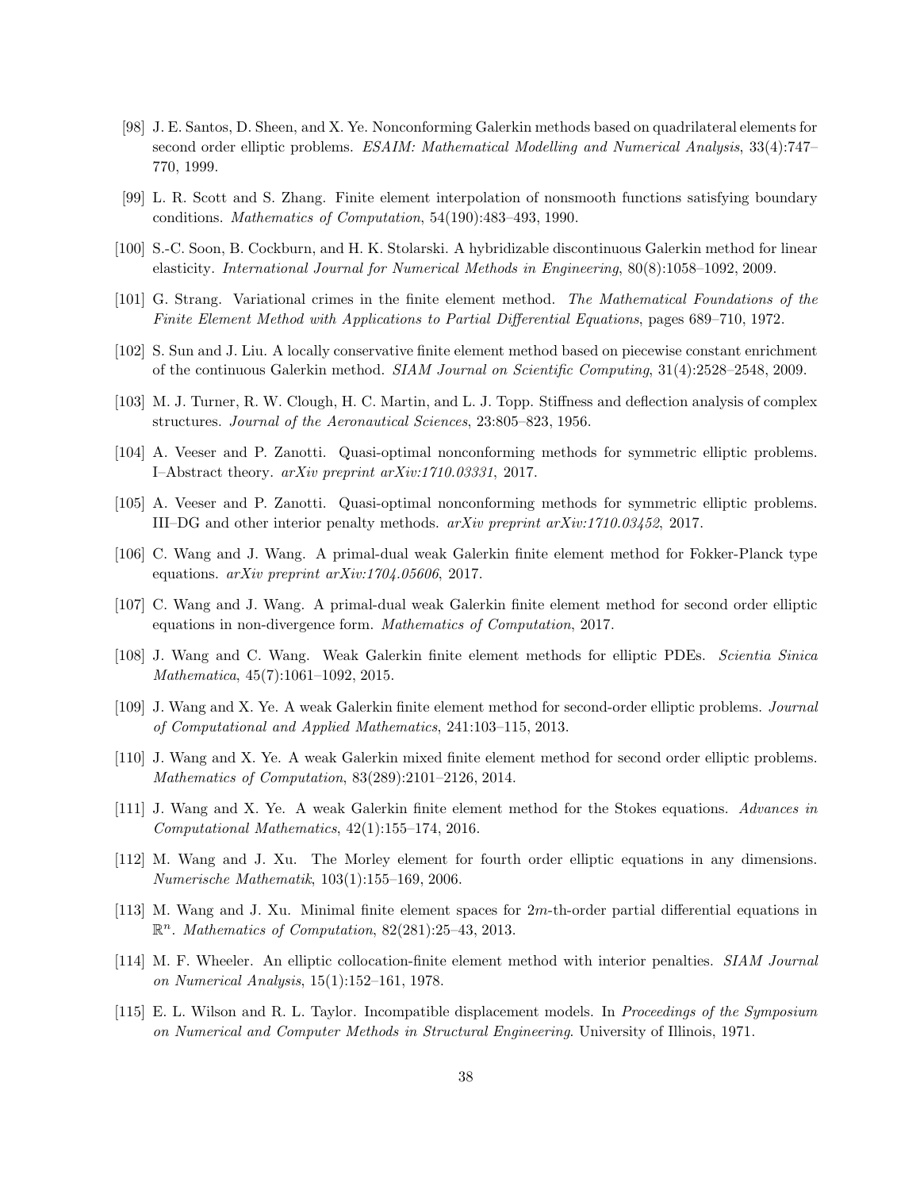[98] J. E. Santos, D. Sheen, and X. Ye. Nonconforming Galerkin methods based on quadrilateral elements for second order elliptic problems. *ESAIM: Mathematical Modelling and Numerical Analysis*, 33(4):747–770, 1999.

[99] L. R. Scott and S. Zhang. Finite element interpolation of nonsmooth functions satisfying boundary conditions. *Mathematics of Computation*, 54(190):483–493, 1990.

[100] S.-C. Soon, B. Cockburn, and H. K. Stolarski. A hybridizable discontinuous Galerkin method for linear elasticity. *International Journal for Numerical Methods in Engineering*, 80(8):1058–1092, 2009.

[101] G. Strang. Variational crimes in the finite element method. *The Mathematical Foundations of the Finite Element Method with Applications to Partial Differential Equations*, pages 689–710, 1972.

[102] S. Sun and J. Liu. A locally conservative finite element method based on piecewise constant enrichment of the continuous Galerkin method. *SIAM Journal on Scientific Computing*, 31(4):2528–2548, 2009.

[103] M. J. Turner, R. W. Clough, H. C. Martin, and L. J. Topp. Stiffness and deflection analysis of complex structures. *Journal of the Aeronautical Sciences*, 23:805–823, 1956.

[104] A. Veeser and P. Zanotti. Quasi-optimal nonconforming methods for symmetric elliptic problems. I–Abstract theory. *arXiv preprint arXiv:1710.03331*, 2017.

[105] A. Veeser and P. Zanotti. Quasi-optimal nonconforming methods for symmetric elliptic problems. III–DG and other interior penalty methods. *arXiv preprint arXiv:1710.03452*, 2017.

[106] C. Wang and J. Wang. A primal-dual weak Galerkin finite element method for Fokker-Planck type equations. *arXiv preprint arXiv:1704.05606*, 2017.

[107] C. Wang and J. Wang. A primal-dual weak Galerkin finite element method for second order elliptic equations in non-divergence form. *Mathematics of Computation*, 2017.

[108] J. Wang and C. Wang. Weak Galerkin finite element methods for elliptic PDEs. *Scientia Sinica Mathematica*, 45(7):1061–1092, 2015.

[109] J. Wang and X. Ye. A weak Galerkin finite element method for second-order elliptic problems. *Journal of Computational and Applied Mathematics*, 241:103–115, 2013.

[110] J. Wang and X. Ye. A weak Galerkin mixed finite element method for second order elliptic problems. *Mathematics of Computation*, 83(289):2101–2126, 2014.

[111] J. Wang and X. Ye. A weak Galerkin finite element method for the Stokes equations. *Advances in Computational Mathematics*, 42(1):155–174, 2016.

[112] M. Wang and J. Xu. The Morley element for fourth order elliptic equations in any dimensions. *Numerische Mathematik*, 103(1):155–169, 2006.

[113] M. Wang and J. Xu. Minimal finite element spaces for $2m$-th-order partial differential equations in $\mathbb{R}^n$. *Mathematics of Computation*, 82(281):25–43, 2013.

[114] M. F. Wheeler. An elliptic collocation-finite element method with interior penalties. *SIAM Journal on Numerical Analysis*, 15(1):152–161, 1978.

[115] E. L. Wilson and R. L. Taylor. Incompatible displacement models. In *Proceedings of the Symposium on Numerical and Computer Methods in Structural Engineering*. University of Illinois, 1971.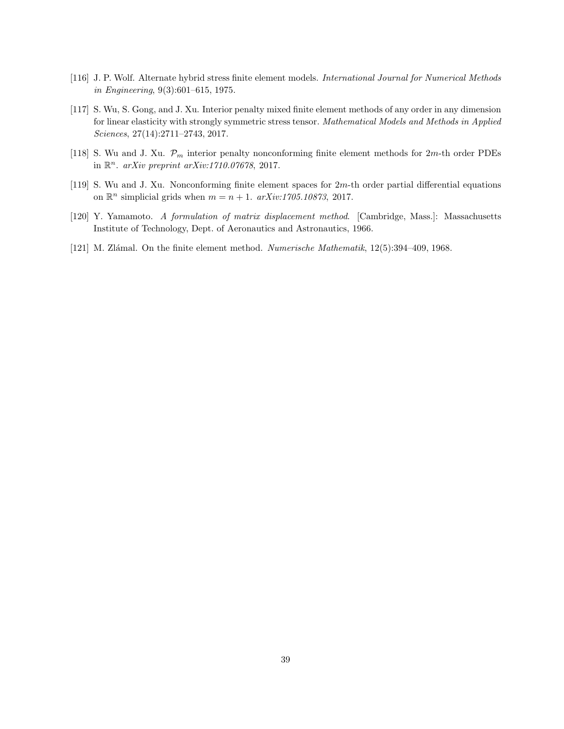[116] J. P. Wolf. Alternate hybrid stress finite element models. *International Journal for Numerical Methods in Engineering*, 9(3):601–615, 1975.

[117] S. Wu, S. Gong, and J. Xu. Interior penalty mixed finite element methods of any order in any dimension for linear elasticity with strongly symmetric stress tensor. *Mathematical Models and Methods in Applied Sciences*, 27(14):2711–2743, 2017.

[118] S. Wu and J. Xu. $\mathcal{P}_m$ interior penalty nonconforming finite element methods for $2m$-th order PDEs in $\mathbb{R}^n$. *arXiv preprint arXiv:1710.07678*, 2017.

[119] S. Wu and J. Xu. Nonconforming finite element spaces for $2m$-th order partial differential equations on $\mathbb{R}^n$ simplicial grids when $m = n + 1$. *arXiv:1705.10873*, 2017.

[120] Y. Yamamoto. *A formulation of matrix displacement method*. [Cambridge, Mass.]: Massachusetts Institute of Technology, Dept. of Aeronautics and Astronautics, 1966.

[121] M. Zlámal. On the finite element method. *Numerische Mathematik*, 12(5):394–409, 1968.